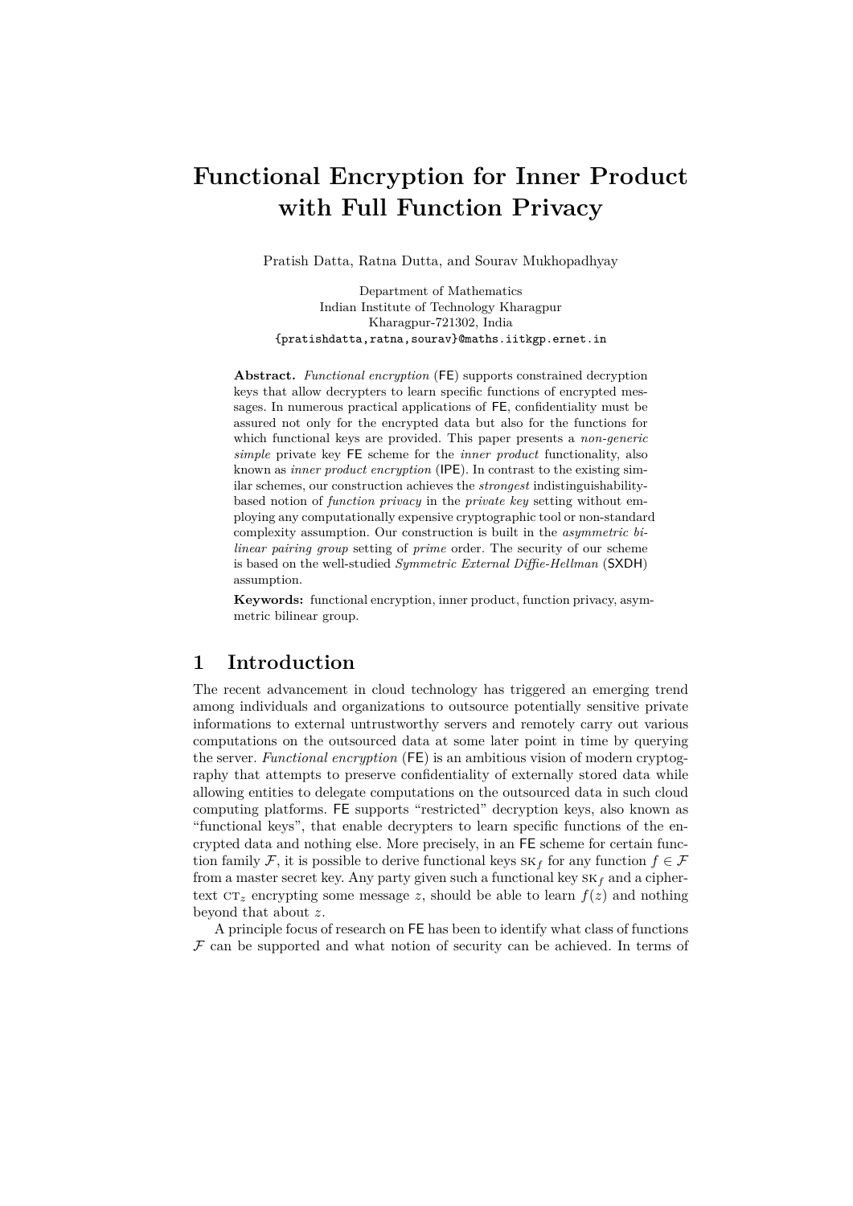# Functional Encryption for Inner Product with Full Function Privacy

Pratish Datta, Ratna Dutta, and Sourav Mukhopadhyay

Department of Mathematics
Indian Institute of Technology Kharagpur
Kharagpur-721302, India
{pratishdatta,ratna,sourav}@maths.iitkgp.ernet.in

**Abstract.** *Functional encryption* (FE) supports constrained decryption keys that allow decrypters to learn specific functions of encrypted messages. In numerous practical applications of FE, confidentiality must be assured not only for the encrypted data but also for the functions for which functional keys are provided. This paper presents a *non-generic simple* private key FE scheme for the *inner product* functionality, also known as *inner product encryption* (IPE). In contrast to the existing similar schemes, our construction achieves the *strongest* indistinguishability-based notion of *function privacy* in the *private key* setting without employing any computationally expensive cryptographic tool or non-standard complexity assumption. Our construction is built in the *asymmetric bilinear pairing group* setting of *prime* order. The security of our scheme is based on the well-studied *Symmetric External Diffie-Hellman* (SXDH) assumption.

**Keywords:** functional encryption, inner product, function privacy, asymmetric bilinear group.

## 1 Introduction

The recent advancement in cloud technology has triggered an emerging trend among individuals and organizations to outsource potentially sensitive private informations to external untrustworthy servers and remotely carry out various computations on the outsourced data at some later point in time by querying the server. *Functional encryption* (FE) is an ambitious vision of modern cryptography that attempts to preserve confidentiality of externally stored data while allowing entities to delegate computations on the outsourced data in such cloud computing platforms. FE supports "restricted" decryption keys, also known as "functional keys", that enable decrypters to learn specific functions of the encrypted data and nothing else. More precisely, in an FE scheme for certain function family $\mathcal{F}$, it is possible to derive functional keys $\text{SK}_f$ for any function $f \in \mathcal{F}$ from a master secret key. Any party given such a functional key $\text{SK}_f$ and a ciphertext $\text{CT}_z$ encrypting some message $z$, should be able to learn $f(z)$ and nothing beyond that about $z$.

A principle focus of research on FE has been to identify what class of functions $\mathcal{F}$ can be supported and what notion of security can be achieved. In terms of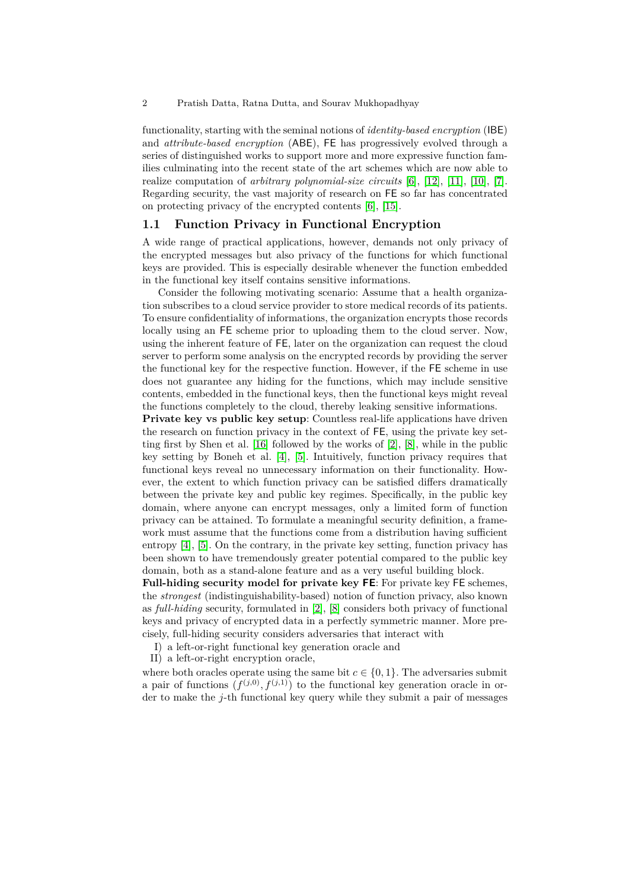functionality, starting with the seminal notions of *identity-based encryption* (IBE) and *attribute-based encryption* (ABE), FE has progressively evolved through a series of distinguished works to support more and more expressive function families culminating into the recent state of the art schemes which are now able to realize computation of *arbitrary polynomial-size circuits* [6], [12], [11], [10], [7]. Regarding security, the vast majority of research on FE so far has concentrated on protecting privacy of the encrypted contents [6], [15].

## 1.1 Function Privacy in Functional Encryption

A wide range of practical applications, however, demands not only privacy of the encrypted messages but also privacy of the functions for which functional keys are provided. This is especially desirable whenever the function embedded in the functional key itself contains sensitive informations.

Consider the following motivating scenario: Assume that a health organization subscribes to a cloud service provider to store medical records of its patients. To ensure confidentiality of informations, the organization encrypts those records locally using an FE scheme prior to uploading them to the cloud server. Now, using the inherent feature of FE, later on the organization can request the cloud server to perform some analysis on the encrypted records by providing the server the functional key for the respective function. However, if the FE scheme in use does not guarantee any hiding for the functions, which may include sensitive contents, embedded in the functional keys, then the functional keys might reveal the functions completely to the cloud, thereby leaking sensitive informations.

**Private key vs public key setup**: Countless real-life applications have driven the research on function privacy in the context of FE, using the private key setting first by Shen et al. [16] followed by the works of [2], [8], while in the public key setting by Boneh et al. [4], [5]. Intuitively, function privacy requires that functional keys reveal no unnecessary information on their functionality. However, the extent to which function privacy can be satisfied differs dramatically between the private key and public key regimes. Specifically, in the public key domain, where anyone can encrypt messages, only a limited form of function privacy can be attained. To formulate a meaningful security definition, a framework must assume that the functions come from a distribution having sufficient entropy [4], [5]. On the contrary, in the private key setting, function privacy has been shown to have tremendously greater potential compared to the public key domain, both as a stand-alone feature and as a very useful building block.

**Full-hiding security model for private key FE**: For private key FE schemes, the *strongest* (indistinguishability-based) notion of function privacy, also known as *full-hiding* security, formulated in [2], [8] considers both privacy of functional keys and privacy of encrypted data in a perfectly symmetric manner. More precisely, full-hiding security considers adversaries that interact with

I) a left-or-right functional key generation oracle and

II) a left-or-right encryption oracle,

where both oracles operate using the same bit $c \in \{0, 1\}$. The adversaries submit a pair of functions $(f^{(j,0)}, f^{(j,1)})$ to the functional key generation oracle in order to make the $j$-th functional key query while they submit a pair of messages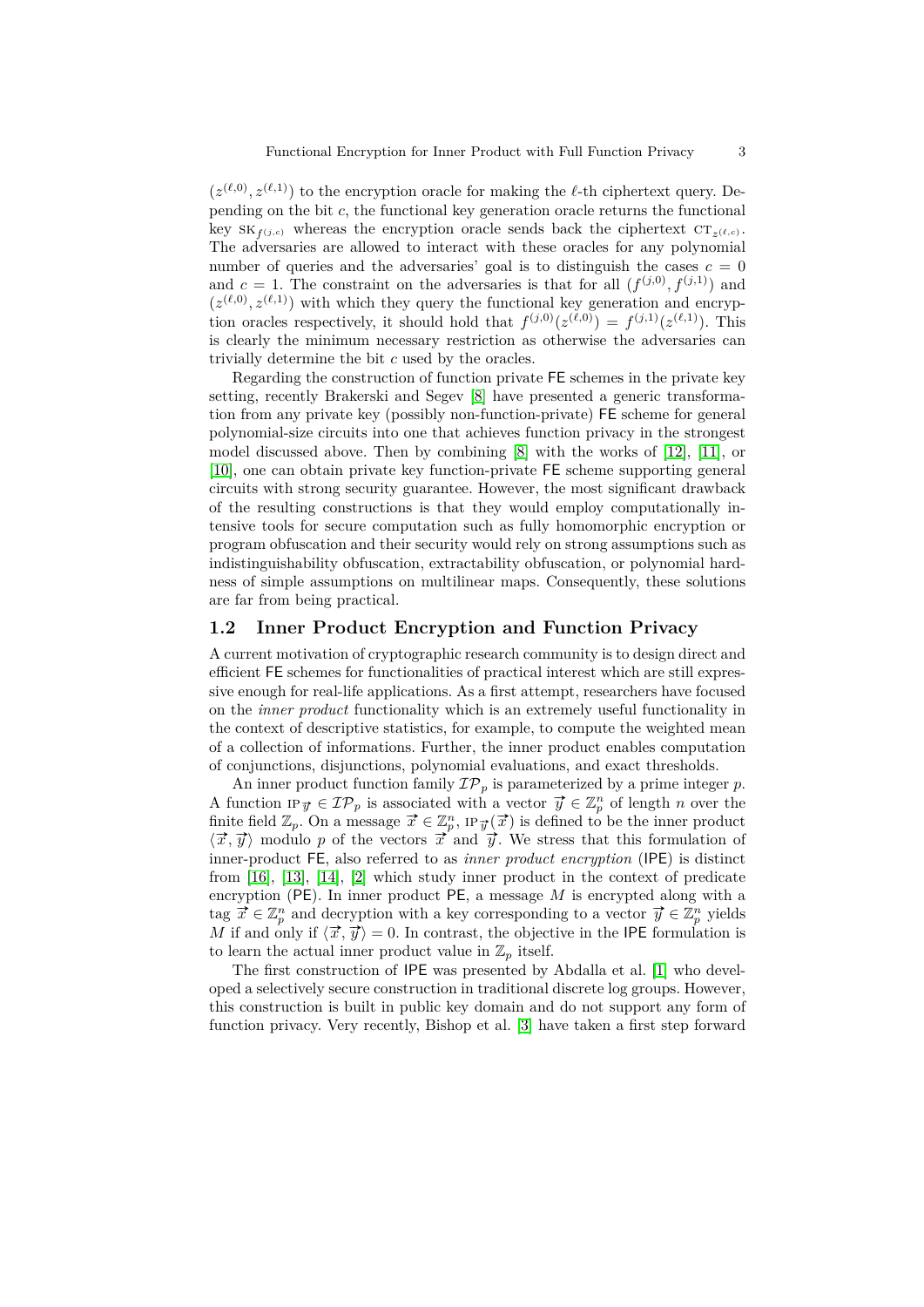$(z^{(\ell,0)}, z^{(\ell,1)})$ to the encryption oracle for making the $\ell$-th ciphertext query. Depending on the bit $c$, the functional key generation oracle returns the functional key $\text{SK}_{f^{(j,c)}}$ whereas the encryption oracle sends back the ciphertext $\text{CT}_{z^{(\ell,c)}}$. The adversaries are allowed to interact with these oracles for any polynomial number of queries and the adversaries' goal is to distinguish the cases $c = 0$ and $c = 1$. The constraint on the adversaries is that for all $(f^{(j,0)}, f^{(j,1)})$ and $(z^{(\ell,0)}, z^{(\ell,1)})$ with which they query the functional key generation and encryption oracles respectively, it should hold that $f^{(j,0)}(z^{(\ell,0)}) = f^{(j,1)}(z^{(\ell,1)})$. This is clearly the minimum necessary restriction as otherwise the adversaries can trivially determine the bit $c$ used by the oracles.

Regarding the construction of function private FE schemes in the private key setting, recently Brakerski and Segev [8] have presented a generic transformation from any private key (possibly non-function-private) FE scheme for general polynomial-size circuits into one that achieves function privacy in the strongest model discussed above. Then by combining [8] with the works of [12], [11], or [10], one can obtain private key function-private FE scheme supporting general circuits with strong security guarantee. However, the most significant drawback of the resulting constructions is that they would employ computationally intensive tools for secure computation such as fully homomorphic encryption or program obfuscation and their security would rely on strong assumptions such as indistinguishability obfuscation, extractability obfuscation, or polynomial hardness of simple assumptions on multilinear maps. Consequently, these solutions are far from being practical.

## 1.2 Inner Product Encryption and Function Privacy

A current motivation of cryptographic research community is to design direct and efficient FE schemes for functionalities of practical interest which are still expressive enough for real-life applications. As a first attempt, researchers have focused on the *inner product* functionality which is an extremely useful functionality in the context of descriptive statistics, for example, to compute the weighted mean of a collection of informations. Further, the inner product enables computation of conjunctions, disjunctions, polynomial evaluations, and exact thresholds.

An inner product function family $\mathcal{IP}_p$ is parameterized by a prime integer $p$. A function $\text{IP}_{\vec{y}} \in \mathcal{IP}_p$ is associated with a vector $\vec{y} \in \mathbb{Z}_p^n$ of length $n$ over the finite field $\mathbb{Z}_p$. On a message $\vec{x} \in \mathbb{Z}_p^n$, $\text{IP}_{\vec{y}}(\vec{x})$ is defined to be the inner product $\langle \vec{x}, \vec{y} \rangle$ modulo $p$ of the vectors $\vec{x}$ and $\vec{y}$. We stress that this formulation of inner-product FE, also referred to as *inner product encryption* (IPE) is distinct from [16], [13], [14], [2] which study inner product in the context of predicate encryption (PE). In inner product PE, a message $M$ is encrypted along with a tag $\vec{x} \in \mathbb{Z}_p^n$ and decryption with a key corresponding to a vector $\vec{y} \in \mathbb{Z}_p^n$ yields $M$ if and only if $\langle \vec{x}, \vec{y} \rangle = 0$. In contrast, the objective in the IPE formulation is to learn the actual inner product value in $\mathbb{Z}_p$ itself.

The first construction of IPE was presented by Abdalla et al. [1] who developed a selectively secure construction in traditional discrete log groups. However, this construction is built in public key domain and do not support any form of function privacy. Very recently, Bishop et al. [3] have taken a first step forward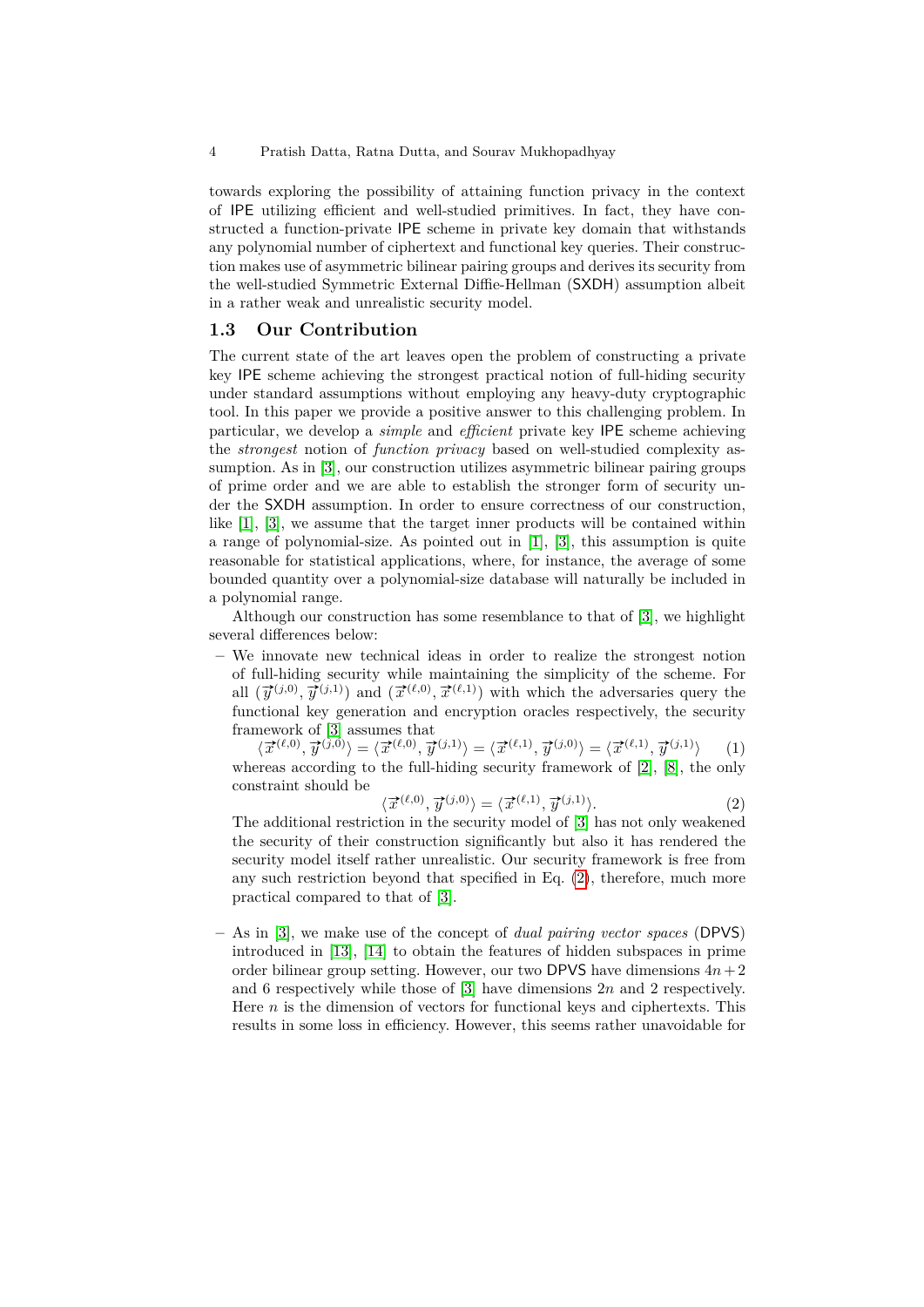towards exploring the possibility of attaining function privacy in the context of IPE utilizing efficient and well-studied primitives. In fact, they have constructed a function-private IPE scheme in private key domain that withstands any polynomial number of ciphertext and functional key queries. Their construction makes use of asymmetric bilinear pairing groups and derives its security from the well-studied Symmetric External Diffie-Hellman (SXDH) assumption albeit in a rather weak and unrealistic security model.

### 1.3 Our Contribution

The current state of the art leaves open the problem of constructing a private key IPE scheme achieving the strongest practical notion of full-hiding security under standard assumptions without employing any heavy-duty cryptographic tool. In this paper we provide a positive answer to this challenging problem. In particular, we develop a *simple* and *efficient* private key IPE scheme achieving the *strongest* notion of *function privacy* based on well-studied complexity assumption. As in [3], our construction utilizes asymmetric bilinear pairing groups of prime order and we are able to establish the stronger form of security under the SXDH assumption. In order to ensure correctness of our construction, like [1], [3], we assume that the target inner products will be contained within a range of polynomial-size. As pointed out in [1], [3], this assumption is quite reasonable for statistical applications, where, for instance, the average of some bounded quantity over a polynomial-size database will naturally be included in a polynomial range.

Although our construction has some resemblance to that of [3], we highlight several differences below:

- We innovate new technical ideas in order to realize the strongest notion of full-hiding security while maintaining the simplicity of the scheme. For all $(\vec{y}^{(j,0)}, \vec{y}^{(j,1)})$ and $(\vec{x}^{(\ell,0)}, \vec{x}^{(\ell,1)})$ with which the adversaries query the functional key generation and encryption oracles respectively, the security framework of [3] assumes that
$$\langle \vec{x}^{(\ell,0)}, \vec{y}^{(j,0)} \rangle = \langle \vec{x}^{(\ell,0)}, \vec{y}^{(j,1)} \rangle = \langle \vec{x}^{(\ell,1)}, \vec{y}^{(j,0)} \rangle = \langle \vec{x}^{(\ell,1)}, \vec{y}^{(j,1)} \rangle \quad (1)$$
whereas according to the full-hiding security framework of [2], [8], the only constraint should be
$$\langle \vec{x}^{(\ell,0)}, \vec{y}^{(j,0)} \rangle = \langle \vec{x}^{(\ell,1)}, \vec{y}^{(j,1)} \rangle. \quad (2)$$
The additional restriction in the security model of [3] has not only weakened the security of their construction significantly but also it has rendered the security model itself rather unrealistic. Our security framework is free from any such restriction beyond that specified in Eq. (2), therefore, much more practical compared to that of [3].

- As in [3], we make use of the concept of *dual pairing vector spaces* (DPVS) introduced in [13], [14] to obtain the features of hidden subspaces in prime order bilinear group setting. However, our two DPVS have dimensions $4n+2$ and 6 respectively while those of [3] have dimensions $2n$ and 2 respectively. Here $n$ is the dimension of vectors for functional keys and ciphertexts. This results in some loss in efficiency. However, this seems rather unavoidable for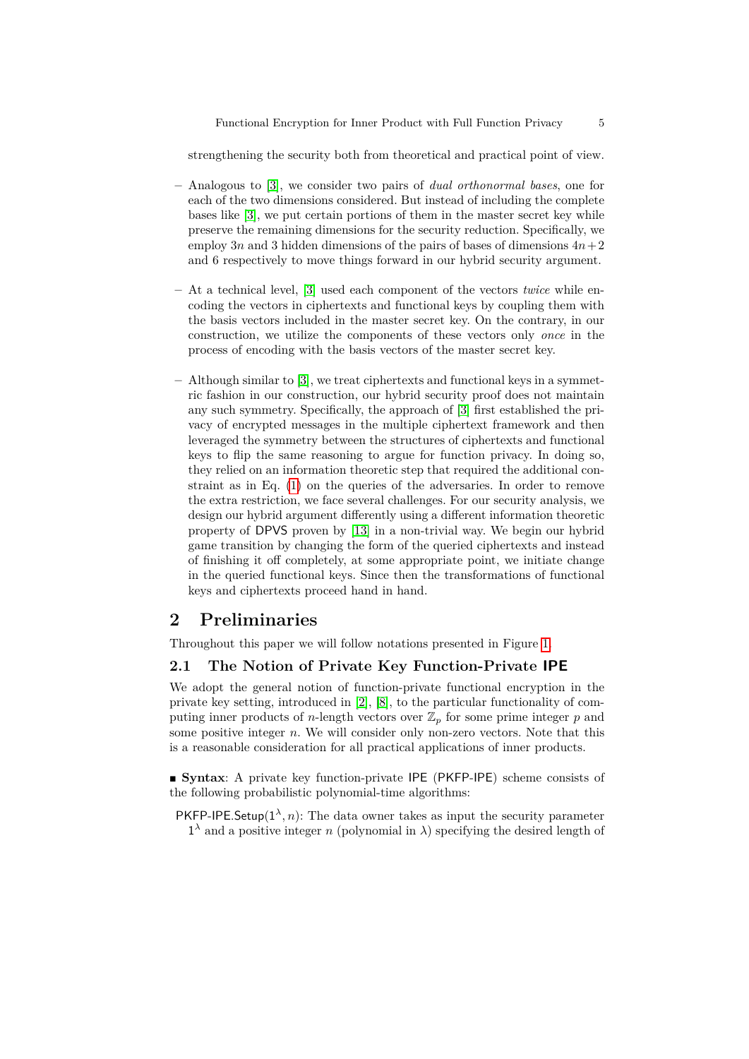strengthening the security both from theoretical and practical point of view.

– Analogous to [3], we consider two pairs of *dual orthonormal bases*, one for each of the two dimensions considered. But instead of including the complete bases like [3], we put certain portions of them in the master secret key while preserve the remaining dimensions for the security reduction. Specifically, we employ $3n$ and 3 hidden dimensions of the pairs of bases of dimensions $4n+2$ and 6 respectively to move things forward in our hybrid security argument.

– At a technical level, [3] used each component of the vectors *twice* while encoding the vectors in ciphertexts and functional keys by coupling them with the basis vectors included in the master secret key. On the contrary, in our construction, we utilize the components of these vectors only *once* in the process of encoding with the basis vectors of the master secret key.

– Although similar to [3], we treat ciphertexts and functional keys in a symmetric fashion in our construction, our hybrid security proof does not maintain any such symmetry. Specifically, the approach of [3] first established the privacy of encrypted messages in the multiple ciphertext framework and then leveraged the symmetry between the structures of ciphertexts and functional keys to flip the same reasoning to argue for function privacy. In doing so, they relied on an information theoretic step that required the additional constraint as in Eq. (1) on the queries of the adversaries. In order to remove the extra restriction, we face several challenges. For our security analysis, we design our hybrid argument differently using a different information theoretic property of DPVS proven by [13] in a non-trivial way. We begin our hybrid game transition by changing the form of the queried ciphertexts and instead of finishing it off completely, at some appropriate point, we initiate change in the queried functional keys. Since then the transformations of functional keys and ciphertexts proceed hand in hand.

## 2 Preliminaries

Throughout this paper we will follow notations presented in Figure 1.

### 2.1 The Notion of Private Key Function-Private IPE

We adopt the general notion of function-private functional encryption in the private key setting, introduced in [2], [8], to the particular functionality of computing inner products of $n$-length vectors over $\mathbb{Z}_p$ for some prime integer $p$ and some positive integer $n$. We will consider only non-zero vectors. Note that this is a reasonable consideration for all practical applications of inner products.

▪ **Syntax**: A private key function-private IPE (PKFP-IPE) scheme consists of the following probabilistic polynomial-time algorithms:

PKFP-IPE.Setup($1^\lambda, n$): The data owner takes as input the security parameter $1^\lambda$ and a positive integer $n$ (polynomial in $\lambda$) specifying the desired length of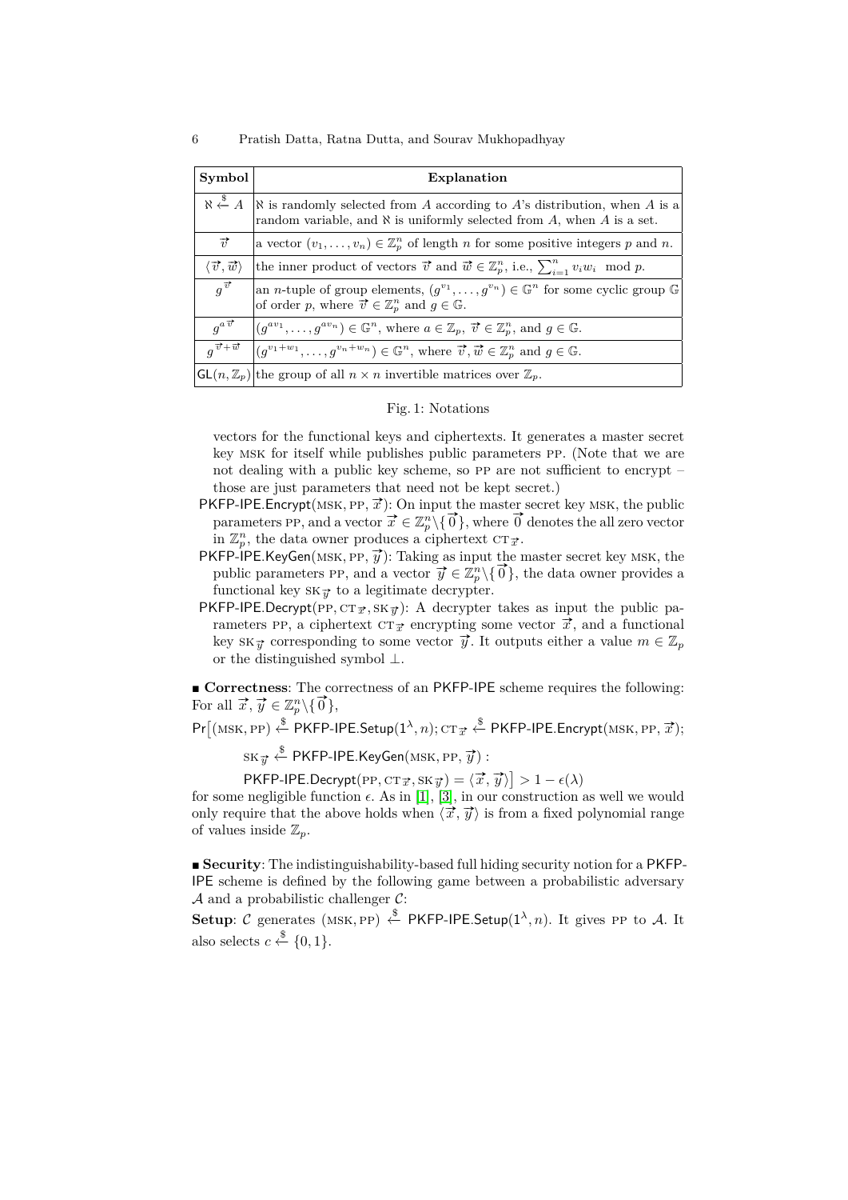| Symbol | Explanation |
|---|---|
| $\aleph \xleftarrow{\$} A$ | $\aleph$ is randomly selected from $A$ according to $A$'s distribution, when $A$ is a random variable, and $\aleph$ is uniformly selected from $A$, when $A$ is a set. |
| $\vec{v}$ | a vector $(v_1, \ldots, v_n) \in \mathbb{Z}_p^n$ of length $n$ for some positive integers $p$ and $n$. |
| $\langle \vec{v}, \vec{w} \rangle$ | the inner product of vectors $\vec{v}$ and $\vec{w} \in \mathbb{Z}_p^n$, i.e., $\sum_{i=1}^{n} v_i w_i \mod p$. |
| $g^{\vec{v}}$ | an $n$-tuple of group elements, $(g^{v_1}, \ldots, g^{v_n}) \in \mathbb{G}^n$ for some cyclic group $\mathbb{G}$ of order $p$, where $\vec{v} \in \mathbb{Z}_p^n$ and $g \in \mathbb{G}$. |
| $g^{a\vec{v}}$ | $(g^{av_1}, \ldots, g^{av_n}) \in \mathbb{G}^n$, where $a \in \mathbb{Z}_p$, $\vec{v} \in \mathbb{Z}_p^n$, and $g \in \mathbb{G}$. |
| $g^{\vec{v}+\vec{w}}$ | $(g^{v_1+w_1}, \ldots, g^{v_n+w_n}) \in \mathbb{G}^n$, where $\vec{v}, \vec{w} \in \mathbb{Z}_p^n$ and $g \in \mathbb{G}$. |
| $\mathsf{GL}(n, \mathbb{Z}_p)$ | the group of all $n \times n$ invertible matrices over $\mathbb{Z}_p$. |

Fig. 1: Notations

vectors for the functional keys and ciphertexts. It generates a master secret key MSK for itself while publishes public parameters PP. (Note that we are not dealing with a public key scheme, so PP are not sufficient to encrypt – those are just parameters that need not be kept secret.)

PKFP-IPE.Encrypt(MSK, PP, $\vec{x}$): On input the master secret key MSK, the public parameters PP, and a vector $\vec{x} \in \mathbb{Z}_p^n \backslash \{\vec{0}\}$, where $\vec{0}$ denotes the all zero vector in $\mathbb{Z}_p^n$, the data owner produces a ciphertext $\text{CT}_{\vec{x}}$.

PKFP-IPE.KeyGen(MSK, PP, $\vec{y}$): Taking as input the master secret key MSK, the public parameters PP, and a vector $\vec{y} \in \mathbb{Z}_p^n \backslash \{\vec{0}\}$, the data owner provides a functional key $\text{SK}_{\vec{y}}$ to a legitimate decrypter.

PKFP-IPE.Decrypt(PP, $\text{CT}_{\vec{x}}$, $\text{SK}_{\vec{y}}$): A decrypter takes as input the public parameters PP, a ciphertext $\text{CT}_{\vec{x}}$ encrypting some vector $\vec{x}$, and a functional key $\text{SK}_{\vec{y}}$ corresponding to some vector $\vec{y}$. It outputs either a value $m \in \mathbb{Z}_p$ or the distinguished symbol $\perp$.

■ **Correctness**: The correctness of an PKFP-IPE scheme requires the following: For all $\vec{x}, \vec{y} \in \mathbb{Z}_p^n \backslash \{\vec{0}\}$,

$$\Pr\big[(\text{MSK}, \text{PP}) \xleftarrow{\$} \text{PKFP-IPE.Setup}(1^\lambda, n); \text{CT}_{\vec{x}} \xleftarrow{\$} \text{PKFP-IPE.Encrypt}(\text{MSK}, \text{PP}, \vec{x});$$
$$\text{SK}_{\vec{y}} \xleftarrow{\$} \text{PKFP-IPE.KeyGen}(\text{MSK}, \text{PP}, \vec{y}):$$
$$\text{PKFP-IPE.Decrypt}(\text{PP}, \text{CT}_{\vec{x}}, \text{SK}_{\vec{y}}) = \langle \vec{x}, \vec{y} \rangle\big] > 1 - \epsilon(\lambda)$$

for some negligible function $\epsilon$. As in [1], [3], in our construction as well we would only require that the above holds when $\langle \vec{x}, \vec{y} \rangle$ is from a fixed polynomial range of values inside $\mathbb{Z}_p$.

■ **Security**: The indistinguishability-based full hiding security notion for a PKFP-IPE scheme is defined by the following game between a probabilistic adversary $\mathcal{A}$ and a probabilistic challenger $\mathcal{C}$:

**Setup**: $\mathcal{C}$ generates $(\text{MSK}, \text{PP}) \xleftarrow{\$} \text{PKFP-IPE.Setup}(1^\lambda, n)$. It gives PP to $\mathcal{A}$. It also selects $c \xleftarrow{\$} \{0, 1\}$.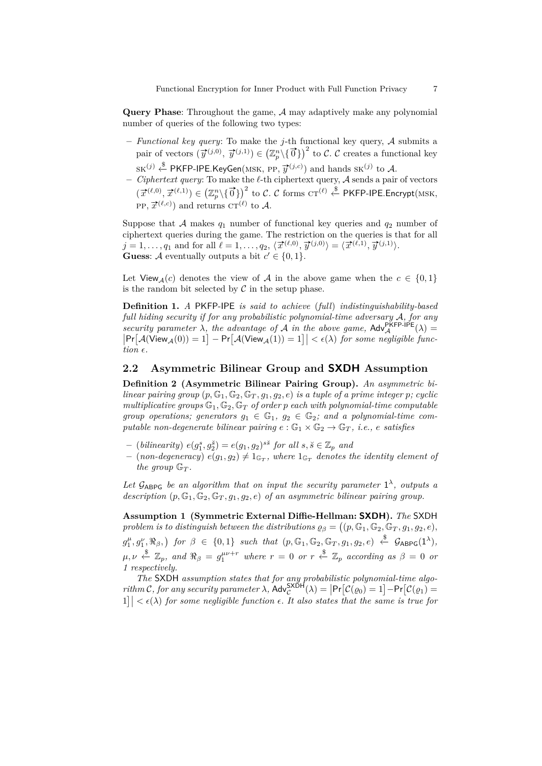**Query Phase**: Throughout the game, $\mathcal{A}$ may adaptively make any polynomial number of queries of the following two types:

– *Functional key query*: To make the $j$-th functional key query, $\mathcal{A}$ submits a pair of vectors $(\vec{y}^{(j,0)}, \vec{y}^{(j,1)}) \in (\mathbb{Z}_p^n \backslash \{\vec{0}\})^2$ to $\mathcal{C}$. $\mathcal{C}$ creates a functional key $\text{SK}^{(j)} \xleftarrow{\$} \mathsf{PKFP\text{-}IPE.KeyGen}(\text{MSK}, \text{PP}, \vec{y}^{(j,c)})$ and hands $\text{SK}^{(j)}$ to $\mathcal{A}$.
– *Ciphertext query*: To make the $\ell$-th ciphertext query, $\mathcal{A}$ sends a pair of vectors $(\vec{x}^{(\ell,0)}, \vec{x}^{(\ell,1)}) \in (\mathbb{Z}_p^n \backslash \{\vec{0}\})^2$ to $\mathcal{C}$. $\mathcal{C}$ forms $\text{CT}^{(\ell)} \xleftarrow{\$} \mathsf{PKFP\text{-}IPE.Encrypt}(\text{MSK}, \text{PP}, \vec{x}^{(\ell,c)})$ and returns $\text{CT}^{(\ell)}$ to $\mathcal{A}$.

Suppose that $\mathcal{A}$ makes $q_1$ number of functional key queries and $q_2$ number of ciphertext queries during the game. The restriction on the queries is that for all $j = 1, \ldots, q_1$ and for all $\ell = 1, \ldots, q_2$, $\langle \vec{x}^{(\ell,0)}, \vec{y}^{(j,0)} \rangle = \langle \vec{x}^{(\ell,1)}, \vec{y}^{(j,1)} \rangle$.
**Guess**: $\mathcal{A}$ eventually outputs a bit $c' \in \{0, 1\}$.

Let $\mathsf{View}_{\mathcal{A}}(c)$ denotes the view of $\mathcal{A}$ in the above game when the $c \in \{0, 1\}$ is the random bit selected by $\mathcal{C}$ in the setup phase.

**Definition 1.** *A* PKFP-IPE *is said to achieve (full) indistinguishability-based full hiding security if for any probabilistic polynomial-time adversary $\mathcal{A}$, for any security parameter $\lambda$, the advantage of $\mathcal{A}$ in the above game, $\mathsf{Adv}_{\mathcal{A}}^{\mathsf{PKFP\text{-}IPE}}(\lambda) = \big|\mathsf{Pr}\big[\mathcal{A}(\mathsf{View}_{\mathcal{A}}(0)) = 1\big] - \mathsf{Pr}\big[\mathcal{A}(\mathsf{View}_{\mathcal{A}}(1)) = 1\big]\big| < \epsilon(\lambda)$ for some negligible function $\epsilon$.*

## 2.2 Asymmetric Bilinear Group and SXDH Assumption

**Definition 2 (Asymmetric Bilinear Pairing Group).** *An asymmetric bilinear pairing group $(p, \mathbb{G}_1, \mathbb{G}_2, \mathbb{G}_T, g_1, g_2, e)$ is a tuple of a prime integer $p$; cyclic multiplicative groups $\mathbb{G}_1, \mathbb{G}_2, \mathbb{G}_T$ of order $p$ each with polynomial-time computable group operations; generators $g_1 \in \mathbb{G}_1$, $g_2 \in \mathbb{G}_2$; and a polynomial-time computable non-degenerate bilinear pairing $e : \mathbb{G}_1 \times \mathbb{G}_2 \to \mathbb{G}_T$, i.e., $e$ satisfies*

– *(bilinearity) $e(g_1^s, g_2^{\check{s}}) = e(g_1, g_2)^{s\check{s}}$ for all $s, \check{s} \in \mathbb{Z}_p$ and*
– *(non-degeneracy) $e(g_1, g_2) \neq 1_{\mathbb{G}_T}$, where $1_{\mathbb{G}_T}$ denotes the identity element of the group $\mathbb{G}_T$.*

*Let $\mathcal{G}_{\mathsf{ABPG}}$ be an algorithm that on input the security parameter $1^\lambda$, outputs a description $(p, \mathbb{G}_1, \mathbb{G}_2, \mathbb{G}_T, g_1, g_2, e)$ of an asymmetric bilinear pairing group.*

**Assumption 1 (Symmetric External Diffie-Hellman: SXDH).** *The* SXDH *problem is to distinguish between the distributions $\varrho_\beta = \big((p, \mathbb{G}_1, \mathbb{G}_2, \mathbb{G}_T, g_1, g_2, e), g_1^\mu, g_1^\nu, \Re_\beta,\big)$ for $\beta \in \{0, 1\}$ such that $(p, \mathbb{G}_1, \mathbb{G}_2, \mathbb{G}_T, g_1, g_2, e) \xleftarrow{\$} \mathcal{G}_{\mathsf{ABPG}}(1^\lambda)$, $\mu, \nu \xleftarrow{\$} \mathbb{Z}_p$, and $\Re_\beta = g_1^{\mu\nu + r}$ where $r = 0$ or $r \xleftarrow{\$} \mathbb{Z}_p$ according as $\beta = 0$ or 1 respectively.*

*The* SXDH *assumption states that for any probabilistic polynomial-time algorithm $\mathcal{C}$, for any security parameter $\lambda$, $\mathsf{Adv}_{\mathcal{C}}^{\mathsf{SXDH}}(\lambda) = \big|\mathsf{Pr}\big[\mathcal{C}(\varrho_0) = 1\big] - \mathsf{Pr}\big[\mathcal{C}(\varrho_1) = 1\big]\big| < \epsilon(\lambda)$ for some negligible function $\epsilon$. It also states that the same is true for*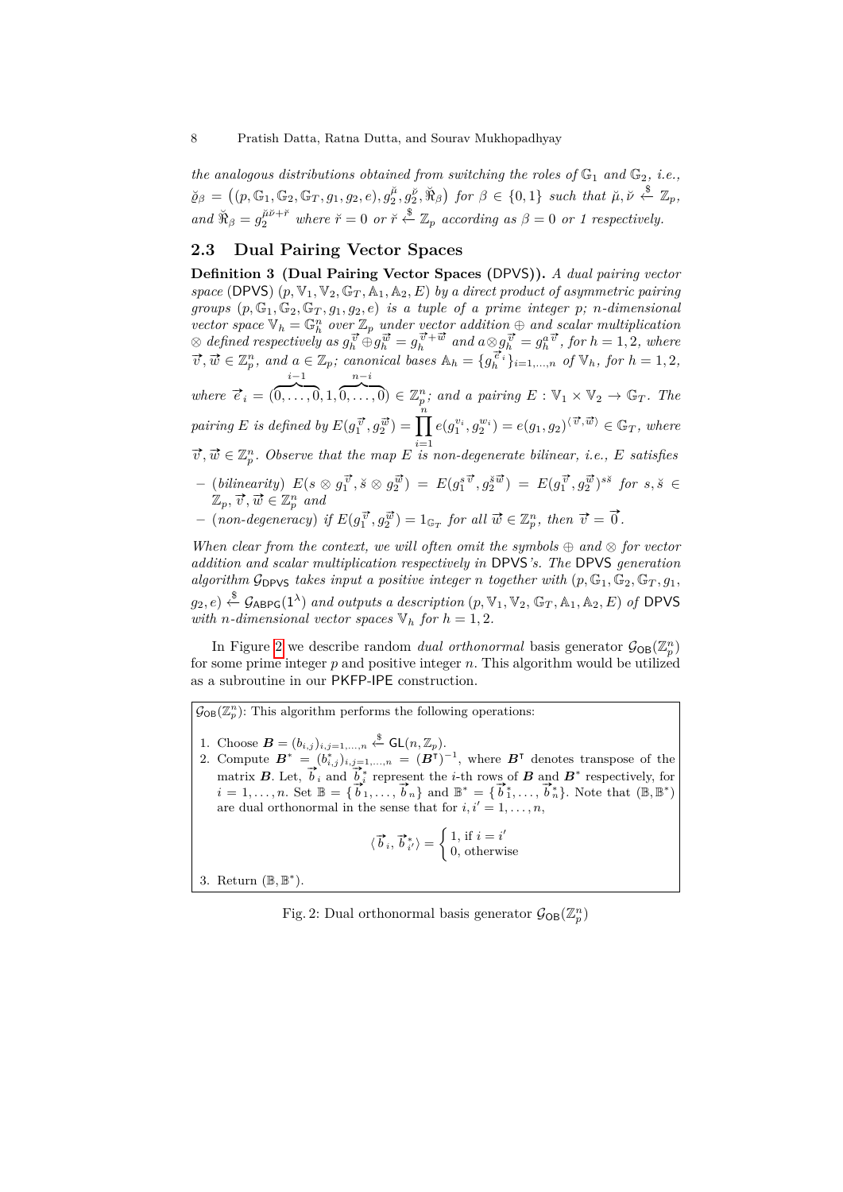*the analogous distributions obtained from switching the roles of* $\mathbb{G}_1$ *and* $\mathbb{G}_2$*, i.e.,* $\breve{\varrho}_\beta = \big((p, \mathbb{G}_1, \mathbb{G}_2, \mathbb{G}_T, g_1, g_2, e), g_2^{\breve{\mu}}, g_2^{\breve{\nu}}, \breve{\Re}_\beta\big)$ *for* $\beta \in \{0,1\}$ *such that* $\breve{\mu}, \breve{\nu} \xleftarrow{\$} \mathbb{Z}_p$*, and* $\breve{\Re}_\beta = g_2^{\breve{\mu}\breve{\nu}+\breve{r}}$ *where* $\breve{r} = 0$ *or* $\breve{r} \xleftarrow{\$} \mathbb{Z}_p$ *according as* $\beta = 0$ *or 1 respectively.*

## 2.3 Dual Pairing Vector Spaces

**Definition 3 (Dual Pairing Vector Spaces (DPVS)).** *A dual pairing vector space* (DPVS) $(p, \mathbb{V}_1, \mathbb{V}_2, \mathbb{G}_T, \mathbb{A}_1, \mathbb{A}_2, E)$ *by a direct product of asymmetric pairing groups* $(p, \mathbb{G}_1, \mathbb{G}_2, \mathbb{G}_T, g_1, g_2, e)$ *is a tuple of a prime integer* $p$*;* $n$*-dimensional vector space* $\mathbb{V}_h = \mathbb{G}_h^n$ *over* $\mathbb{Z}_p$ *under vector addition* $\oplus$ *and scalar multiplication* $\otimes$ *defined respectively as* $g_h^{\vec{v}} \oplus g_h^{\vec{w}} = g_h^{\vec{v}+\vec{w}}$ *and* $a \otimes g_h^{\vec{v}} = g_h^{a\vec{v}}$*, for* $h = 1, 2$*, where* $\vec{v}, \vec{w} \in \mathbb{Z}_p^n$*, and* $a \in \mathbb{Z}_p$*; canonical bases* $\mathbb{A}_h = \{g_h^{\vec{e}_i}\}_{i=1,\ldots,n}$ *of* $\mathbb{V}_h$*, for* $h = 1, 2$*, where* $\vec{e}_i = (\overbrace{0, \ldots, 0}^{i-1}, 1, \overbrace{0, \ldots, 0}^{n-i}) \in \mathbb{Z}_p^n$*; and a pairing* $E : \mathbb{V}_1 \times \mathbb{V}_2 \to \mathbb{G}_T$*. The pairing* $E$ *is defined by* $E(g_1^{\vec{v}}, g_2^{\vec{w}}) = \prod_{i=1}^{n} e(g_1^{v_i}, g_2^{w_i}) = e(g_1, g_2)^{\langle \vec{v}, \vec{w} \rangle} \in \mathbb{G}_T$*, where* $\vec{v}, \vec{w} \in \mathbb{Z}_p^n$*. Observe that the map* $E$ *is non-degenerate bilinear, i.e.,* $E$ *satisfies*

- *(bilinearity)* $E(s \otimes g_1^{\vec{v}}, \breve{s} \otimes g_2^{\vec{w}}) = E(g_1^{s\vec{v}}, g_2^{\breve{s}\vec{w}}) = E(g_1^{\vec{v}}, g_2^{\vec{w}})^{s\breve{s}}$ *for* $s, \breve{s} \in \mathbb{Z}_p, \vec{v}, \vec{w} \in \mathbb{Z}_p^n$ *and*
- *(non-degeneracy) if* $E(g_1^{\vec{v}}, g_2^{\vec{w}}) = 1_{\mathbb{G}_T}$ *for all* $\vec{w} \in \mathbb{Z}_p^n$*, then* $\vec{v} = \vec{0}$*.*

*When clear from the context, we will often omit the symbols* $\oplus$ *and* $\otimes$ *for vector addition and scalar multiplication respectively in* DPVS*'s. The* DPVS *generation algorithm* $\mathcal{G}_{\mathsf{DPVS}}$ *takes input a positive integer* $n$ *together with* $(p, \mathbb{G}_1, \mathbb{G}_2, \mathbb{G}_T, g_1, g_2, e) \xleftarrow{\$} \mathcal{G}_{\mathsf{ABPG}}(1^\lambda)$ *and outputs a description* $(p, \mathbb{V}_1, \mathbb{V}_2, \mathbb{G}_T, \mathbb{A}_1, \mathbb{A}_2, E)$ *of* DPVS *with* $n$*-dimensional vector spaces* $\mathbb{V}_h$ *for* $h = 1, 2$*.*

In Figure 2 we describe random *dual orthonormal* basis generator $\mathcal{G}_{\mathsf{OB}}(\mathbb{Z}_p^n)$ for some prime integer $p$ and positive integer $n$. This algorithm would be utilized as a subroutine in our PKFP-IPE construction.

$\mathcal{G}_{\mathsf{OB}}(\mathbb{Z}_p^n)$: This algorithm performs the following operations:

1. Choose $\boldsymbol{B} = (b_{i,j})_{i,j=1,\ldots,n} \xleftarrow{\$} \mathsf{GL}(n, \mathbb{Z}_p)$.
2. Compute $\boldsymbol{B}^* = (b^*_{i,j})_{i,j=1,\ldots,n} = (\boldsymbol{B}^\intercal)^{-1}$, where $\boldsymbol{B}^\intercal$ denotes transpose of the matrix $\boldsymbol{B}$. Let, $\vec{b}_i$ and $\vec{b}^*_i$ represent the $i$-th rows of $\boldsymbol{B}$ and $\boldsymbol{B}^*$ respectively, for $i = 1, \ldots, n$. Set $\mathbb{B} = \{\vec{b}_1, \ldots, \vec{b}_n\}$ and $\mathbb{B}^* = \{\vec{b}^*_1, \ldots, \vec{b}^*_n\}$. Note that $(\mathbb{B}, \mathbb{B}^*)$ are dual orthonormal in the sense that for $i, i' = 1, \ldots, n$,
$$\langle \vec{b}_i, \vec{b}^*_{i'} \rangle = \begin{cases} 1, \text{ if } i = i' \\ 0, \text{ otherwise} \end{cases}$$
3. Return $(\mathbb{B}, \mathbb{B}^*)$.

Fig. 2: Dual orthonormal basis generator $\mathcal{G}_{\mathsf{OB}}(\mathbb{Z}_p^n)$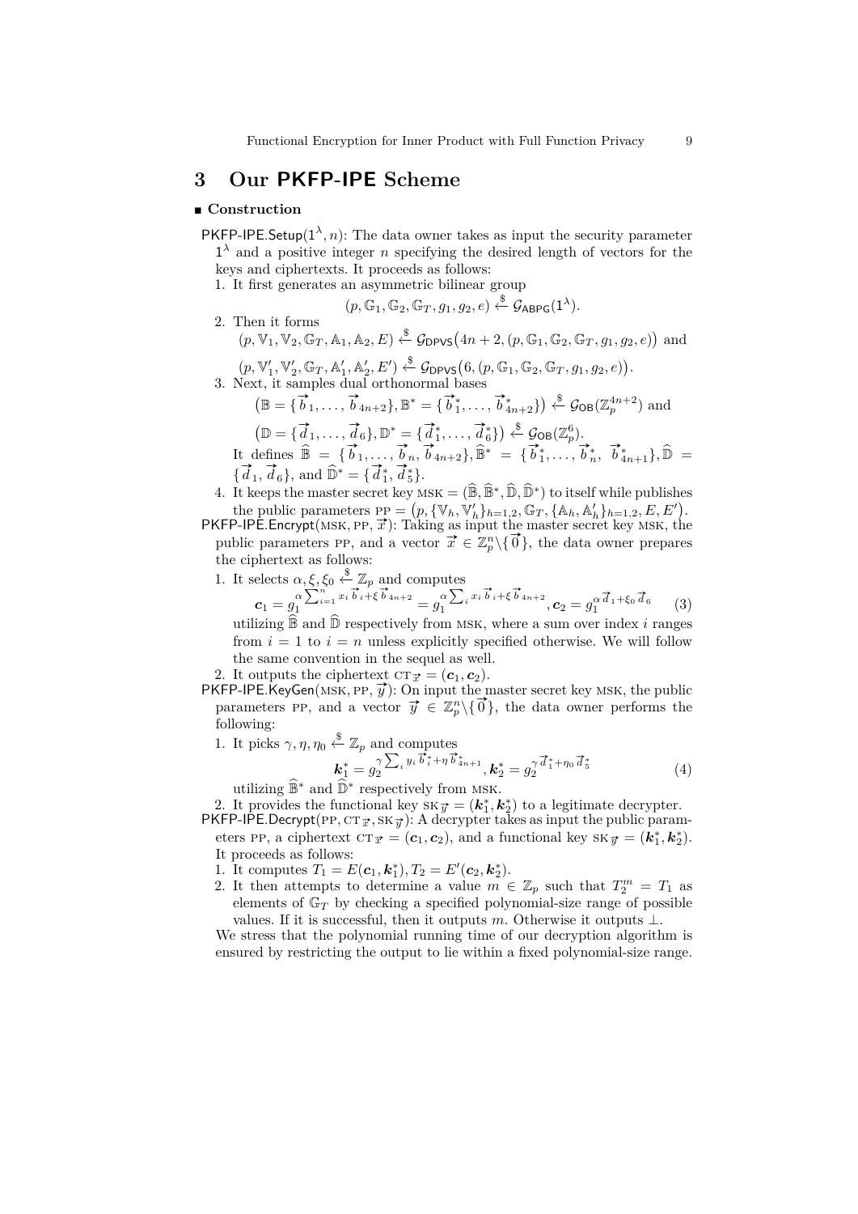## 3 Our PKFP-IPE Scheme

■ **Construction**

$\mathsf{PKFP\text{-}IPE.Setup}(1^\lambda, n)$: The data owner takes as input the security parameter $1^\lambda$ and a positive integer $n$ specifying the desired length of vectors for the keys and ciphertexts. It proceeds as follows:

1. It first generates an asymmetric bilinear group
$$(p, \mathbb{G}_1, \mathbb{G}_2, \mathbb{G}_T, g_1, g_2, e) \xleftarrow{\$} \mathcal{G}_{\mathsf{ABPG}}(1^\lambda).$$
2. Then it forms
$(p, \mathbb{V}_1, \mathbb{V}_2, \mathbb{G}_T, \mathbb{A}_1, \mathbb{A}_2, E) \xleftarrow{\$} \mathcal{G}_{\mathsf{DPVS}}\big(4n+2, (p, \mathbb{G}_1, \mathbb{G}_2, \mathbb{G}_T, g_1, g_2, e)\big)$ and
$(p, \mathbb{V}'_1, \mathbb{V}'_2, \mathbb{G}_T, \mathbb{A}'_1, \mathbb{A}'_2, E') \xleftarrow{\$} \mathcal{G}_{\mathsf{DPVS}}\big(6, (p, \mathbb{G}_1, \mathbb{G}_2, \mathbb{G}_T, g_1, g_2, e)\big)$.
3. Next, it samples dual orthonormal bases
$\big(\mathbb{B} = \{\vec{b}_1, \ldots, \vec{b}_{4n+2}\}, \mathbb{B}^* = \{\vec{b}^*_1, \ldots, \vec{b}^*_{4n+2}\}\big) \xleftarrow{\$} \mathcal{G}_{\mathsf{OB}}(\mathbb{Z}_p^{4n+2})$ and
$\big(\mathbb{D} = \{\vec{d}_1, \ldots, \vec{d}_6\}, \mathbb{D}^* = \{\vec{d}^*_1, \ldots, \vec{d}^*_6\}\big) \xleftarrow{\$} \mathcal{G}_{\mathsf{OB}}(\mathbb{Z}_p^6)$.
It defines $\widehat{\mathbb{B}} = \{\vec{b}_1, \ldots, \vec{b}_n, \vec{b}_{4n+2}\}, \widehat{\mathbb{B}}^* = \{\vec{b}^*_1, \ldots, \vec{b}^*_n, \vec{b}^*_{4n+1}\}, \widehat{\mathbb{D}} = \{\vec{d}_1, \vec{d}_6\}$, and $\widehat{\mathbb{D}}^* = \{\vec{d}^*_1, \vec{d}^*_5\}$.
4. It keeps the master secret key $\mathrm{MSK} = (\widehat{\mathbb{B}}, \widehat{\mathbb{B}}^*, \widehat{\mathbb{D}}, \widehat{\mathbb{D}}^*)$ to itself while publishes the public parameters $\mathrm{PP} = \big(p, \{\mathbb{V}_h, \mathbb{V}'_h\}_{h=1,2}, \mathbb{G}_T, \{\mathbb{A}_h, \mathbb{A}'_h\}_{h=1,2}, E, E'\big)$.

$\mathsf{PKFP\text{-}IPE.Encrypt}(\mathrm{MSK}, \mathrm{PP}, \vec{x})$: Taking as input the master secret key MSK, the public parameters PP, and a vector $\vec{x} \in \mathbb{Z}_p^n \backslash \{\vec{0}\}$, the data owner prepares the ciphertext as follows:

1. It selects $\alpha, \xi, \xi_0 \xleftarrow{\$} \mathbb{Z}_p$ and computes
$$\boldsymbol{c}_1 = g_1^{\alpha \sum_{i=1}^{n} x_i \vec{b}_i + \xi \vec{b}_{4n+2}} = g_1^{\alpha \sum_i x_i \vec{b}_i + \xi \vec{b}_{4n+2}}, \boldsymbol{c}_2 = g_1^{\alpha \vec{d}_1 + \xi_0 \vec{d}_6} \tag{3}$$
utilizing $\widehat{\mathbb{B}}$ and $\widehat{\mathbb{D}}$ respectively from MSK, where a sum over index $i$ ranges from $i = 1$ to $i = n$ unless explicitly specified otherwise. We will follow the same convention in the sequel as well.
2. It outputs the ciphertext $\mathrm{CT}_{\vec{x}} = (\boldsymbol{c}_1, \boldsymbol{c}_2)$.

$\mathsf{PKFP\text{-}IPE.KeyGen}(\mathrm{MSK}, \mathrm{PP}, \vec{y})$: On input the master secret key MSK, the public parameters PP, and a vector $\vec{y} \in \mathbb{Z}_p^n \backslash \{\vec{0}\}$, the data owner performs the following:

1. It picks $\gamma, \eta, \eta_0 \xleftarrow{\$} \mathbb{Z}_p$ and computes
$$\boldsymbol{k}^*_1 = g_2^{\gamma \sum_i y_i \vec{b}^*_i + \eta \vec{b}^*_{4n+1}}, \boldsymbol{k}^*_2 = g_2^{\gamma \vec{d}^*_1 + \eta_0 \vec{d}^*_5} \tag{4}$$
utilizing $\widehat{\mathbb{B}}^*$ and $\widehat{\mathbb{D}}^*$ respectively from MSK.
2. It provides the functional key $\mathrm{SK}_{\vec{y}} = (\boldsymbol{k}^*_1, \boldsymbol{k}^*_2)$ to a legitimate decrypter.

$\mathsf{PKFP\text{-}IPE.Decrypt}(\mathrm{PP}, \mathrm{CT}_{\vec{x}}, \mathrm{SK}_{\vec{y}})$: A decrypter takes as input the public parameters PP, a ciphertext $\mathrm{CT}_{\vec{x}} = (\boldsymbol{c}_1, \boldsymbol{c}_2)$, and a functional key $\mathrm{SK}_{\vec{y}} = (\boldsymbol{k}^*_1, \boldsymbol{k}^*_2)$. It proceeds as follows:

1. It computes $T_1 = E(\boldsymbol{c}_1, \boldsymbol{k}^*_1), T_2 = E'(\boldsymbol{c}_2, \boldsymbol{k}^*_2)$.
2. It then attempts to determine a value $m \in \mathbb{Z}_p$ such that $T_2^m = T_1$ as elements of $\mathbb{G}_T$ by checking a specified polynomial-size range of possible values. If it is successful, then it outputs $m$. Otherwise it outputs $\perp$.

We stress that the polynomial running time of our decryption algorithm is ensured by restricting the output to lie within a fixed polynomial-size range.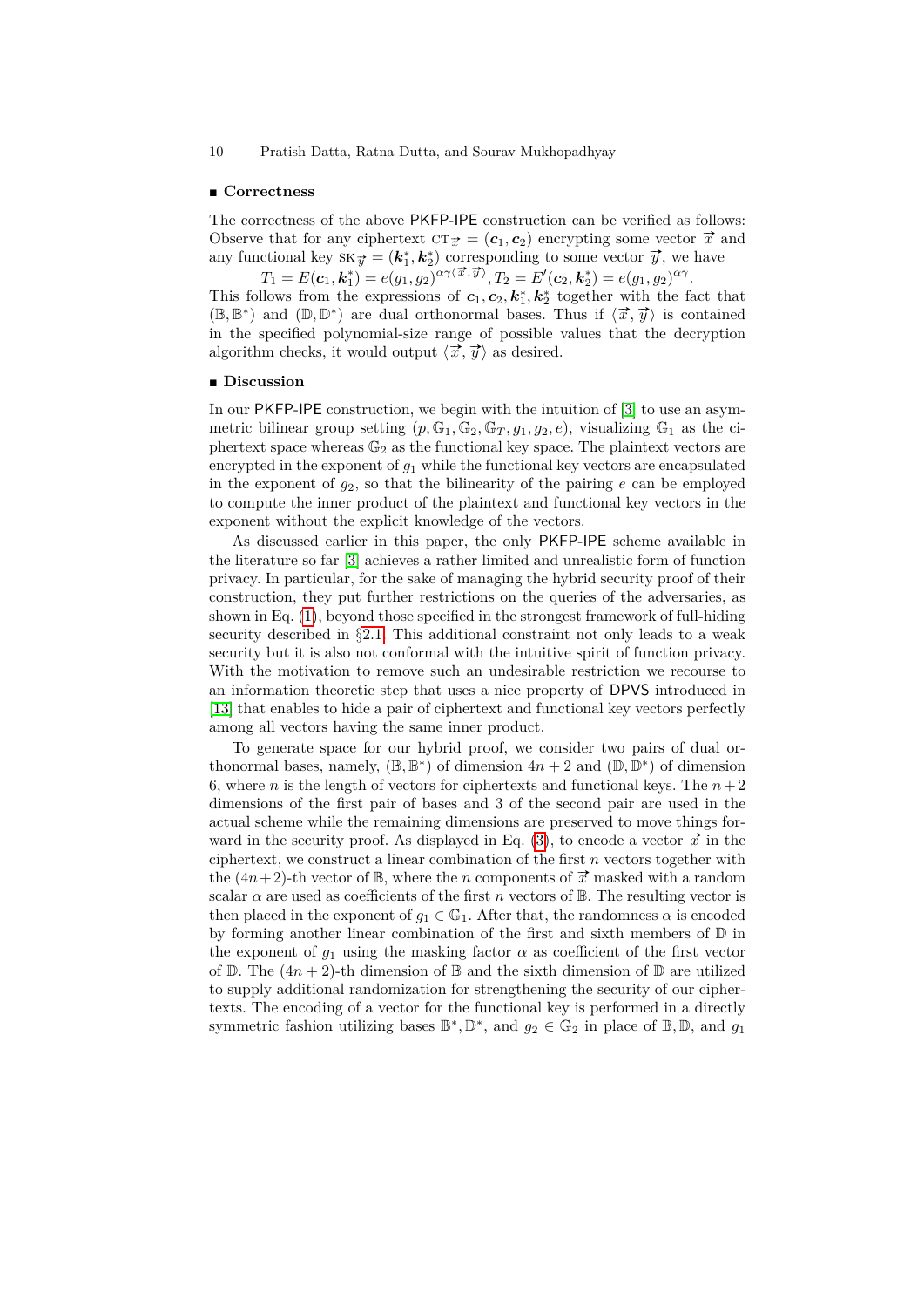### ▪ Correctness

The correctness of the above PKFP-IPE construction can be verified as follows: Observe that for any ciphertext $\text{CT}_{\vec{x}} = (\boldsymbol{c}_1, \boldsymbol{c}_2)$ encrypting some vector $\vec{x}$ and any functional key $\text{SK}_{\vec{y}} = (\boldsymbol{k}_1^*, \boldsymbol{k}_2^*)$ corresponding to some vector $\vec{y}$, we have

$$T_1 = E(\boldsymbol{c}_1, \boldsymbol{k}_1^*) = e(g_1, g_2)^{\alpha\gamma\langle\vec{x},\vec{y}\rangle}, T_2 = E'(\boldsymbol{c}_2, \boldsymbol{k}_2^*) = e(g_1, g_2)^{\alpha\gamma}.$$

This follows from the expressions of $\boldsymbol{c}_1, \boldsymbol{c}_2, \boldsymbol{k}_1^*, \boldsymbol{k}_2^*$ together with the fact that $(\mathbb{B}, \mathbb{B}^*)$ and $(\mathbb{D}, \mathbb{D}^*)$ are dual orthonormal bases. Thus if $\langle\vec{x}, \vec{y}\rangle$ is contained in the specified polynomial-size range of possible values that the decryption algorithm checks, it would output $\langle\vec{x}, \vec{y}\rangle$ as desired.

### ▪ Discussion

In our PKFP-IPE construction, we begin with the intuition of [3] to use an asymmetric bilinear group setting $(p, \mathbb{G}_1, \mathbb{G}_2, \mathbb{G}_T, g_1, g_2, e)$, visualizing $\mathbb{G}_1$ as the ciphertext space whereas $\mathbb{G}_2$ as the functional key space. The plaintext vectors are encrypted in the exponent of $g_1$ while the functional key vectors are encapsulated in the exponent of $g_2$, so that the bilinearity of the pairing $e$ can be employed to compute the inner product of the plaintext and functional key vectors in the exponent without the explicit knowledge of the vectors.

As discussed earlier in this paper, the only PKFP-IPE scheme available in the literature so far [3] achieves a rather limited and unrealistic form of function privacy. In particular, for the sake of managing the hybrid security proof of their construction, they put further restrictions on the queries of the adversaries, as shown in Eq. (1), beyond those specified in the strongest framework of full-hiding security described in §2.1. This additional constraint not only leads to a weak security but it is also not conformal with the intuitive spirit of function privacy. With the motivation to remove such an undesirable restriction we recourse to an information theoretic step that uses a nice property of DPVS introduced in [13] that enables to hide a pair of ciphertext and functional key vectors perfectly among all vectors having the same inner product.

To generate space for our hybrid proof, we consider two pairs of dual orthonormal bases, namely, $(\mathbb{B}, \mathbb{B}^*)$ of dimension $4n+2$ and $(\mathbb{D}, \mathbb{D}^*)$ of dimension 6, where $n$ is the length of vectors for ciphertexts and functional keys. The $n+2$ dimensions of the first pair of bases and 3 of the second pair are used in the actual scheme while the remaining dimensions are preserved to move things forward in the security proof. As displayed in Eq. (3), to encode a vector $\vec{x}$ in the ciphertext, we construct a linear combination of the first $n$ vectors together with the $(4n+2)$-th vector of $\mathbb{B}$, where the $n$ components of $\vec{x}$ masked with a random scalar $\alpha$ are used as coefficients of the first $n$ vectors of $\mathbb{B}$. The resulting vector is then placed in the exponent of $g_1 \in \mathbb{G}_1$. After that, the randomness $\alpha$ is encoded by forming another linear combination of the first and sixth members of $\mathbb{D}$ in the exponent of $g_1$ using the masking factor $\alpha$ as coefficient of the first vector of $\mathbb{D}$. The $(4n+2)$-th dimension of $\mathbb{B}$ and the sixth dimension of $\mathbb{D}$ are utilized to supply additional randomization for strengthening the security of our ciphertexts. The encoding of a vector for the functional key is performed in a directly symmetric fashion utilizing bases $\mathbb{B}^*, \mathbb{D}^*$, and $g_2 \in \mathbb{G}_2$ in place of $\mathbb{B}, \mathbb{D}$, and $g_1$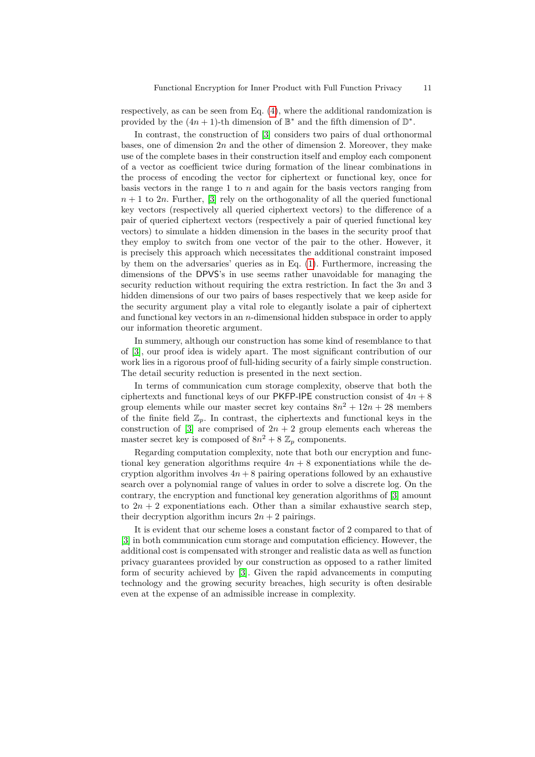respectively, as can be seen from Eq. (4), where the additional randomization is provided by the $(4n+1)$-th dimension of $\mathbb{B}^*$ and the fifth dimension of $\mathbb{D}^*$.

In contrast, the construction of [3] considers two pairs of dual orthonormal bases, one of dimension $2n$ and the other of dimension 2. Moreover, they make use of the complete bases in their construction itself and employ each component of a vector as coefficient twice during formation of the linear combinations in the process of encoding the vector for ciphertext or functional key, once for basis vectors in the range 1 to $n$ and again for the basis vectors ranging from $n+1$ to $2n$. Further, [3] rely on the orthogonality of all the queried functional key vectors (respectively all queried ciphertext vectors) to the difference of a pair of queried ciphertext vectors (respectively a pair of queried functional key vectors) to simulate a hidden dimension in the bases in the security proof that they employ to switch from one vector of the pair to the other. However, it is precisely this approach which necessitates the additional constraint imposed by them on the adversaries' queries as in Eq. (1). Furthermore, increasing the dimensions of the DPVS's in use seems rather unavoidable for managing the security reduction without requiring the extra restriction. In fact the $3n$ and 3 hidden dimensions of our two pairs of bases respectively that we keep aside for the security argument play a vital role to elegantly isolate a pair of ciphertext and functional key vectors in an $n$-dimensional hidden subspace in order to apply our information theoretic argument.

In summery, although our construction has some kind of resemblance to that of [3], our proof idea is widely apart. The most significant contribution of our work lies in a rigorous proof of full-hiding security of a fairly simple construction. The detail security reduction is presented in the next section.

In terms of communication cum storage complexity, observe that both the ciphertexts and functional keys of our PKFP-IPE construction consist of $4n+8$ group elements while our master secret key contains $8n^2+12n+28$ members of the finite field $\mathbb{Z}_p$. In contrast, the ciphertexts and functional keys in the construction of [3] are comprised of $2n+2$ group elements each whereas the master secret key is composed of $8n^2+8$ $\mathbb{Z}_p$ components.

Regarding computation complexity, note that both our encryption and functional key generation algorithms require $4n+8$ exponentiations while the decryption algorithm involves $4n+8$ pairing operations followed by an exhaustive search over a polynomial range of values in order to solve a discrete log. On the contrary, the encryption and functional key generation algorithms of [3] amount to $2n+2$ exponentiations each. Other than a similar exhaustive search step, their decryption algorithm incurs $2n+2$ pairings.

It is evident that our scheme loses a constant factor of 2 compared to that of [3] in both communication cum storage and computation efficiency. However, the additional cost is compensated with stronger and realistic data as well as function privacy guarantees provided by our construction as opposed to a rather limited form of security achieved by [3]. Given the rapid advancements in computing technology and the growing security breaches, high security is often desirable even at the expense of an admissible increase in complexity.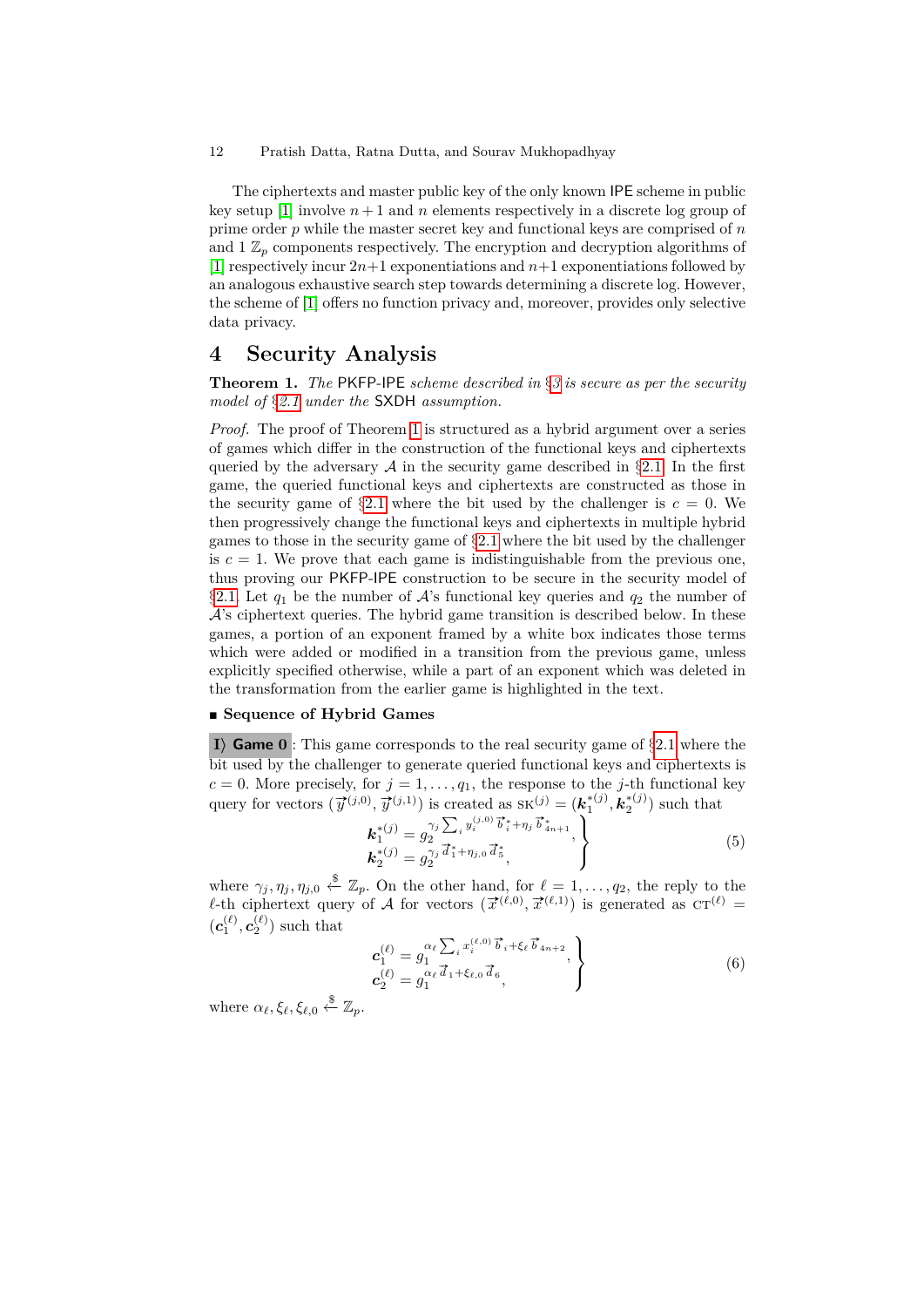The ciphertexts and master public key of the only known IPE scheme in public key setup [1] involve $n+1$ and $n$ elements respectively in a discrete log group of prime order $p$ while the master secret key and functional keys are comprised of $n$ and 1 $\mathbb{Z}_p$ components respectively. The encryption and decryption algorithms of [1] respectively incur $2n+1$ exponentiations and $n+1$ exponentiations followed by an analogous exhaustive search step towards determining a discrete log. However, the scheme of [1] offers no function privacy and, moreover, provides only selective data privacy.

# 4 Security Analysis

**Theorem 1.** *The* PKFP-IPE *scheme described in* §3 *is secure as per the security model of* §2.1 *under the* SXDH *assumption.*

*Proof.* The proof of Theorem 1 is structured as a hybrid argument over a series of games which differ in the construction of the functional keys and ciphertexts queried by the adversary $\mathcal{A}$ in the security game described in §2.1. In the first game, the queried functional keys and ciphertexts are constructed as those in the security game of §2.1 where the bit used by the challenger is $c = 0$. We then progressively change the functional keys and ciphertexts in multiple hybrid games to those in the security game of §2.1 where the bit used by the challenger is $c = 1$. We prove that each game is indistinguishable from the previous one, thus proving our PKFP-IPE construction to be secure in the security model of §2.1. Let $q_1$ be the number of $\mathcal{A}$'s functional key queries and $q_2$ the number of $\mathcal{A}$'s ciphertext queries. The hybrid game transition is described below. In these games, a portion of an exponent framed by a white box indicates those terms which were added or modified in a transition from the previous game, unless explicitly specified otherwise, while a part of an exponent which was deleted in the transformation from the earlier game is highlighted in the text.

■ **Sequence of Hybrid Games**

**I⟩ Game 0** : This game corresponds to the real security game of §2.1 where the bit used by the challenger to generate queried functional keys and ciphertexts is $c = 0$. More precisely, for $j = 1, \ldots, q_1$, the response to the $j$-th functional key query for vectors $(\vec{y}^{(j,0)}, \vec{y}^{(j,1)})$ is created as $\text{SK}^{(j)} = (\boldsymbol{k}_1^{*(j)}, \boldsymbol{k}_2^{*(j)})$ such that

$$\left.\begin{aligned} \boldsymbol{k}_1^{*(j)} &= g_2^{\gamma_j \sum_i y_i^{(j,0)} \vec{b}_i^* + \eta_j \vec{b}_{4n+1}^*}, \\ \boldsymbol{k}_2^{*(j)} &= g_2^{\gamma_j \vec{d}_1^* + \eta_{j,0} \vec{d}_5^*}, \end{aligned}\right\} \tag{5}$$

where $\gamma_j, \eta_j, \eta_{j,0} \xleftarrow{\$} \mathbb{Z}_p$. On the other hand, for $\ell = 1, \ldots, q_2$, the reply to the $\ell$-th ciphertext query of $\mathcal{A}$ for vectors $(\vec{x}^{(\ell,0)}, \vec{x}^{(\ell,1)})$ is generated as $\text{CT}^{(\ell)} = (\boldsymbol{c}_1^{(\ell)}, \boldsymbol{c}_2^{(\ell)})$ such that

$$\left.\begin{aligned} \boldsymbol{c}_1^{(\ell)} &= g_1^{\alpha_\ell \sum_i x_i^{(\ell,0)} \vec{b}_i + \xi_\ell \vec{b}_{4n+2}}, \\ \boldsymbol{c}_2^{(\ell)} &= g_1^{\alpha_\ell \vec{d}_1 + \xi_{\ell,0} \vec{d}_6}, \end{aligned}\right\} \tag{6}$$

where $\alpha_\ell, \xi_\ell, \xi_{\ell,0} \xleftarrow{\$} \mathbb{Z}_p$.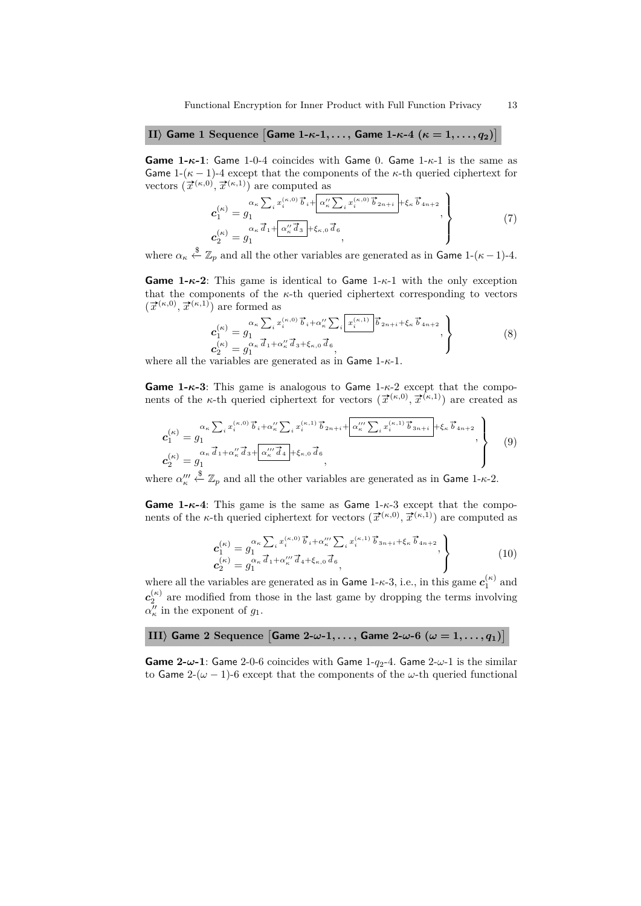### II⟩ Game 1 Sequence $\left[\textsf{Game 1-}\kappa\textsf{-1}, \ldots, \textsf{Game 1-}\kappa\textsf{-4}\ (\kappa = 1, \ldots, q_2)\right]$

**Game 1-$\kappa$-1**: Game 1-0-4 coincides with Game 0. Game 1-$\kappa$-1 is the same as Game 1-$(\kappa-1)$-4 except that the components of the $\kappa$-th queried ciphertext for vectors $(\vec{x}^{(\kappa,0)}, \vec{x}^{(\kappa,1)})$ are computed as

$$\left.\begin{aligned} \boldsymbol{c}_1^{(\kappa)} &= g_1^{\alpha_\kappa \sum_i x_i^{(\kappa,0)} \vec{b}_i + \boxed{\alpha''_\kappa \sum_i x_i^{(\kappa,0)} \vec{b}_{2n+i}} + \xi_\kappa \vec{b}_{4n+2}}, \\ \boldsymbol{c}_2^{(\kappa)} &= g_1^{\alpha_\kappa \vec{d}_1 + \boxed{\alpha''_\kappa \vec{d}_3} + \xi_{\kappa,0} \vec{d}_6}, \end{aligned}\right\} \tag{7}$$

where $\alpha_\kappa \xleftarrow{\$} \mathbb{Z}_p$ and all the other variables are generated as in Game 1-$(\kappa-1)$-4.

**Game 1-$\kappa$-2**: This game is identical to Game 1-$\kappa$-1 with the only exception that the components of the $\kappa$-th queried ciphertext corresponding to vectors $(\vec{x}^{(\kappa,0)}, \vec{x}^{(\kappa,1)})$ are formed as

$$\left.\begin{aligned} \boldsymbol{c}_1^{(\kappa)} &= g_1^{\alpha_\kappa \sum_i x_i^{(\kappa,0)} \vec{b}_i + \alpha''_\kappa \sum_i \boxed{x_i^{(\kappa,1)}} \vec{b}_{2n+i} + \xi_\kappa \vec{b}_{4n+2}}, \\ \boldsymbol{c}_2^{(\kappa)} &= g_1^{\alpha_\kappa \vec{d}_1 + \alpha''_\kappa \vec{d}_3 + \xi_{\kappa,0} \vec{d}_6}, \end{aligned}\right\} \tag{8}$$

where all the variables are generated as in Game 1-$\kappa$-1.

**Game 1-$\kappa$-3**: This game is analogous to Game 1-$\kappa$-2 except that the components of the $\kappa$-th queried ciphertext for vectors $(\vec{x}^{(\kappa,0)}, \vec{x}^{(\kappa,1)})$ are created as

$$\left.\begin{aligned} \boldsymbol{c}_1^{(\kappa)} &= g_1^{\alpha_\kappa \sum_i x_i^{(\kappa,0)} \vec{b}_i + \alpha''_\kappa \sum_i x_i^{(\kappa,1)} \vec{b}_{2n+i} + \boxed{\alpha'''_\kappa \sum_i x_i^{(\kappa,1)} \vec{b}_{3n+i}} + \xi_\kappa \vec{b}_{4n+2}}, \\ \boldsymbol{c}_2^{(\kappa)} &= g_1^{\alpha_\kappa \vec{d}_1 + \alpha''_\kappa \vec{d}_3 + \boxed{\alpha'''_\kappa \vec{d}_4} + \xi_{\kappa,0} \vec{d}_6}, \end{aligned}\right\} \tag{9}$$

where $\alpha'''_\kappa \xleftarrow{\$} \mathbb{Z}_p$ and all the other variables are generated as in Game 1-$\kappa$-2.

**Game 1-$\kappa$-4**: This game is the same as Game 1-$\kappa$-3 except that the components of the $\kappa$-th queried ciphertext for vectors $(\vec{x}^{(\kappa,0)}, \vec{x}^{(\kappa,1)})$ are computed as

$$\left.\begin{aligned} \boldsymbol{c}_1^{(\kappa)} &= g_1^{\alpha_\kappa \sum_i x_i^{(\kappa,0)} \vec{b}_i + \alpha'''_\kappa \sum_i x_i^{(\kappa,1)} \vec{b}_{3n+i} + \xi_\kappa \vec{b}_{4n+2}}, \\ \boldsymbol{c}_2^{(\kappa)} &= g_1^{\alpha_\kappa \vec{d}_1 + \alpha'''_\kappa \vec{d}_4 + \xi_{\kappa,0} \vec{d}_6}, \end{aligned}\right\} \tag{10}$$

where all the variables are generated as in Game 1-$\kappa$-3, i.e., in this game $\boldsymbol{c}_1^{(\kappa)}$ and $\boldsymbol{c}_2^{(\kappa)}$ are modified from those in the last game by dropping the terms involving $\alpha''_\kappa$ in the exponent of $g_1$.

### III⟩ Game 2 Sequence $\left[\textsf{Game 2-}\omega\textsf{-1}, \ldots, \textsf{Game 2-}\omega\textsf{-6}\ (\omega = 1, \ldots, q_1)\right]$

**Game 2-$\omega$-1**: Game 2-0-6 coincides with Game 1-$q_2$-4. Game 2-$\omega$-1 is the similar to Game 2-$(\omega-1)$-6 except that the components of the $\omega$-th queried functional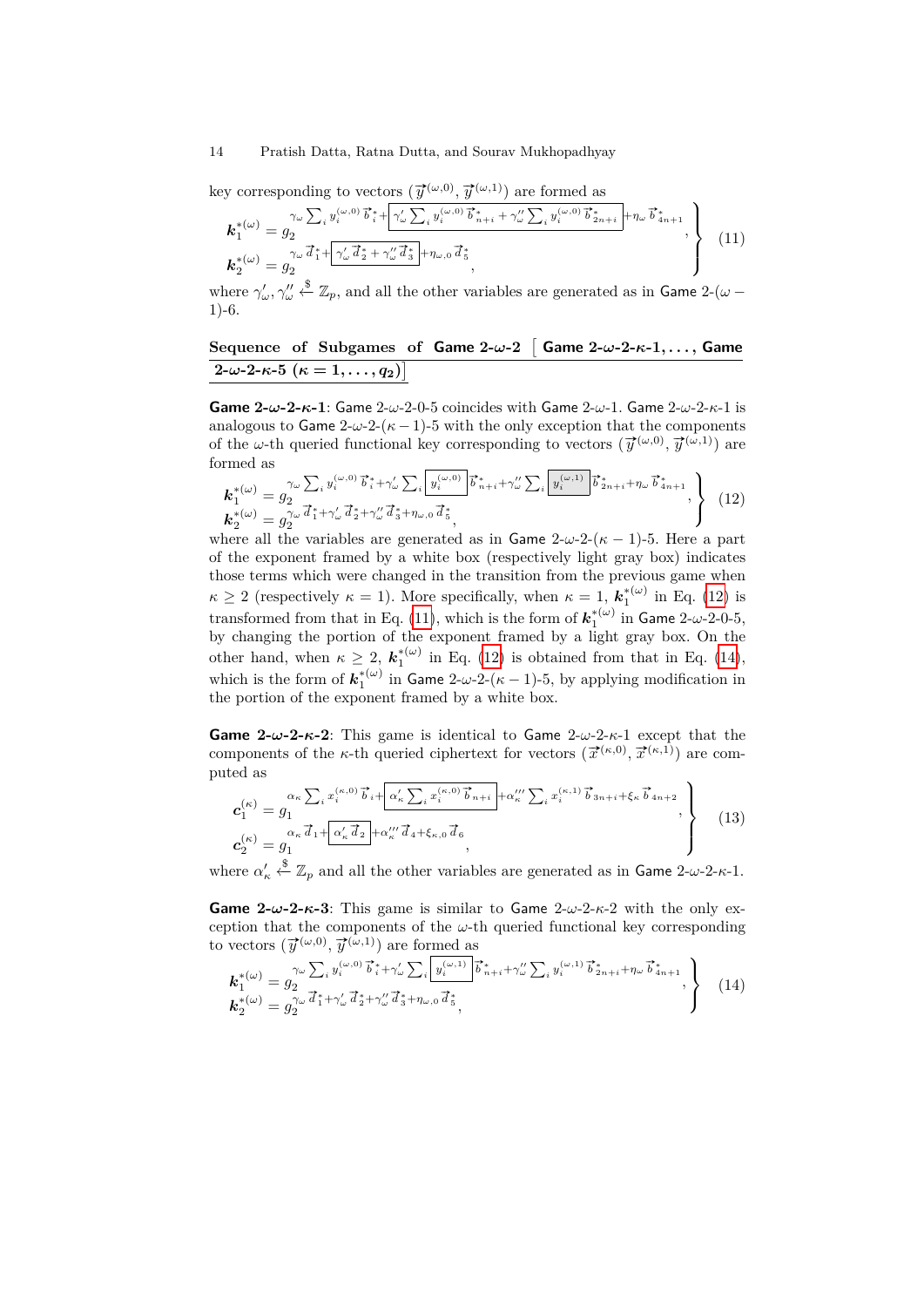key corresponding to vectors $(\vec{y}^{(\omega,0)}, \vec{y}^{(\omega,1)})$ are formed as

$$\left.\begin{array}{l} \boldsymbol{k}_1^{*(\omega)} = g_2^{\gamma_\omega \sum_i y_i^{(\omega,0)} \vec{b}_i^* + \boxed{\gamma'_\omega \sum_i y_i^{(\omega,0)} \vec{b}_{n+i}^* + \gamma''_\omega \sum_i y_i^{(\omega,0)} \vec{b}_{2n+i}^*} + \eta_\omega \vec{b}_{4n+1}^*}, \\ \boldsymbol{k}_2^{*(\omega)} = g_2^{\gamma_\omega \vec{d}_1^* + \boxed{\gamma'_\omega \vec{d}_2^* + \gamma''_\omega \vec{d}_3^*} + \eta_{\omega,0} \vec{d}_5^*}, \end{array}\right\} \quad (11)$$

where $\gamma'_\omega, \gamma''_\omega \xleftarrow{\$} \mathbb{Z}_p$, and all the other variables are generated as in Game 2-$(\omega-1)$-6.

### Sequence of Subgames of Game 2-$\omega$-2 [ Game 2-$\omega$-2-$\kappa$-1, . . . , Game 2-$\omega$-2-$\kappa$-5 $(\kappa = 1, \ldots, q_2)$ ]

**Game 2-$\omega$-2-$\kappa$-1**: Game 2-$\omega$-2-0-5 coincides with Game 2-$\omega$-1. Game 2-$\omega$-2-$\kappa$-1 is analogous to Game 2-$\omega$-2-$(\kappa-1)$-5 with the only exception that the components of the $\omega$-th queried functional key corresponding to vectors $(\vec{y}^{(\omega,0)}, \vec{y}^{(\omega,1)})$ are formed as

$$\left.\begin{array}{l} \boldsymbol{k}_1^{*(\omega)} = g_2^{\gamma_\omega \sum_i y_i^{(\omega,0)} \vec{b}_i^* + \gamma'_\omega \sum_i \boxed{y_i^{(\omega,0)}} \vec{b}_{n+i}^* + \gamma''_\omega \sum_i \boxed{y_i^{(\omega,1)}} \vec{b}_{2n+i}^* + \eta_\omega \vec{b}_{4n+1}^*}, \\ \boldsymbol{k}_2^{*(\omega)} = g_2^{\gamma_\omega \vec{d}_1^* + \gamma'_\omega \vec{d}_2^* + \gamma''_\omega \vec{d}_3^* + \eta_{\omega,0} \vec{d}_5^*}, \end{array}\right\} \quad (12)$$

where all the variables are generated as in Game 2-$\omega$-2-$(\kappa-1)$-5. Here a part of the exponent framed by a white box (respectively light gray box) indicates those terms which were changed in the transition from the previous game when $\kappa \geq 2$ (respectively $\kappa = 1$). More specifically, when $\kappa = 1$, $\boldsymbol{k}_1^{*(\omega)}$ in Eq. (12) is transformed from that in Eq. (11), which is the form of $\boldsymbol{k}_1^{*(\omega)}$ in Game 2-$\omega$-2-0-5, by changing the portion of the exponent framed by a light gray box. On the other hand, when $\kappa \geq 2$, $\boldsymbol{k}_1^{*(\omega)}$ in Eq. (12) is obtained from that in Eq. (14), which is the form of $\boldsymbol{k}_1^{*(\omega)}$ in Game 2-$\omega$-2-$(\kappa-1)$-5, by applying modification in the portion of the exponent framed by a white box.

**Game 2-$\omega$-2-$\kappa$-2**: This game is identical to Game 2-$\omega$-2-$\kappa$-1 except that the components of the $\kappa$-th queried ciphertext for vectors $(\vec{x}^{(\kappa,0)}, \vec{x}^{(\kappa,1)})$ are computed as

$$\left.\begin{array}{l} \boldsymbol{c}_1^{(\kappa)} = g_1^{\alpha_\kappa \sum_i x_i^{(\kappa,0)} \vec{b}_i + \boxed{\alpha'_\kappa \sum_i x_i^{(\kappa,0)} \vec{b}_{n+i}} + \alpha'''_\kappa \sum_i x_i^{(\kappa,1)} \vec{b}_{3n+i} + \xi_\kappa \vec{b}_{4n+2}}, \\ \boldsymbol{c}_2^{(\kappa)} = g_1^{\alpha_\kappa \vec{d}_1 + \boxed{\alpha'_\kappa \vec{d}_2} + \alpha'''_\kappa \vec{d}_4 + \xi_{\kappa,0} \vec{d}_6}, \end{array}\right\} \quad (13)$$

where $\alpha'_\kappa \xleftarrow{\$} \mathbb{Z}_p$ and all the other variables are generated as in Game 2-$\omega$-2-$\kappa$-1.

**Game 2-$\omega$-2-$\kappa$-3**: This game is similar to Game 2-$\omega$-2-$\kappa$-2 with the only exception that the components of the $\omega$-th queried functional key corresponding to vectors $(\vec{y}^{(\omega,0)}, \vec{y}^{(\omega,1)})$ are formed as

$$\left.\begin{array}{l} \boldsymbol{k}_1^{*(\omega)} = g_2^{\gamma_\omega \sum_i y_i^{(\omega,0)} \vec{b}_i^* + \gamma'_\omega \sum_i \boxed{y_i^{(\omega,1)}} \vec{b}_{n+i}^* + \gamma''_\omega \sum_i y_i^{(\omega,1)} \vec{b}_{2n+i}^* + \eta_\omega \vec{b}_{4n+1}^*}, \\ \boldsymbol{k}_2^{*(\omega)} = g_2^{\gamma_\omega \vec{d}_1^* + \gamma'_\omega \vec{d}_2^* + \gamma''_\omega \vec{d}_3^* + \eta_{\omega,0} \vec{d}_5^*}, \end{array}\right\} \quad (14)$$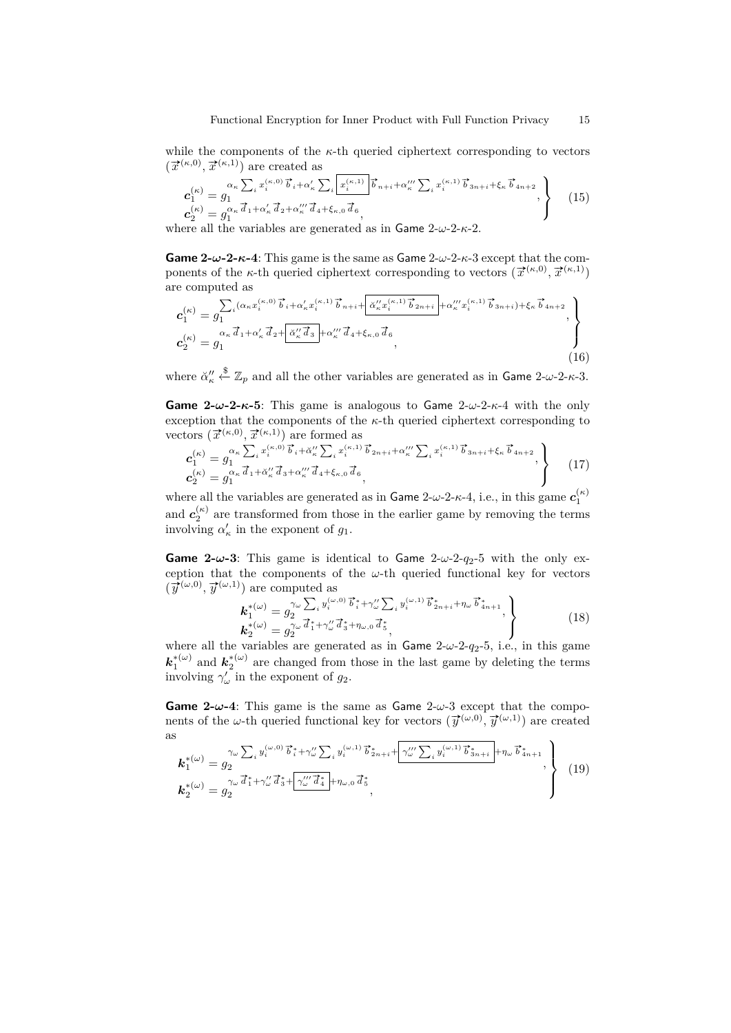while the components of the $\kappa$-th queried ciphertext corresponding to vectors $(\vec{x}^{(\kappa,0)}, \vec{x}^{(\kappa,1)})$ are created as

$$\left.\begin{aligned} \boldsymbol{c}_1^{(\kappa)} &= g_1^{\alpha_\kappa \sum_i x_i^{(\kappa,0)} \vec{b}_i + \alpha'_\kappa \sum_i \boxed{x_i^{(\kappa,1)}} \vec{b}_{n+i} + \alpha'''_\kappa \sum_i x_i^{(\kappa,1)} \vec{b}_{3n+i} + \xi_\kappa \vec{b}_{4n+2}}, \\ \boldsymbol{c}_2^{(\kappa)} &= g_1^{\alpha_\kappa \vec{d}_1 + \alpha'_\kappa \vec{d}_2 + \alpha'''_\kappa \vec{d}_4 + \xi_{\kappa,0} \vec{d}_6}, \end{aligned}\right\} \quad (15)$$

where all the variables are generated as in Game 2-$\omega$-2-$\kappa$-2.

**Game 2-$\omega$-2-$\kappa$-4**: This game is the same as Game 2-$\omega$-2-$\kappa$-3 except that the components of the $\kappa$-th queried ciphertext corresponding to vectors $(\vec{x}^{(\kappa,0)}, \vec{x}^{(\kappa,1)})$ are computed as

$$\left.\begin{aligned} \boldsymbol{c}_1^{(\kappa)} &= g_1^{\sum_i (\alpha_\kappa x_i^{(\kappa,0)} \vec{b}_i + \alpha'_\kappa x_i^{(\kappa,1)} \vec{b}_{n+i} + \boxed{\breve{\alpha}''_\kappa x_i^{(\kappa,1)} \vec{b}_{2n+i}} + \alpha'''_\kappa x_i^{(\kappa,1)} \vec{b}_{3n+i}) + \xi_\kappa \vec{b}_{4n+2}}, \\ \boldsymbol{c}_2^{(\kappa)} &= g_1^{\alpha_\kappa \vec{d}_1 + \alpha'_\kappa \vec{d}_2 + \boxed{\breve{\alpha}''_\kappa \vec{d}_3} + \alpha'''_\kappa \vec{d}_4 + \xi_{\kappa,0} \vec{d}_6}, \end{aligned}\right\} \quad (16)$$

where $\breve{\alpha}''_\kappa \xleftarrow{\$} \mathbb{Z}_p$ and all the other variables are generated as in Game 2-$\omega$-2-$\kappa$-3.

**Game 2-$\omega$-2-$\kappa$-5**: This game is analogous to Game 2-$\omega$-2-$\kappa$-4 with the only exception that the components of the $\kappa$-th queried ciphertext corresponding to vectors $(\vec{x}^{(\kappa,0)}, \vec{x}^{(\kappa,1)})$ are formed as

$$\left.\begin{aligned} \boldsymbol{c}_1^{(\kappa)} &= g_1^{\alpha_\kappa \sum_i x_i^{(\kappa,0)} \vec{b}_i + \breve{\alpha}''_\kappa \sum_i x_i^{(\kappa,1)} \vec{b}_{2n+i} + \alpha'''_\kappa \sum_i x_i^{(\kappa,1)} \vec{b}_{3n+i} + \xi_\kappa \vec{b}_{4n+2}}, \\ \boldsymbol{c}_2^{(\kappa)} &= g_1^{\alpha_\kappa \vec{d}_1 + \breve{\alpha}''_\kappa \vec{d}_3 + \alpha'''_\kappa \vec{d}_4 + \xi_{\kappa,0} \vec{d}_6}, \end{aligned}\right\} \quad (17)$$

where all the variables are generated as in Game 2-$\omega$-2-$\kappa$-4, i.e., in this game $\boldsymbol{c}_1^{(\kappa)}$ and $\boldsymbol{c}_2^{(\kappa)}$ are transformed from those in the earlier game by removing the terms involving $\alpha'_\kappa$ in the exponent of $g_1$.

**Game 2-$\omega$-3**: This game is identical to Game 2-$\omega$-2-$q_2$-5 with the only exception that the components of the $\omega$-th queried functional key for vectors $(\vec{y}^{(\omega,0)}, \vec{y}^{(\omega,1)})$ are computed as

$$\left.\begin{aligned} \boldsymbol{k}_1^{*(\omega)} &= g_2^{\gamma_\omega \sum_i y_i^{(\omega,0)} \vec{b}^*_i + \gamma''_\omega \sum_i y_i^{(\omega,1)} \vec{b}^*_{2n+i} + \eta_\omega \vec{b}^*_{4n+1}}, \\ \boldsymbol{k}_2^{*(\omega)} &= g_2^{\gamma_\omega \vec{d}^*_1 + \gamma''_\omega \vec{d}^*_3 + \eta_{\omega,0} \vec{d}^*_5}, \end{aligned}\right\} \quad (18)$$

where all the variables are generated as in Game 2-$\omega$-2-$q_2$-5, i.e., in this game $\boldsymbol{k}_1^{*(\omega)}$ and $\boldsymbol{k}_2^{*(\omega)}$ are changed from those in the last game by deleting the terms involving $\gamma'_\omega$ in the exponent of $g_2$.

**Game 2-$\omega$-4**: This game is the same as Game 2-$\omega$-3 except that the components of the $\omega$-th queried functional key for vectors $(\vec{y}^{(\omega,0)}, \vec{y}^{(\omega,1)})$ are created as

$$\left.\begin{aligned} \boldsymbol{k}_1^{*(\omega)} &= g_2^{\gamma_\omega \sum_i y_i^{(\omega,0)} \vec{b}^*_i + \gamma''_\omega \sum_i y_i^{(\omega,1)} \vec{b}^*_{2n+i} + \boxed{\gamma'''_\omega \sum_i y_i^{(\omega,1)} \vec{b}^*_{3n+i}} + \eta_\omega \vec{b}^*_{4n+1}}, \\ \boldsymbol{k}_2^{*(\omega)} &= g_2^{\gamma_\omega \vec{d}^*_1 + \gamma''_\omega \vec{d}^*_3 + \boxed{\gamma'''_\omega \vec{d}^*_4} + \eta_{\omega,0} \vec{d}^*_5}, \end{aligned}\right\} \quad (19)$$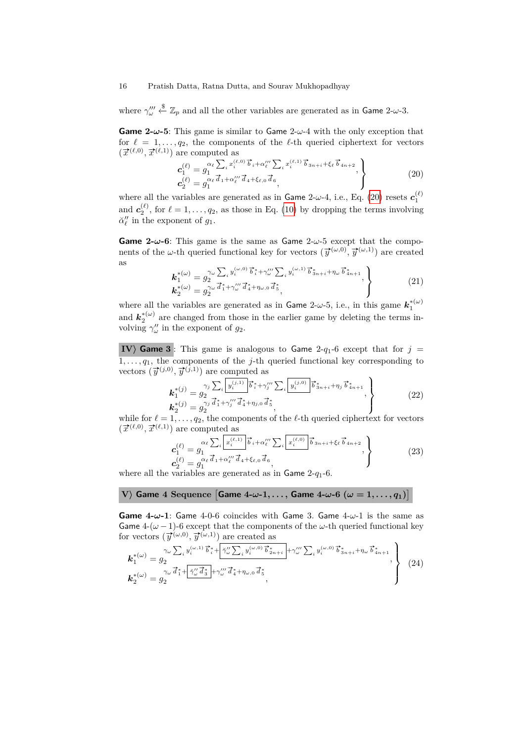where $\gamma_\omega''' \xleftarrow{\$} \mathbb{Z}_p$ and all the other variables are generated as in Game 2-$\omega$-3.

**Game 2-$\omega$-5**: This game is similar to Game 2-$\omega$-4 with the only exception that for $\ell = 1, \ldots, q_2$, the components of the $\ell$-th queried ciphertext for vectors $(\vec{x}^{(\ell,0)}, \vec{x}^{(\ell,1)})$ are computed as

$$\left.\begin{array}{l} \boldsymbol{c}_1^{(\ell)} = g_1^{\alpha_\ell \sum_i x_i^{(\ell,0)} \vec{b}_i + \alpha_\ell''' \sum_i x_i^{(\ell,1)} \vec{b}_{3n+i} + \xi_\ell \vec{b}_{4n+2}}, \\ \boldsymbol{c}_2^{(\ell)} = g_1^{\alpha_\ell \vec{d}_1 + \alpha_\ell''' \vec{d}_4 + \xi_{\ell,0} \vec{d}_6}, \end{array}\right\} \tag{20}$$

where all the variables are generated as in Game 2-$\omega$-4, i.e., Eq. (20) resets $\boldsymbol{c}_1^{(\ell)}$ and $\boldsymbol{c}_2^{(\ell)}$, for $\ell = 1, \ldots, q_2$, as those in Eq. (10) by dropping the terms involving $\breve{\alpha}_\ell''$ in the exponent of $g_1$.

**Game 2-$\omega$-6**: This game is the same as Game 2-$\omega$-5 except that the components of the $\omega$-th queried functional key for vectors $(\vec{y}^{(\omega,0)}, \vec{y}^{(\omega,1)})$ are created as

$$\left.\begin{array}{l} \boldsymbol{k}_1^{*(\omega)} = g_2^{\gamma_\omega \sum_i y_i^{(\omega,0)} \vec{b}_i^* + \gamma_\omega''' \sum_i y_i^{(\omega,1)} \vec{b}_{3n+i}^* + \eta_\omega \vec{b}_{4n+1}^*}, \\ \boldsymbol{k}_2^{*(\omega)} = g_2^{\gamma_\omega \vec{d}_1^* + \gamma_\omega''' \vec{d}_4^* + \eta_{\omega,0} \vec{d}_5^*}, \end{array}\right\} \tag{21}$$

where all the variables are generated as in Game 2-$\omega$-5, i.e., in this game $\boldsymbol{k}_1^{*(\omega)}$ and $\boldsymbol{k}_2^{*(\omega)}$ are changed from those in the earlier game by deleting the terms involving $\gamma_\omega''$ in the exponent of $g_2$.

**IV⟩ Game 3**: This game is analogous to Game 2-$q_1$-6 except that for $j = 1, \ldots, q_1$, the components of the $j$-th queried functional key corresponding to vectors $(\vec{y}^{(j,0)}, \vec{y}^{(j,1)})$ are computed as

$$\left.\begin{array}{l} \boldsymbol{k}_1^{*(j)} = g_2^{\gamma_j \sum_i \boxed{y_i^{(j,1)}} \vec{b}_i^* + \gamma_j''' \sum_i \boxed{y_i^{(j,0)}} \vec{b}_{3n+i}^* + \eta_j \vec{b}_{4n+1}^*}, \\ \boldsymbol{k}_2^{*(j)} = g_2^{\gamma_j \vec{d}_1^* + \gamma_j''' \vec{d}_4^* + \eta_{j,0} \vec{d}_5^*}, \end{array}\right\} \tag{22}$$

while for $\ell = 1, \ldots, q_2$, the components of the $\ell$-th queried ciphertext for vectors $(\vec{x}^{(\ell,0)}, \vec{x}^{(\ell,1)})$ are computed as

$$\left.\begin{array}{l} \boldsymbol{c}_1^{(\ell)} = g_1^{\alpha_\ell \sum_i \boxed{x_i^{(\ell,1)}} \vec{b}_i + \alpha_\ell''' \sum_i \boxed{x_i^{(\ell,0)}} \vec{b}_{3n+i} + \xi_\ell \vec{b}_{4n+2}}, \\ \boldsymbol{c}_2^{(\ell)} = g_1^{\alpha_\ell \vec{d}_1 + \alpha_\ell''' \vec{d}_4 + \xi_{\ell,0} \vec{d}_6}, \end{array}\right\} \tag{23}$$

where all the variables are generated as in Game 2-$q_1$-6.

## V⟩ Game 4 Sequence [Game 4-$\omega$-1, ..., Game 4-$\omega$-6 ($\omega = 1, \ldots, q_1$)]

**Game 4-$\omega$-1**: Game 4-0-6 coincides with Game 3. Game 4-$\omega$-1 is the same as Game 4-$(\omega - 1)$-6 except that the components of the $\omega$-th queried functional key for vectors $(\vec{y}^{(\omega,0)}, \vec{y}^{(\omega,1)})$ are created as

$$\left.\begin{array}{l} \boldsymbol{k}_1^{*(\omega)} = g_2^{\gamma_\omega \sum_i y_i^{(\omega,1)} \vec{b}_i^* + \boxed{\breve{\gamma}_\omega'' \sum_i y_i^{(\omega,0)} \vec{b}_{2n+i}^*} + \gamma_\omega''' \sum_i y_i^{(\omega,0)} \vec{b}_{3n+i}^* + \eta_\omega \vec{b}_{4n+1}^*}, \\ \boldsymbol{k}_2^{*(\omega)} = g_2^{\gamma_\omega \vec{d}_1^* + \boxed{\breve{\gamma}_\omega'' \vec{d}_3^*} + \gamma_\omega''' \vec{d}_4^* + \eta_{\omega,0} \vec{d}_5^*}, \end{array}\right\} \tag{24}$$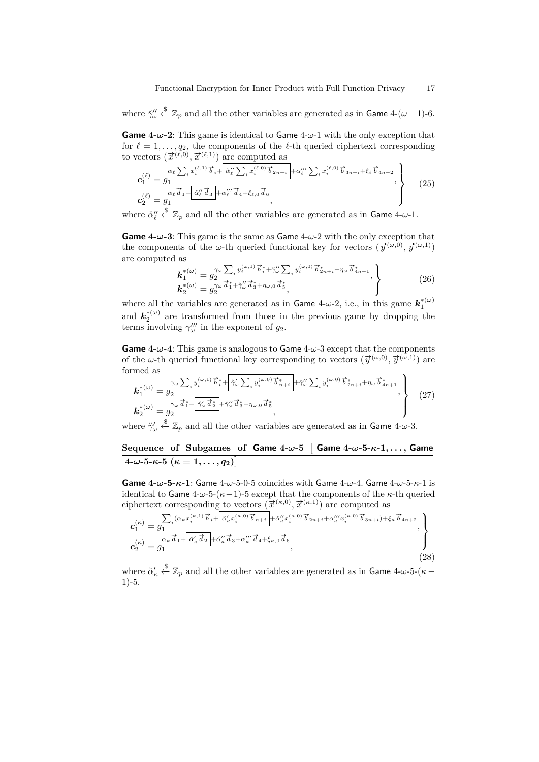where $\breve{\gamma}''_\omega \xleftarrow{\$} \mathbb{Z}_p$ and all the other variables are generated as in Game 4-$(\omega-1)$-6.

**Game 4-$\omega$-2**: This game is identical to Game 4-$\omega$-1 with the only exception that for $\ell = 1, \ldots, q_2$, the components of the $\ell$-th queried ciphertext corresponding to vectors $(\vec{x}^{(\ell,0)}, \vec{x}^{(\ell,1)})$ are computed as

$$\left.\begin{array}{l} \boldsymbol{c}_1^{(\ell)} = g_1^{\alpha_\ell \sum_i x_i^{(\ell,1)} \vec{b}_i + \boxed{\breve{\alpha}''_\ell \sum_i x_i^{(\ell,0)} \vec{b}_{2n+i}} + \alpha'''_\ell \sum_i x_i^{(\ell,0)} \vec{b}_{3n+i} + \xi_\ell \vec{b}_{4n+2}}, \\ \boldsymbol{c}_2^{(\ell)} = g_1^{\alpha_\ell \vec{d}_1 + \boxed{\breve{\alpha}''_\ell \vec{d}_3} + \alpha'''_\ell \vec{d}_4 + \xi_{\ell,0} \vec{d}_6}, \end{array}\right\} \quad (25)$$

where $\breve{\alpha}''_\ell \xleftarrow{\$} \mathbb{Z}_p$ and all the other variables are generated as in Game 4-$\omega$-1.

**Game 4-$\omega$-3**: This game is the same as Game 4-$\omega$-2 with the only exception that the components of the $\omega$-th queried functional key for vectors $(\vec{y}^{(\omega,0)}, \vec{y}^{(\omega,1)})$ are computed as

$$\left.\begin{array}{l} \boldsymbol{k}_1^{*(\omega)} = g_2^{\gamma_\omega \sum_i y_i^{(\omega,1)} \vec{b}^*_i + \breve{\gamma}''_\omega \sum_i y_i^{(\omega,0)} \vec{b}^*_{2n+i} + \eta_\omega \vec{b}^*_{4n+1}}, \\ \boldsymbol{k}_2^{*(\omega)} = g_2^{\gamma_\omega \vec{d}^*_1 + \breve{\gamma}''_\omega \vec{d}^*_3 + \eta_{\omega,0} \vec{d}^*_5}, \end{array}\right\} \quad (26)$$

where all the variables are generated as in Game 4-$\omega$-2, i.e., in this game $\boldsymbol{k}_1^{*(\omega)}$ and $\boldsymbol{k}_2^{*(\omega)}$ are transformed from those in the previous game by dropping the terms involving $\gamma'''_\omega$ in the exponent of $g_2$.

**Game 4-$\omega$-4**: This game is analogous to Game 4-$\omega$-3 except that the components of the $\omega$-th queried functional key corresponding to vectors $(\vec{y}^{(\omega,0)}, \vec{y}^{(\omega,1)})$ are formed as

$$\left.\begin{array}{l} \boldsymbol{k}_1^{*(\omega)} = g_2^{\gamma_\omega \sum_i y_i^{(\omega,1)} \vec{b}^*_i + \boxed{\breve{\gamma}'_\omega \sum_i y_i^{(\omega,0)} \vec{b}^*_{n+i}} + \breve{\gamma}''_\omega \sum_i y_i^{(\omega,0)} \vec{b}^*_{2n+i} + \eta_\omega \vec{b}^*_{4n+1}}, \\ \boldsymbol{k}_2^{*(\omega)} = g_2^{\gamma_\omega \vec{d}^*_1 + \boxed{\breve{\gamma}'_\omega \vec{d}^*_2} + \breve{\gamma}''_\omega \vec{d}^*_3 + \eta_{\omega,0} \vec{d}^*_5}, \end{array}\right\} \quad (27)$$

where $\breve{\gamma}'_\omega \xleftarrow{\$} \mathbb{Z}_p$ and all the other variables are generated as in Game 4-$\omega$-3.

## Sequence of Subgames of Game 4-$\omega$-5 [Game 4-$\omega$-5-$\kappa$-1, ..., Game 4-$\omega$-5-$\kappa$-5 $(\kappa = 1, \ldots, q_2)$]

**Game 4-$\omega$-5-$\kappa$-1**: Game 4-$\omega$-5-0-5 coincides with Game 4-$\omega$-4. Game 4-$\omega$-5-$\kappa$-1 is identical to Game 4-$\omega$-5-$(\kappa-1)$-5 except that the components of the $\kappa$-th queried ciphertext corresponding to vectors $(\vec{x}^{(\kappa,0)}, \vec{x}^{(\kappa,1)})$ are computed as

$$\left.\begin{array}{l} \boldsymbol{c}_1^{(\kappa)} = g_1^{\sum_i (\alpha_\kappa x_i^{(\kappa,1)} \vec{b}_i + \boxed{\breve{\alpha}'_\kappa x_i^{(\kappa,0)} \vec{b}_{n+i}} + \breve{\alpha}''_\kappa x_i^{(\kappa,0)} \vec{b}_{2n+i} + \alpha'''_\kappa x_i^{(\kappa,0)} \vec{b}_{3n+i}) + \xi_\kappa \vec{b}_{4n+2}}, \\ \boldsymbol{c}_2^{(\kappa)} = g_1^{\alpha_\kappa \vec{d}_1 + \boxed{\breve{\alpha}'_\kappa \vec{d}_2} + \breve{\alpha}''_\kappa \vec{d}_3 + \alpha'''_\kappa \vec{d}_4 + \xi_{\kappa,0} \vec{d}_6}, \end{array}\right\} \quad (28)$$

where $\breve{\alpha}'_\kappa \xleftarrow{\$} \mathbb{Z}_p$ and all the other variables are generated as in Game 4-$\omega$-5-$(\kappa-1)$-5.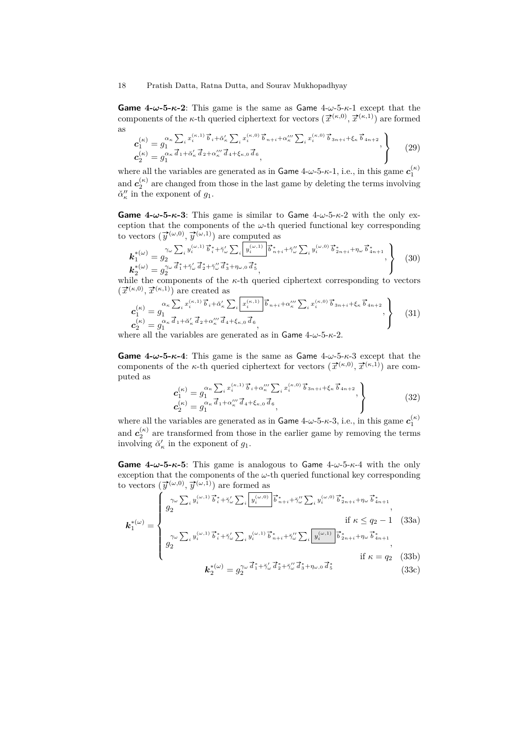**Game 4-$\omega$-5-$\kappa$-2**: This game is the same as Game 4-$\omega$-5-$\kappa$-1 except that the components of the $\kappa$-th queried ciphertext for vectors $(\vec{x}^{(\kappa,0)}, \vec{x}^{(\kappa,1)})$ are formed as

$$\left.\begin{array}{l} \boldsymbol{c}_1^{(\kappa)} = g_1^{\alpha_\kappa \sum_i x_i^{(\kappa,1)} \vec{b}_i + \check{\alpha}'_\kappa \sum_i x_i^{(\kappa,0)} \vec{b}_{n+i} + \alpha'''_\kappa \sum_i x_i^{(\kappa,0)} \vec{b}_{3n+i} + \xi_\kappa \vec{b}_{4n+2}}, \\ \boldsymbol{c}_2^{(\kappa)} = g_1^{\alpha_\kappa \vec{d}_1 + \check{\alpha}'_\kappa \vec{d}_2 + \alpha'''_\kappa \vec{d}_4 + \xi_{\kappa,0} \vec{d}_6}, \end{array}\right\} \quad (29)$$

where all the variables are generated as in Game 4-$\omega$-5-$\kappa$-1, i.e., in this game $\boldsymbol{c}_1^{(\kappa)}$ and $\boldsymbol{c}_2^{(\kappa)}$ are changed from those in the last game by deleting the terms involving $\check{\alpha}''_\kappa$ in the exponent of $g_1$.

**Game 4-$\omega$-5-$\kappa$-3**: This game is similar to Game 4-$\omega$-5-$\kappa$-2 with the only exception that the components of the $\omega$-th queried functional key corresponding to vectors $(\vec{y}^{(\omega,0)}, \vec{y}^{(\omega,1)})$ are computed as

$$\left.\begin{array}{l} \boldsymbol{k}_1^{*(\omega)} = g_2^{\gamma_\omega \sum_i y_i^{(\omega,1)} \vec{b}^*_i + \check{\gamma}'_\omega \sum_i \boxed{y_i^{(\omega,1)}} \vec{b}^*_{n+i} + \check{\gamma}''_\omega \sum_i y_i^{(\omega,0)} \vec{b}^*_{2n+i} + \eta_\omega \vec{b}^*_{4n+1}}, \\ \boldsymbol{k}_2^{*(\omega)} = g_2^{\gamma_\omega \vec{d}^*_1 + \check{\gamma}'_\omega \vec{d}^*_2 + \check{\gamma}''_\omega \vec{d}^*_3 + \eta_{\omega,0} \vec{d}^*_5}, \end{array}\right\} \quad (30)$$

while the components of the $\kappa$-th queried ciphertext corresponding to vectors $(\vec{x}^{(\kappa,0)}, \vec{x}^{(\kappa,1)})$ are created as

$$\left.\begin{array}{l} \boldsymbol{c}_1^{(\kappa)} = g_1^{\alpha_\kappa \sum_i x_i^{(\kappa,1)} \vec{b}_i + \check{\alpha}'_\kappa \sum_i \boxed{x_i^{(\kappa,1)}} \vec{b}_{n+i} + \alpha'''_\kappa \sum_i x_i^{(\kappa,0)} \vec{b}_{3n+i} + \xi_\kappa \vec{b}_{4n+2}}, \\ \boldsymbol{c}_2^{(\kappa)} = g_1^{\alpha_\kappa \vec{d}_1 + \check{\alpha}'_\kappa \vec{d}_2 + \alpha'''_\kappa \vec{d}_4 + \xi_{\kappa,0} \vec{d}_6}, \end{array}\right\} \quad (31)$$

where all the variables are generated as in Game 4-$\omega$-5-$\kappa$-2.

**Game 4-$\omega$-5-$\kappa$-4**: This game is the same as Game 4-$\omega$-5-$\kappa$-3 except that the components of the $\kappa$-th queried ciphertext for vectors $(\vec{x}^{(\kappa,0)}, \vec{x}^{(\kappa,1)})$ are computed as

$$\left.\begin{array}{l} \boldsymbol{c}_1^{(\kappa)} = g_1^{\alpha_\kappa \sum_i x_i^{(\kappa,1)} \vec{b}_i + \alpha'''_\kappa \sum_i x_i^{(\kappa,0)} \vec{b}_{3n+i} + \xi_\kappa \vec{b}_{4n+2}}, \\ \boldsymbol{c}_2^{(\kappa)} = g_1^{\alpha_\kappa \vec{d}_1 + \alpha'''_\kappa \vec{d}_4 + \xi_{\kappa,0} \vec{d}_6}, \end{array}\right\} \quad (32)$$

where all the variables are generated as in Game 4-$\omega$-5-$\kappa$-3, i.e., in this game $\boldsymbol{c}_1^{(\kappa)}$ and $\boldsymbol{c}_2^{(\kappa)}$ are transformed from those in the earlier game by removing the terms involving $\check{\alpha}'_\kappa$ in the exponent of $g_1$.

**Game 4-$\omega$-5-$\kappa$-5**: This game is analogous to Game 4-$\omega$-5-$\kappa$-4 with the only exception that the components of the $\omega$-th queried functional key corresponding to vectors $(\vec{y}^{(\omega,0)}, \vec{y}^{(\omega,1)})$ are formed as

$$\boldsymbol{k}_1^{*(\omega)} = \begin{cases} g_2^{\gamma_\omega \sum_i y_i^{(\omega,1)} \vec{b}^*_i + \check{\gamma}'_\omega \sum_i \boxed{y_i^{(\omega,0)}} \vec{b}^*_{n+i} + \check{\gamma}''_\omega \sum_i y_i^{(\omega,0)} \vec{b}^*_{2n+i} + \eta_\omega \vec{b}^*_{4n+1}}, & \text{if } \kappa \le q_2 - 1 \quad (33\text{a}) \\ g_2^{\gamma_\omega \sum_i y_i^{(\omega,1)} \vec{b}^*_i + \check{\gamma}'_\omega \sum_i y_i^{(\omega,1)} \vec{b}^*_{n+i} + \check{\gamma}''_\omega \sum_i \boxed{y_i^{(\omega,1)}} \vec{b}^*_{2n+i} + \eta_\omega \vec{b}^*_{4n+1}}, & \text{if } \kappa = q_2 \quad (33\text{b}) \end{cases}$$

$$\boldsymbol{k}_2^{*(\omega)} = g_2^{\gamma_\omega \vec{d}^*_1 + \check{\gamma}'_\omega \vec{d}^*_2 + \check{\gamma}''_\omega \vec{d}^*_3 + \eta_{\omega,0} \vec{d}^*_5} \quad (33\text{c})$$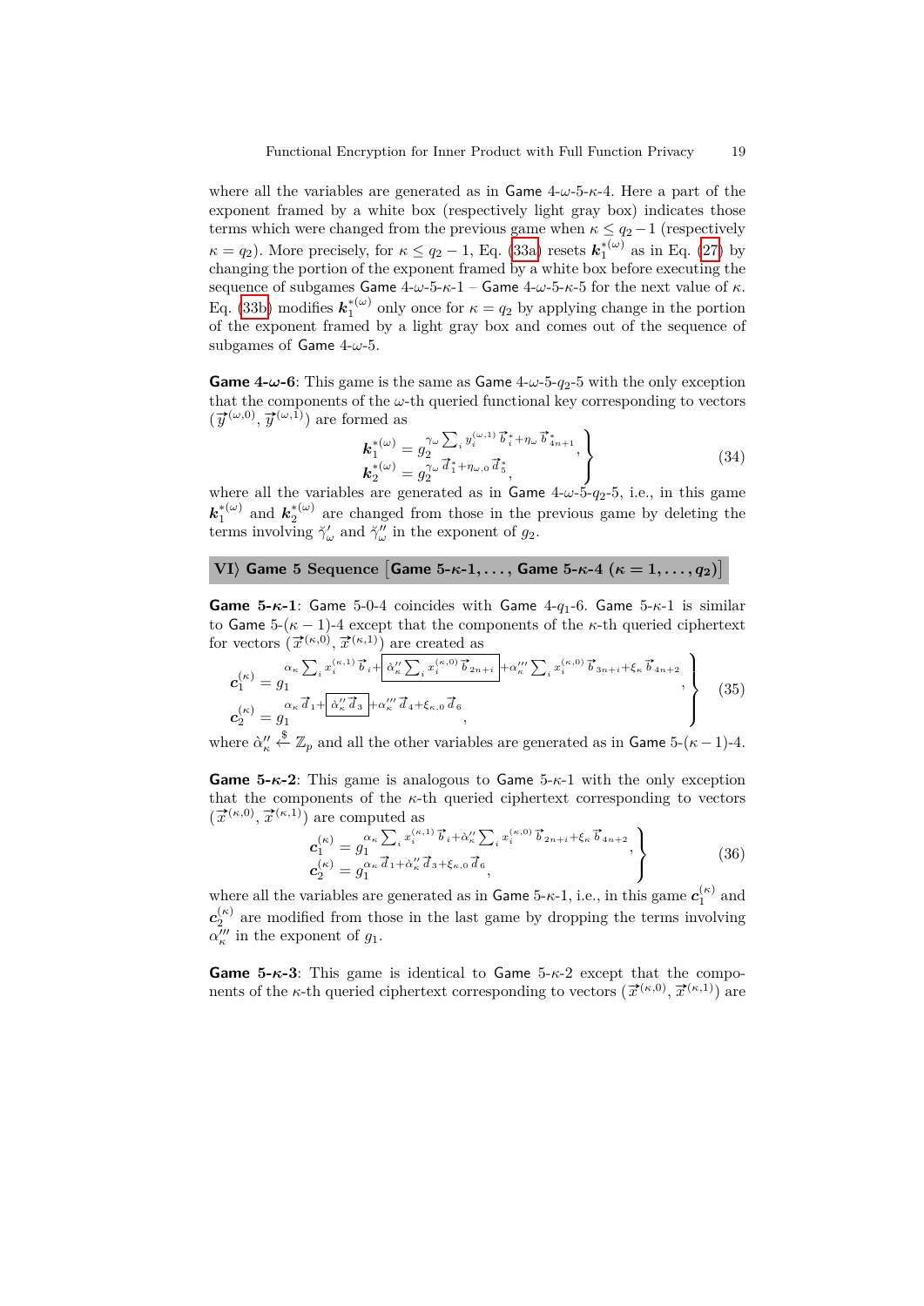where all the variables are generated as in Game 4-$\omega$-5-$\kappa$-4. Here a part of the exponent framed by a white box (respectively light gray box) indicates those terms which were changed from the previous game when $\kappa \leq q_2 - 1$ (respectively $\kappa = q_2$). More precisely, for $\kappa \leq q_2 - 1$, Eq. (33a) resets $\boldsymbol{k}_1^{*(\omega)}$ as in Eq. (27) by changing the portion of the exponent framed by a white box before executing the sequence of subgames Game 4-$\omega$-5-$\kappa$-1 – Game 4-$\omega$-5-$\kappa$-5 for the next value of $\kappa$. Eq. (33b) modifies $\boldsymbol{k}_1^{*(\omega)}$ only once for $\kappa = q_2$ by applying change in the portion of the exponent framed by a light gray box and comes out of the sequence of subgames of Game 4-$\omega$-5.

**Game 4-$\omega$-6**: This game is the same as Game 4-$\omega$-5-$q_2$-5 with the only exception that the components of the $\omega$-th queried functional key corresponding to vectors $(\vec{y}^{(\omega,0)}, \vec{y}^{(\omega,1)})$ are formed as

$$\left.\begin{aligned} \boldsymbol{k}_1^{*(\omega)} &= g_2^{\gamma_\omega \sum_i y_i^{(\omega,1)} \vec{b}_i^* + \eta_\omega \vec{b}_{4n+1}^*}, \\ \boldsymbol{k}_2^{*(\omega)} &= g_2^{\gamma_\omega \vec{d}_1^* + \eta_{\omega,0} \vec{d}_5^*}, \end{aligned}\right\} \tag{34}$$

where all the variables are generated as in Game 4-$\omega$-5-$q_2$-5, i.e., in this game $\boldsymbol{k}_1^{*(\omega)}$ and $\boldsymbol{k}_2^{*(\omega)}$ are changed from those in the previous game by deleting the terms involving $\check{\gamma}'_\omega$ and $\check{\gamma}''_\omega$ in the exponent of $g_2$.

## VI⟩ Game 5 Sequence [Game 5-$\kappa$-1, ..., Game 5-$\kappa$-4 ($\kappa = 1, \ldots, q_2$)]

**Game 5-$\kappa$-1**: Game 5-0-4 coincides with Game 4-$q_1$-6. Game 5-$\kappa$-1 is similar to Game 5-$(\kappa-1)$-4 except that the components of the $\kappa$-th queried ciphertext for vectors $(\vec{x}^{(\kappa,0)}, \vec{x}^{(\kappa,1)})$ are created as

$$\left.\begin{aligned} \boldsymbol{c}_1^{(\kappa)} &= g_1^{\alpha_\kappa \sum_i x_i^{(\kappa,1)} \vec{b}_i + \boxed{\grave{\alpha}''_\kappa \sum_i x_i^{(\kappa,0)} \vec{b}_{2n+i}} + \alpha'''_\kappa \sum_i x_i^{(\kappa,0)} \vec{b}_{3n+i} + \xi_\kappa \vec{b}_{4n+2}}, \\ \boldsymbol{c}_2^{(\kappa)} &= g_1^{\alpha_\kappa \vec{d}_1 + \boxed{\grave{\alpha}''_\kappa \vec{d}_3} + \alpha'''_\kappa \vec{d}_4 + \xi_{\kappa,0} \vec{d}_6}, \end{aligned}\right\} \tag{35}$$

where $\grave{\alpha}''_\kappa \xleftarrow{\$} \mathbb{Z}_p$ and all the other variables are generated as in Game 5-$(\kappa-1)$-4.

**Game 5-$\kappa$-2**: This game is analogous to Game 5-$\kappa$-1 with the only exception that the components of the $\kappa$-th queried ciphertext corresponding to vectors $(\vec{x}^{(\kappa,0)}, \vec{x}^{(\kappa,1)})$ are computed as

$$\left.\begin{aligned} \boldsymbol{c}_1^{(\kappa)} &= g_1^{\alpha_\kappa \sum_i x_i^{(\kappa,1)} \vec{b}_i + \grave{\alpha}''_\kappa \sum_i x_i^{(\kappa,0)} \vec{b}_{2n+i} + \xi_\kappa \vec{b}_{4n+2}}, \\ \boldsymbol{c}_2^{(\kappa)} &= g_1^{\alpha_\kappa \vec{d}_1 + \grave{\alpha}''_\kappa \vec{d}_3 + \xi_{\kappa,0} \vec{d}_6}, \end{aligned}\right\} \tag{36}$$

where all the variables are generated as in Game 5-$\kappa$-1, i.e., in this game $\boldsymbol{c}_1^{(\kappa)}$ and $\boldsymbol{c}_2^{(\kappa)}$ are modified from those in the last game by dropping the terms involving $\alpha'''_\kappa$ in the exponent of $g_1$.

**Game 5-$\kappa$-3**: This game is identical to Game 5-$\kappa$-2 except that the components of the $\kappa$-th queried ciphertext corresponding to vectors $(\vec{x}^{(\kappa,0)}, \vec{x}^{(\kappa,1)})$ are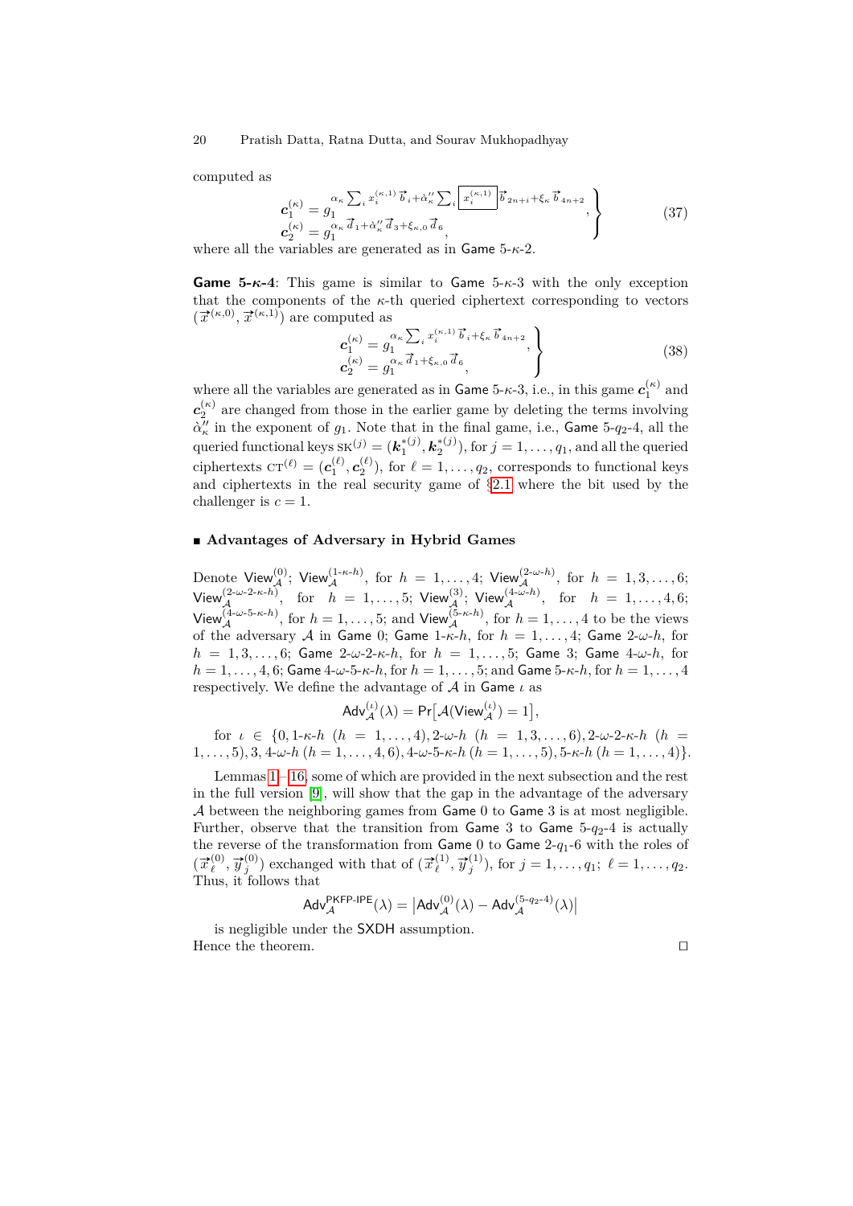computed as

$$\left.\begin{aligned} \boldsymbol{c}_1^{(\kappa)} &= g_1^{\alpha_\kappa \sum_i x_i^{(\kappa,1)} \vec{b}_i + \dot{\alpha}_\kappa'' \sum_i \boxed{x_i^{(\kappa,1)}} \vec{b}_{2n+i} + \xi_\kappa \vec{b}_{4n+2}}, \\ \boldsymbol{c}_2^{(\kappa)} &= g_1^{\alpha_\kappa \vec{d}_1 + \dot{\alpha}_\kappa'' \vec{d}_3 + \xi_{\kappa,0} \vec{d}_6}, \end{aligned}\right\} \tag{37}$$

where all the variables are generated as in Game 5-$\kappa$-2.

**Game 5-$\kappa$-4**: This game is similar to Game 5-$\kappa$-3 with the only exception that the components of the $\kappa$-th queried ciphertext corresponding to vectors $(\vec{x}^{(\kappa,0)}, \vec{x}^{(\kappa,1)})$ are computed as

$$\left.\begin{aligned} \boldsymbol{c}_1^{(\kappa)} &= g_1^{\alpha_\kappa \sum_i x_i^{(\kappa,1)} \vec{b}_i + \xi_\kappa \vec{b}_{4n+2}}, \\ \boldsymbol{c}_2^{(\kappa)} &= g_1^{\alpha_\kappa \vec{d}_1 + \xi_{\kappa,0} \vec{d}_6}, \end{aligned}\right\} \tag{38}$$

where all the variables are generated as in Game 5-$\kappa$-3, i.e., in this game $\boldsymbol{c}_1^{(\kappa)}$ and $\boldsymbol{c}_2^{(\kappa)}$ are changed from those in the earlier game by deleting the terms involving $\dot{\alpha}_\kappa''$ in the exponent of $g_1$. Note that in the final game, i.e., Game 5-$q_2$-4, all the queried functional keys $\text{SK}^{(j)} = (\boldsymbol{k}_1^{*(j)}, \boldsymbol{k}_2^{*(j)})$, for $j = 1, \ldots, q_1$, and all the queried ciphertexts $\text{CT}^{(\ell)} = (\boldsymbol{c}_1^{(\ell)}, \boldsymbol{c}_2^{(\ell)})$, for $\ell = 1, \ldots, q_2$, corresponds to functional keys and ciphertexts in the real security game of §2.1 where the bit used by the challenger is $c = 1$.

### ■ Advantages of Adversary in Hybrid Games

Denote $\mathsf{View}_{\mathcal{A}}^{(0)}$; $\mathsf{View}_{\mathcal{A}}^{(1\text{-}\kappa\text{-}h)}$, for $h = 1, \ldots, 4$; $\mathsf{View}_{\mathcal{A}}^{(2\text{-}\omega\text{-}h)}$, for $h = 1, 3, \ldots, 6$; $\mathsf{View}_{\mathcal{A}}^{(2\text{-}\omega\text{-}2\text{-}\kappa\text{-}h)}$, for $h = 1, \ldots, 5$; $\mathsf{View}_{\mathcal{A}}^{(3)}$; $\mathsf{View}_{\mathcal{A}}^{(4\text{-}\omega\text{-}h)}$, for $h = 1, \ldots, 4, 6$; $\mathsf{View}_{\mathcal{A}}^{(4\text{-}\omega\text{-}5\text{-}\kappa\text{-}h)}$, for $h = 1, \ldots, 5$; and $\mathsf{View}_{\mathcal{A}}^{(5\text{-}\kappa\text{-}h)}$, for $h = 1, \ldots, 4$ to be the views of the adversary $\mathcal{A}$ in Game 0; Game 1-$\kappa$-$h$, for $h = 1, \ldots, 4$; Game 2-$\omega$-$h$, for $h = 1, 3, \ldots, 6$; Game 2-$\omega$-2-$\kappa$-$h$, for $h = 1, \ldots, 5$; Game 3; Game 4-$\omega$-$h$, for $h = 1, \ldots, 4, 6$; Game 4-$\omega$-5-$\kappa$-$h$, for $h = 1, \ldots, 5$; and Game 5-$\kappa$-$h$, for $h = 1, \ldots, 4$ respectively. We define the advantage of $\mathcal{A}$ in Game $\iota$ as

$$\mathsf{Adv}_{\mathcal{A}}^{(\iota)}(\lambda) = \mathsf{Pr}\big[\mathcal{A}(\mathsf{View}_{\mathcal{A}}^{(\iota)}) = 1\big],$$

for $\iota \in \{0, 1\text{-}\kappa\text{-}h\ (h = 1, \ldots, 4), 2\text{-}\omega\text{-}h\ (h = 1, 3, \ldots, 6), 2\text{-}\omega\text{-}2\text{-}\kappa\text{-}h\ (h = 1, \ldots, 5), 3, 4\text{-}\omega\text{-}h\ (h = 1, \ldots, 4, 6), 4\text{-}\omega\text{-}5\text{-}\kappa\text{-}h\ (h = 1, \ldots, 5), 5\text{-}\kappa\text{-}h\ (h = 1, \ldots, 4)\}$.

Lemmas 1–16, some of which are provided in the next subsection and the rest in the full version [9], will show that the gap in the advantage of the adversary $\mathcal{A}$ between the neighboring games from Game 0 to Game 3 is at most negligible. Further, observe that the transition from Game 3 to Game 5-$q_2$-4 is actually the reverse of the transformation from Game 0 to Game 2-$q_1$-6 with the roles of $(\vec{x}_\ell^{(0)}, \vec{y}_j^{(0)})$ exchanged with that of $(\vec{x}_\ell^{(1)}, \vec{y}_j^{(1)})$, for $j = 1, \ldots, q_1$; $\ell = 1, \ldots, q_2$. Thus, it follows that

$$\mathsf{Adv}_{\mathcal{A}}^{\mathsf{PKFP\text{-}IPE}}(\lambda) = \big|\mathsf{Adv}_{\mathcal{A}}^{(0)}(\lambda) - \mathsf{Adv}_{\mathcal{A}}^{(5\text{-}q_2\text{-}4)}(\lambda)\big|$$

is negligible under the SXDH assumption.

Hence the theorem. □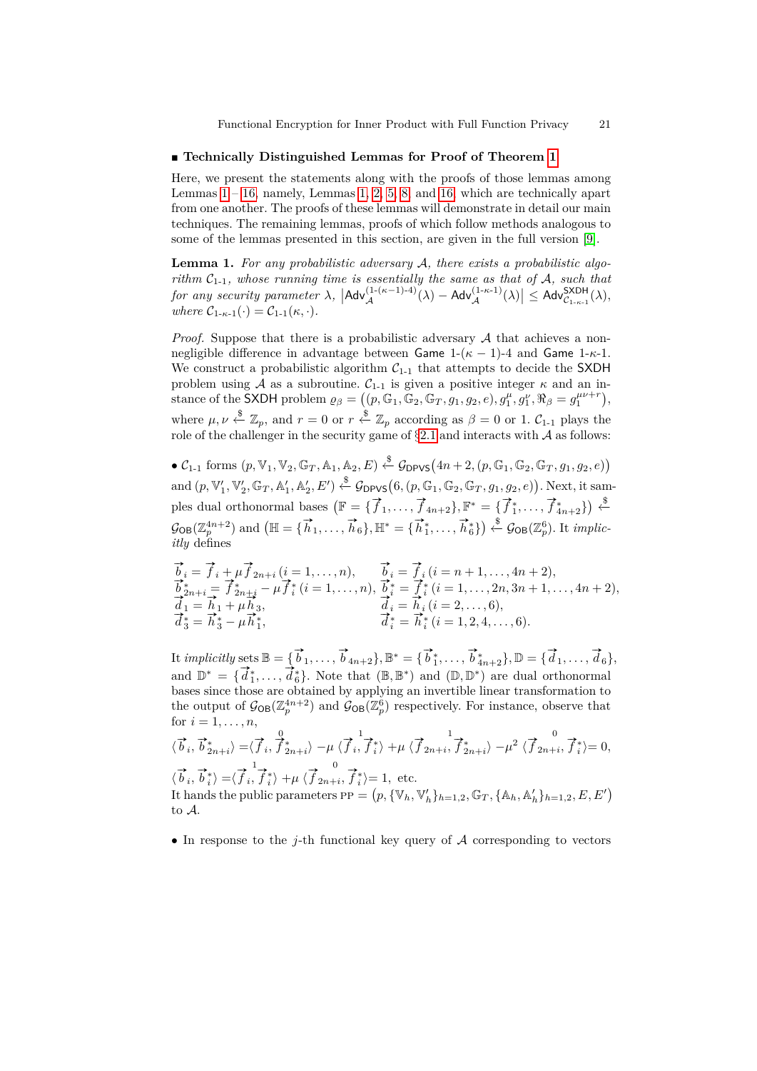### ■ Technically Distinguished Lemmas for Proof of Theorem 1

Here, we present the statements along with the proofs of those lemmas among Lemmas 1 – 16, namely, Lemmas 1, 2, 5, 8, and 16, which are technically apart from one another. The proofs of these lemmas will demonstrate in detail our main techniques. The remaining lemmas, proofs of which follow methods analogous to some of the lemmas presented in this section, are given in the full version [9].

**Lemma 1.** *For any probabilistic adversary $\mathcal{A}$, there exists a probabilistic algorithm $\mathcal{C}_{1\text{-}1}$, whose running time is essentially the same as that of $\mathcal{A}$, such that for any security parameter $\lambda$, $\left|\mathsf{Adv}_{\mathcal{A}}^{(1\text{-}(\kappa-1)\text{-}4)}(\lambda) - \mathsf{Adv}_{\mathcal{A}}^{(1\text{-}\kappa\text{-}1)}(\lambda)\right| \leq \mathsf{Adv}_{\mathcal{C}_{1\text{-}\kappa\text{-}1}}^{\mathsf{SXDH}}(\lambda)$, where $\mathcal{C}_{1\text{-}\kappa\text{-}1}(\cdot) = \mathcal{C}_{1\text{-}1}(\kappa, \cdot)$.*

*Proof.* Suppose that there is a probabilistic adversary $\mathcal{A}$ that achieves a non-negligible difference in advantage between Game 1-$(\kappa-1)$-4 and Game 1-$\kappa$-1. We construct a probabilistic algorithm $\mathcal{C}_{1\text{-}1}$ that attempts to decide the SXDH problem using $\mathcal{A}$ as a subroutine. $\mathcal{C}_{1\text{-}1}$ is given a positive integer $\kappa$ and an instance of the SXDH problem $\varrho_\beta = \big((p, \mathbb{G}_1, \mathbb{G}_2, \mathbb{G}_T, g_1, g_2, e), g_1^\mu, g_1^\nu, \Re_\beta = g_1^{\mu\nu+r}\big)$, where $\mu, \nu \xleftarrow{\$} \mathbb{Z}_p$, and $r = 0$ or $r \xleftarrow{\$} \mathbb{Z}_p$ according as $\beta = 0$ or 1. $\mathcal{C}_{1\text{-}1}$ plays the role of the challenger in the security game of §2.1 and interacts with $\mathcal{A}$ as follows:

- $\mathcal{C}_{1\text{-}1}$ forms $(p, \mathbb{V}_1, \mathbb{V}_2, \mathbb{G}_T, \mathbb{A}_1, \mathbb{A}_2, E) \xleftarrow{\$} \mathcal{G}_{\mathsf{DPVS}}\big(4n+2, (p, \mathbb{G}_1, \mathbb{G}_2, \mathbb{G}_T, g_1, g_2, e)\big)$ and $(p, \mathbb{V}_1', \mathbb{V}_2', \mathbb{G}_T, \mathbb{A}_1', \mathbb{A}_2', E') \xleftarrow{\$} \mathcal{G}_{\mathsf{DPVS}}\big(6, (p, \mathbb{G}_1, \mathbb{G}_2, \mathbb{G}_T, g_1, g_2, e)\big)$. Next, it samples dual orthonormal bases $\big(\mathbb{F} = \{\vec{f}_1, \ldots, \vec{f}_{4n+2}\}, \mathbb{F}^* = \{\vec{f}_1^*, \ldots, \vec{f}_{4n+2}^*\}\big) \xleftarrow{\$} \mathcal{G}_{\mathsf{OB}}(\mathbb{Z}_p^{4n+2})$ and $\big(\mathbb{H} = \{\vec{h}_1, \ldots, \vec{h}_6\}, \mathbb{H}^* = \{\vec{h}_1^*, \ldots, \vec{h}_6^*\}\big) \xleftarrow{\$} \mathcal{G}_{\mathsf{OB}}(\mathbb{Z}_p^6)$. It *implicitly* defines

$$
\begin{array}{ll}
\vec{b}_i = \vec{f}_i + \mu \vec{f}_{2n+i} \; (i = 1, \ldots, n), & \vec{b}_i = \vec{f}_i \; (i = n+1, \ldots, 4n+2), \\
\vec{b}_{2n+i}^* = \vec{f}_{2n+i}^* - \mu \vec{f}_i^* \; (i = 1, \ldots, n), & \vec{b}_i^* = \vec{f}_i^* \; (i = 1, \ldots, 2n, 3n+1, \ldots, 4n+2), \\
\vec{d}_1 = \vec{h}_1 + \mu \vec{h}_3, & \vec{d}_i = \vec{h}_i \; (i = 2, \ldots, 6), \\
\vec{d}_3^* = \vec{h}_3^* - \mu \vec{h}_1^*, & \vec{d}_i^* = \vec{h}_i^* \; (i = 1, 2, 4, \ldots, 6).
\end{array}
$$

It *implicitly* sets $\mathbb{B} = \{\vec{b}_1, \ldots, \vec{b}_{4n+2}\}, \mathbb{B}^* = \{\vec{b}_1^*, \ldots, \vec{b}_{4n+2}^*\}, \mathbb{D} = \{\vec{d}_1, \ldots, \vec{d}_6\}$, and $\mathbb{D}^* = \{\vec{d}_1^*, \ldots, \vec{d}_6^*\}$. Note that $(\mathbb{B}, \mathbb{B}^*)$ and $(\mathbb{D}, \mathbb{D}^*)$ are dual orthonormal bases since those are obtained by applying an invertible linear transformation to the output of $\mathcal{G}_{\mathsf{OB}}(\mathbb{Z}_p^{4n+2})$ and $\mathcal{G}_{\mathsf{OB}}(\mathbb{Z}_p^6)$ respectively. For instance, observe that for $i = 1, \ldots, n$,

$$\langle \vec{b}_i, \vec{b}_{2n+i}^* \rangle = \overset{0}{\langle \vec{f}_i, \vec{f}_{2n+i}^* \rangle} - \mu \overset{1}{\langle \vec{f}_i, \vec{f}_i^* \rangle} + \mu \overset{1}{\langle \vec{f}_{2n+i}, \vec{f}_{2n+i}^* \rangle} - \mu^2 \overset{0}{\langle \vec{f}_{2n+i}, \vec{f}_i^* \rangle} = 0,$$

$$\langle \vec{b}_i, \vec{b}_i^* \rangle = \overset{1}{\langle \vec{f}_i, \vec{f}_i^* \rangle} + \mu \overset{0}{\langle \vec{f}_{2n+i}, \vec{f}_i^* \rangle} = 1, \text{ etc.}$$

It hands the public parameters $\mathrm{PP} = \big(p, \{\mathbb{V}_h, \mathbb{V}_h'\}_{h=1,2}, \mathbb{G}_T, \{\mathbb{A}_h, \mathbb{A}_h'\}_{h=1,2}, E, E'\big)$ to $\mathcal{A}$.

- In response to the $j$-th functional key query of $\mathcal{A}$ corresponding to vectors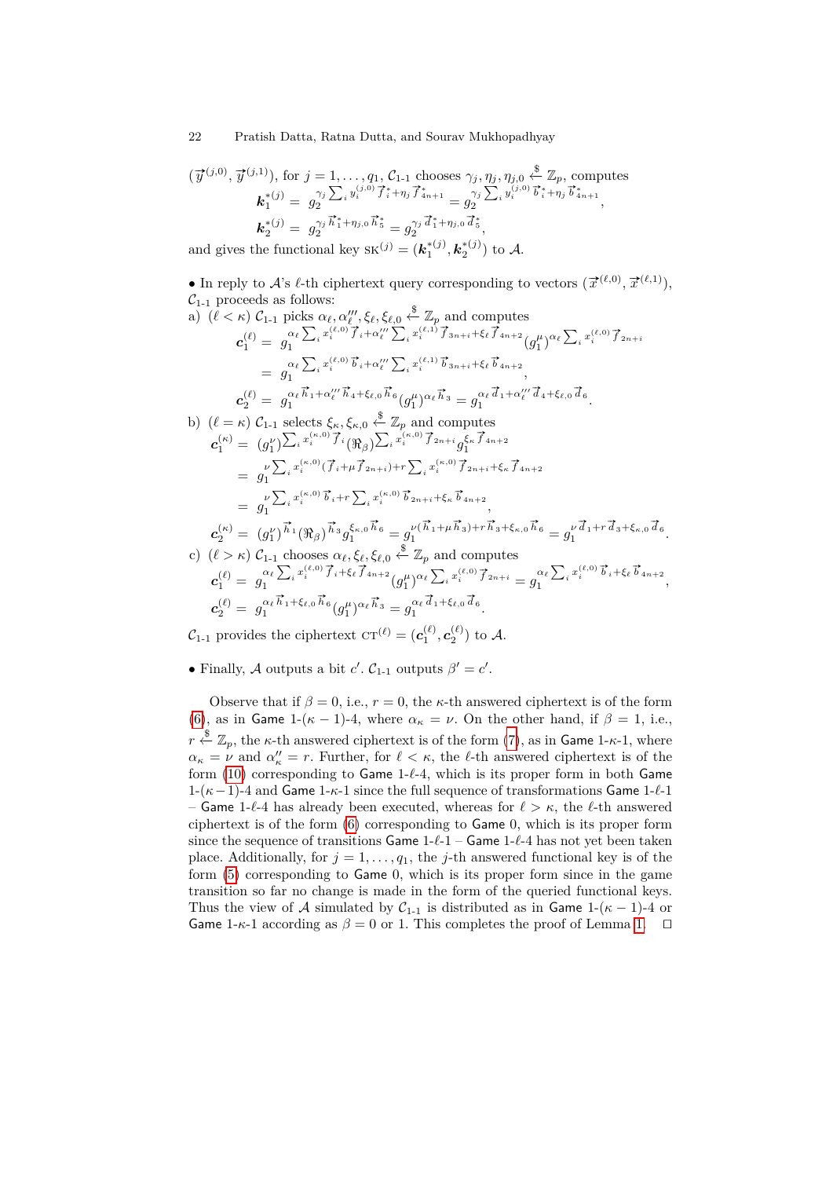$(\vec{y}^{(j,0)}, \vec{y}^{(j,1)})$, for $j = 1, \ldots, q_1$, $\mathcal{C}_{1\text{-}1}$ chooses $\gamma_j, \eta_j, \eta_{j,0} \xleftarrow{\$} \mathbb{Z}_p$, computes

$$\boldsymbol{k}_1^{*(j)} = g_2^{\gamma_j \sum_i y_i^{(j,0)} \vec{f}_i^* + \eta_j \vec{f}_{4n+1}^*} = g_2^{\gamma_j \sum_i y_i^{(j,0)} \vec{b}_i^* + \eta_j \vec{b}_{4n+1}^*},$$

$$\boldsymbol{k}_2^{*(j)} = g_2^{\gamma_j \vec{h}_1^* + \eta_{j,0} \vec{h}_5^*} = g_2^{\gamma_j \vec{d}_1^* + \eta_{j,0} \vec{d}_5^*},$$

and gives the functional key $\text{SK}^{(j)} = (\boldsymbol{k}_1^{*(j)}, \boldsymbol{k}_2^{*(j)})$ to $\mathcal{A}$.

• In reply to $\mathcal{A}$'s $\ell$-th ciphertext query corresponding to vectors $(\vec{x}^{(\ell,0)}, \vec{x}^{(\ell,1)})$, $\mathcal{C}_{1\text{-}1}$ proceeds as follows:

a) $(\ell < \kappa)$ $\mathcal{C}_{1\text{-}1}$ picks $\alpha_\ell, \alpha_\ell''', \xi_\ell, \xi_{\ell,0} \xleftarrow{\$} \mathbb{Z}_p$ and computes

$$\boldsymbol{c}_1^{(\ell)} = g_1^{\alpha_\ell \sum_i x_i^{(\ell,0)} \vec{f}_i + \alpha_\ell''' \sum_i x_i^{(\ell,1)} \vec{f}_{3n+i} + \xi_\ell \vec{f}_{4n+2}} (g_1^\mu)^{\alpha_\ell \sum_i x_i^{(\ell,0)} \vec{f}_{2n+i}}$$

$$= g_1^{\alpha_\ell \sum_i x_i^{(\ell,0)} \vec{b}_i + \alpha_\ell''' \sum_i x_i^{(\ell,1)} \vec{b}_{3n+i} + \xi_\ell \vec{b}_{4n+2}},$$

$$\boldsymbol{c}_2^{(\ell)} = g_1^{\alpha_\ell \vec{h}_1 + \alpha_\ell''' \vec{h}_4 + \xi_{\ell,0} \vec{h}_6} (g_1^\mu)^{\alpha_\ell \vec{h}_3} = g_1^{\alpha_\ell \vec{d}_1 + \alpha_\ell''' \vec{d}_4 + \xi_{\ell,0} \vec{d}_6}.$$

b) $(\ell = \kappa)$ $\mathcal{C}_{1\text{-}1}$ selects $\xi_\kappa, \xi_{\kappa,0} \xleftarrow{\$} \mathbb{Z}_p$ and computes

$$\boldsymbol{c}_1^{(\kappa)} = (g_1^\nu)^{\sum_i x_i^{(\kappa,0)} \vec{f}_i} (\Re_\beta)^{\sum_i x_i^{(\kappa,0)} \vec{f}_{2n+i}} g_1^{\xi_\kappa \vec{f}_{4n+2}}$$

$$= g_1^{\nu \sum_i x_i^{(\kappa,0)} (\vec{f}_i + \mu \vec{f}_{2n+i}) + r \sum_i x_i^{(\kappa,0)} \vec{f}_{2n+i} + \xi_\kappa \vec{f}_{4n+2}}$$

$$= g_1^{\nu \sum_i x_i^{(\kappa,0)} \vec{b}_i + r \sum_i x_i^{(\kappa,0)} \vec{b}_{2n+i} + \xi_\kappa \vec{b}_{4n+2}},$$

$$\boldsymbol{c}_2^{(\kappa)} = (g_1^\nu)^{\vec{h}_1} (\Re_\beta)^{\vec{h}_3} g_1^{\xi_{\kappa,0} \vec{h}_6} = g_1^{\nu(\vec{h}_1 + \mu \vec{h}_3) + r \vec{h}_3 + \xi_{\kappa,0} \vec{h}_6} = g_1^{\nu \vec{d}_1 + r \vec{d}_3 + \xi_{\kappa,0} \vec{d}_6}.$$

c) $(\ell > \kappa)$ $\mathcal{C}_{1\text{-}1}$ chooses $\alpha_\ell, \xi_\ell, \xi_{\ell,0} \xleftarrow{\$} \mathbb{Z}_p$ and computes

$$\boldsymbol{c}_1^{(\ell)} = g_1^{\alpha_\ell \sum_i x_i^{(\ell,0)} \vec{f}_i + \xi_\ell \vec{f}_{4n+2}} (g_1^\mu)^{\alpha_\ell \sum_i x_i^{(\ell,0)} \vec{f}_{2n+i}} = g_1^{\alpha_\ell \sum_i x_i^{(\ell,0)} \vec{b}_i + \xi_\ell \vec{b}_{4n+2}},$$

$$\boldsymbol{c}_2^{(\ell)} = g_1^{\alpha_\ell \vec{h}_1 + \xi_{\ell,0} \vec{h}_6} (g_1^\mu)^{\alpha_\ell \vec{h}_3} = g_1^{\alpha_\ell \vec{d}_1 + \xi_{\ell,0} \vec{d}_6}.$$

$\mathcal{C}_{1\text{-}1}$ provides the ciphertext $\text{CT}^{(\ell)} = (\boldsymbol{c}_1^{(\ell)}, \boldsymbol{c}_2^{(\ell)})$ to $\mathcal{A}$.

• Finally, $\mathcal{A}$ outputs a bit $c'$. $\mathcal{C}_{1\text{-}1}$ outputs $\beta' = c'$.

Observe that if $\beta = 0$, i.e., $r = 0$, the $\kappa$-th answered ciphertext is of the form (6), as in Game 1-$(\kappa-1)$-4, where $\alpha_\kappa = \nu$. On the other hand, if $\beta = 1$, i.e., $r \xleftarrow{\$} \mathbb{Z}_p$, the $\kappa$-th answered ciphertext is of the form (7), as in Game 1-$\kappa$-1, where $\alpha_\kappa = \nu$ and $\alpha_\kappa'' = r$. Further, for $\ell < \kappa$, the $\ell$-th answered ciphertext is of the form (10) corresponding to Game 1-$\ell$-4, which is its proper form in both Game 1-$(\kappa-1)$-4 and Game 1-$\kappa$-1 since the full sequence of transformations Game 1-$\ell$-1 – Game 1-$\ell$-4 has already been executed, whereas for $\ell > \kappa$, the $\ell$-th answered ciphertext is of the form (6) corresponding to Game 0, which is its proper form since the sequence of transitions Game 1-$\ell$-1 – Game 1-$\ell$-4 has not yet been taken place. Additionally, for $j = 1, \ldots, q_1$, the $j$-th answered functional key is of the form (5) corresponding to Game 0, which is its proper form since in the game transition so far no change is made in the form of the queried functional keys. Thus the view of $\mathcal{A}$ simulated by $\mathcal{C}_{1\text{-}1}$ is distributed as in Game 1-$(\kappa-1)$-4 or Game 1-$\kappa$-1 according as $\beta = 0$ or 1. This completes the proof of Lemma 1. $\square$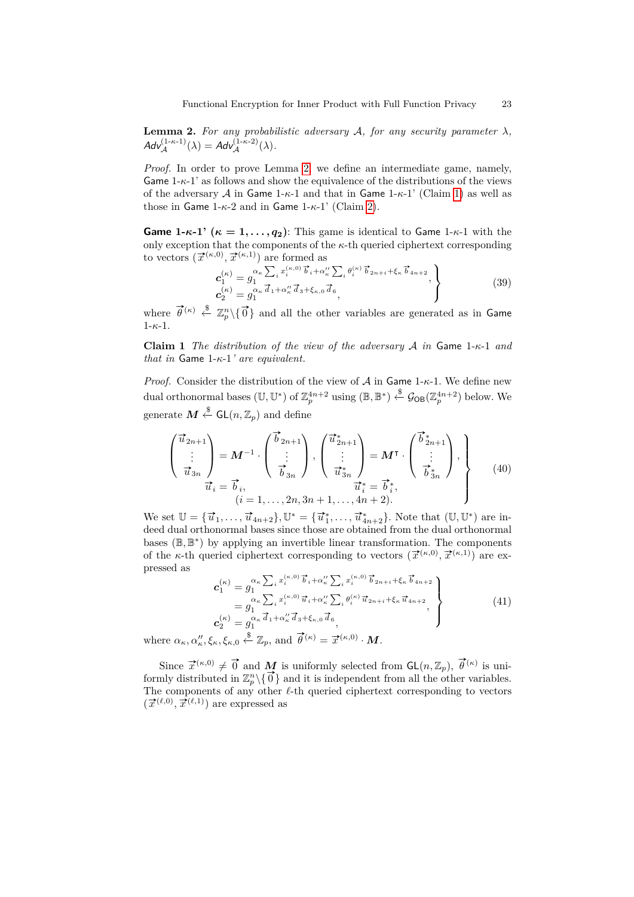**Lemma 2.** *For any probabilistic adversary $\mathcal{A}$, for any security parameter $\lambda$, $\mathsf{Adv}_{\mathcal{A}}^{(1\text{-}\kappa\text{-}1)}(\lambda) = \mathsf{Adv}_{\mathcal{A}}^{(1\text{-}\kappa\text{-}2)}(\lambda)$.*

*Proof.* In order to prove Lemma 2, we define an intermediate game, namely, Game 1-$\kappa$-1' as follows and show the equivalence of the distributions of the views of the adversary $\mathcal{A}$ in Game 1-$\kappa$-1 and that in Game 1-$\kappa$-1' (Claim 1) as well as those in Game 1-$\kappa$-2 and in Game 1-$\kappa$-1' (Claim 2).

**Game 1-$\kappa$-1' ($\kappa = 1, \ldots, q_2$)**: This game is identical to Game 1-$\kappa$-1 with the only exception that the components of the $\kappa$-th queried ciphertext corresponding to vectors $(\vec{x}^{(\kappa,0)}, \vec{x}^{(\kappa,1)})$ are formed as

$$\left.\begin{aligned} \boldsymbol{c}_1^{(\kappa)} &= g_1^{\alpha_\kappa \sum_i x_i^{(\kappa,0)} \vec{b}_i + \alpha''_\kappa \sum_i \theta_i^{(\kappa)} \vec{b}_{2n+i} + \xi_\kappa \vec{b}_{4n+2}}, \\ \boldsymbol{c}_2^{(\kappa)} &= g_1^{\alpha_\kappa \vec{d}_1 + \alpha''_\kappa \vec{d}_3 + \xi_{\kappa,0} \vec{d}_6}, \end{aligned}\right\} \tag{39}$$

where $\vec{\theta}^{(\kappa)} \xleftarrow{\$} \mathbb{Z}_p^n \setminus \{\vec{0}\}$ and all the other variables are generated as in Game 1-$\kappa$-1.

**Claim 1** *The distribution of the view of the adversary $\mathcal{A}$ in* Game 1-$\kappa$-1 *and that in* Game 1-$\kappa$-1' *are equivalent.*

*Proof.* Consider the distribution of the view of $\mathcal{A}$ in Game 1-$\kappa$-1. We define new dual orthonormal bases $(\mathbb{U}, \mathbb{U}^*)$ of $\mathbb{Z}_p^{4n+2}$ using $(\mathbb{B}, \mathbb{B}^*) \xleftarrow{\$} \mathcal{G}_{\mathsf{OB}}(\mathbb{Z}_p^{4n+2})$ below. We generate $\boldsymbol{M} \xleftarrow{\$} \mathsf{GL}(n, \mathbb{Z}_p)$ and define

$$\left.\begin{aligned} \begin{pmatrix} \vec{u}_{2n+1} \\ \vdots \\ \vec{u}_{3n} \end{pmatrix} = \boldsymbol{M}^{-1} \cdot \begin{pmatrix} \vec{b}_{2n+1} \\ \vdots \\ \vec{b}_{3n} \end{pmatrix}&, \quad \begin{pmatrix} \vec{u}^*_{2n+1} \\ \vdots \\ \vec{u}^*_{3n} \end{pmatrix} = \boldsymbol{M}^{\intercal} \cdot \begin{pmatrix} \vec{b}^*_{2n+1} \\ \vdots \\ \vec{b}^*_{3n} \end{pmatrix}, \\ \vec{u}_i = \vec{b}_i,& \qquad \vec{u}^*_i = \vec{b}^*_i, \\ (i = 1, \ldots, 2n&, 3n+1, \ldots, 4n+2). \end{aligned}\right\} \tag{40}$$

We set $\mathbb{U} = \{\vec{u}_1, \ldots, \vec{u}_{4n+2}\}, \mathbb{U}^* = \{\vec{u}^*_1, \ldots, \vec{u}^*_{4n+2}\}$. Note that $(\mathbb{U}, \mathbb{U}^*)$ are indeed dual orthonormal bases since those are obtained from the dual orthonormal bases $(\mathbb{B}, \mathbb{B}^*)$ by applying an invertible linear transformation. The components of the $\kappa$-th queried ciphertext corresponding to vectors $(\vec{x}^{(\kappa,0)}, \vec{x}^{(\kappa,1)})$ are expressed as

$$\left.\begin{aligned} \boldsymbol{c}_1^{(\kappa)} &= g_1^{\alpha_\kappa \sum_i x_i^{(\kappa,0)} \vec{b}_i + \alpha''_\kappa \sum_i x_i^{(\kappa,0)} \vec{b}_{2n+i} + \xi_\kappa \vec{b}_{4n+2}} \\ &= g_1^{\alpha_\kappa \sum_i x_i^{(\kappa,0)} \vec{u}_i + \alpha''_\kappa \sum_i \theta_i^{(\kappa)} \vec{u}_{2n+i} + \xi_\kappa \vec{u}_{4n+2}}, \\ \boldsymbol{c}_2^{(\kappa)} &= g_1^{\alpha_\kappa \vec{d}_1 + \alpha''_\kappa \vec{d}_3 + \xi_{\kappa,0} \vec{d}_6}, \end{aligned}\right\} \tag{41}$$

where $\alpha_\kappa, \alpha''_\kappa, \xi_\kappa, \xi_{\kappa,0} \xleftarrow{\$} \mathbb{Z}_p$, and $\vec{\theta}^{(\kappa)} = \vec{x}^{(\kappa,0)} \cdot \boldsymbol{M}$.

Since $\vec{x}^{(\kappa,0)} \neq \vec{0}$ and $\boldsymbol{M}$ is uniformly selected from $\mathsf{GL}(n, \mathbb{Z}_p)$, $\vec{\theta}^{(\kappa)}$ is uniformly distributed in $\mathbb{Z}_p^n \setminus \{\vec{0}\}$ and it is independent from all the other variables. The components of any other $\ell$-th queried ciphertext corresponding to vectors $(\vec{x}^{(\ell,0)}, \vec{x}^{(\ell,1)})$ are expressed as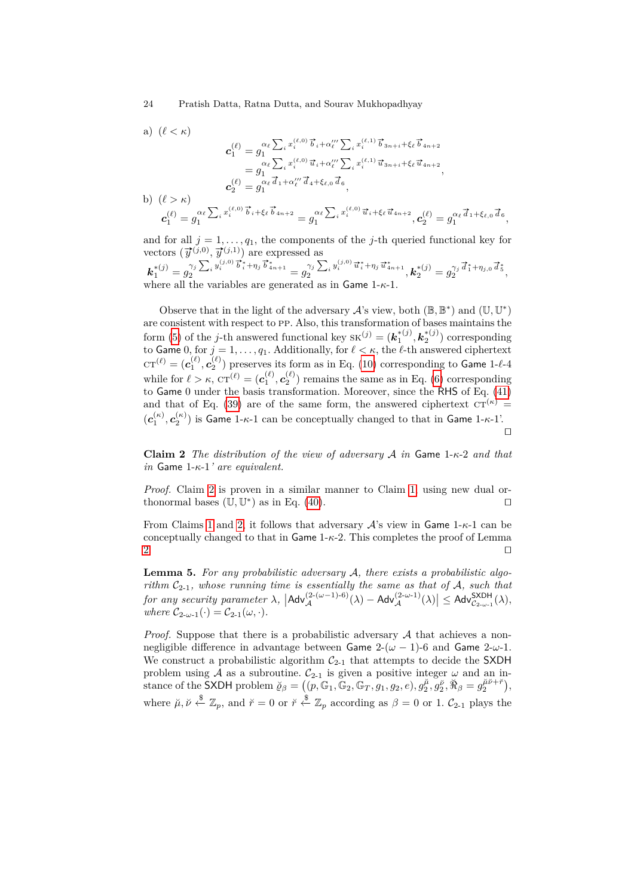a) $(\ell < \kappa)$

$$\boldsymbol{c}_1^{(\ell)} = g_1^{\alpha_\ell \sum_i x_i^{(\ell,0)} \vec{b}_i + \alpha_\ell''' \sum_i x_i^{(\ell,1)} \vec{b}_{3n+i} + \xi_\ell \vec{b}_{4n+2}} = g_1^{\alpha_\ell \sum_i x_i^{(\ell,0)} \vec{u}_i + \alpha_\ell''' \sum_i x_i^{(\ell,1)} \vec{u}_{3n+i} + \xi_\ell \vec{u}_{4n+2}},$$

$$\boldsymbol{c}_2^{(\ell)} = g_1^{\alpha_\ell \vec{d}_1 + \alpha_\ell''' \vec{d}_4 + \xi_{\ell,0} \vec{d}_6},$$

b) $(\ell > \kappa)$

$$\boldsymbol{c}_1^{(\ell)} = g_1^{\alpha_\ell \sum_i x_i^{(\ell,0)} \vec{b}_i + \xi_\ell \vec{b}_{4n+2}} = g_1^{\alpha_\ell \sum_i x_i^{(\ell,0)} \vec{u}_i + \xi_\ell \vec{u}_{4n+2}}, \boldsymbol{c}_2^{(\ell)} = g_1^{\alpha_\ell \vec{d}_1 + \xi_{\ell,0} \vec{d}_6},$$

and for all $j = 1, \ldots, q_1$, the components of the $j$-th queried functional key for vectors $(\vec{y}^{(j,0)}, \vec{y}^{(j,1)})$ are expressed as

$$\boldsymbol{k}_1^{*(j)} = g_2^{\gamma_j \sum_i y_i^{(j,0)} \vec{b}_i^* + \eta_j \vec{b}_{4n+1}^*} = g_2^{\gamma_j \sum_i y_i^{(j,0)} \vec{u}_i^* + \eta_j \vec{u}_{4n+1}^*}, \boldsymbol{k}_2^{*(j)} = g_2^{\gamma_j \vec{d}_1^* + \eta_{j,0} \vec{d}_5^*},$$

where all the variables are generated as in Game 1-$\kappa$-1.

Observe that in the light of the adversary $\mathcal{A}$'s view, both $(\mathbb{B}, \mathbb{B}^*)$ and $(\mathbb{U}, \mathbb{U}^*)$ are consistent with respect to PP. Also, this transformation of bases maintains the form (5) of the $j$-th answered functional key $\text{SK}^{(j)} = (\boldsymbol{k}_1^{*(j)}, \boldsymbol{k}_2^{*(j)})$ corresponding to Game 0, for $j = 1, \ldots, q_1$. Additionally, for $\ell < \kappa$, the $\ell$-th answered ciphertext $\text{CT}^{(\ell)} = (\boldsymbol{c}_1^{(\ell)}, \boldsymbol{c}_2^{(\ell)})$ preserves its form as in Eq. (10) corresponding to Game 1-$\ell$-4 while for $\ell > \kappa$, $\text{CT}^{(\ell)} = (\boldsymbol{c}_1^{(\ell)}, \boldsymbol{c}_2^{(\ell)})$ remains the same as in Eq. (6) corresponding to Game 0 under the basis transformation. Moreover, since the RHS of Eq. (41) and that of Eq. (39) are of the same form, the answered ciphertext $\text{CT}^{(\kappa)} = (\boldsymbol{c}_1^{(\kappa)}, \boldsymbol{c}_2^{(\kappa)})$ is Game 1-$\kappa$-1 can be conceptually changed to that in Game 1-$\kappa$-1'. □

**Claim 2** *The distribution of the view of adversary $\mathcal{A}$ in* Game 1-$\kappa$-2 *and that in* Game 1-$\kappa$-1*' are equivalent.*

*Proof.* Claim 2 is proven in a similar manner to Claim 1, using new dual orthonormal bases $(\mathbb{U}, \mathbb{U}^*)$ as in Eq. (40). □

From Claims 1 and 2, it follows that adversary $\mathcal{A}$'s view in Game 1-$\kappa$-1 can be conceptually changed to that in Game 1-$\kappa$-2. This completes the proof of Lemma 2. □

**Lemma 5.** *For any probabilistic adversary $\mathcal{A}$, there exists a probabilistic algorithm $\mathcal{C}_{2\text{-}1}$, whose running time is essentially the same as that of $\mathcal{A}$, such that for any security parameter $\lambda$, $\left|\mathsf{Adv}_{\mathcal{A}}^{(2\text{-}(\omega-1)\text{-}6)}(\lambda) - \mathsf{Adv}_{\mathcal{A}}^{(2\text{-}\omega\text{-}1)}(\lambda)\right| \leq \mathsf{Adv}_{\mathcal{C}_{2\text{-}\omega\text{-}1}}^{\mathsf{SXDH}}(\lambda)$, where $\mathcal{C}_{2\text{-}\omega\text{-}1}(\cdot) = \mathcal{C}_{2\text{-}1}(\omega, \cdot)$.*

*Proof.* Suppose that there is a probabilistic adversary $\mathcal{A}$ that achieves a non-negligible difference in advantage between Game 2-$(\omega - 1)$-6 and Game 2-$\omega$-1. We construct a probabilistic algorithm $\mathcal{C}_{2\text{-}1}$ that attempts to decide the SXDH problem using $\mathcal{A}$ as a subroutine. $\mathcal{C}_{2\text{-}1}$ is given a positive integer $\omega$ and an instance of the SXDH problem $\breve{\varrho}_\beta = \left((p, \mathbb{G}_1, \mathbb{G}_2, \mathbb{G}_T, g_1, g_2, e), g_2^{\breve{\mu}}, g_2^{\breve{\nu}}, \breve{\Re}_\beta = g_2^{\breve{\mu}\breve{\nu} + \breve{r}}\right)$, where $\breve{\mu}, \breve{\nu} \xleftarrow{\$} \mathbb{Z}_p$, and $\breve{r} = 0$ or $\breve{r} \xleftarrow{\$} \mathbb{Z}_p$ according as $\beta = 0$ or 1. $\mathcal{C}_{2\text{-}1}$ plays the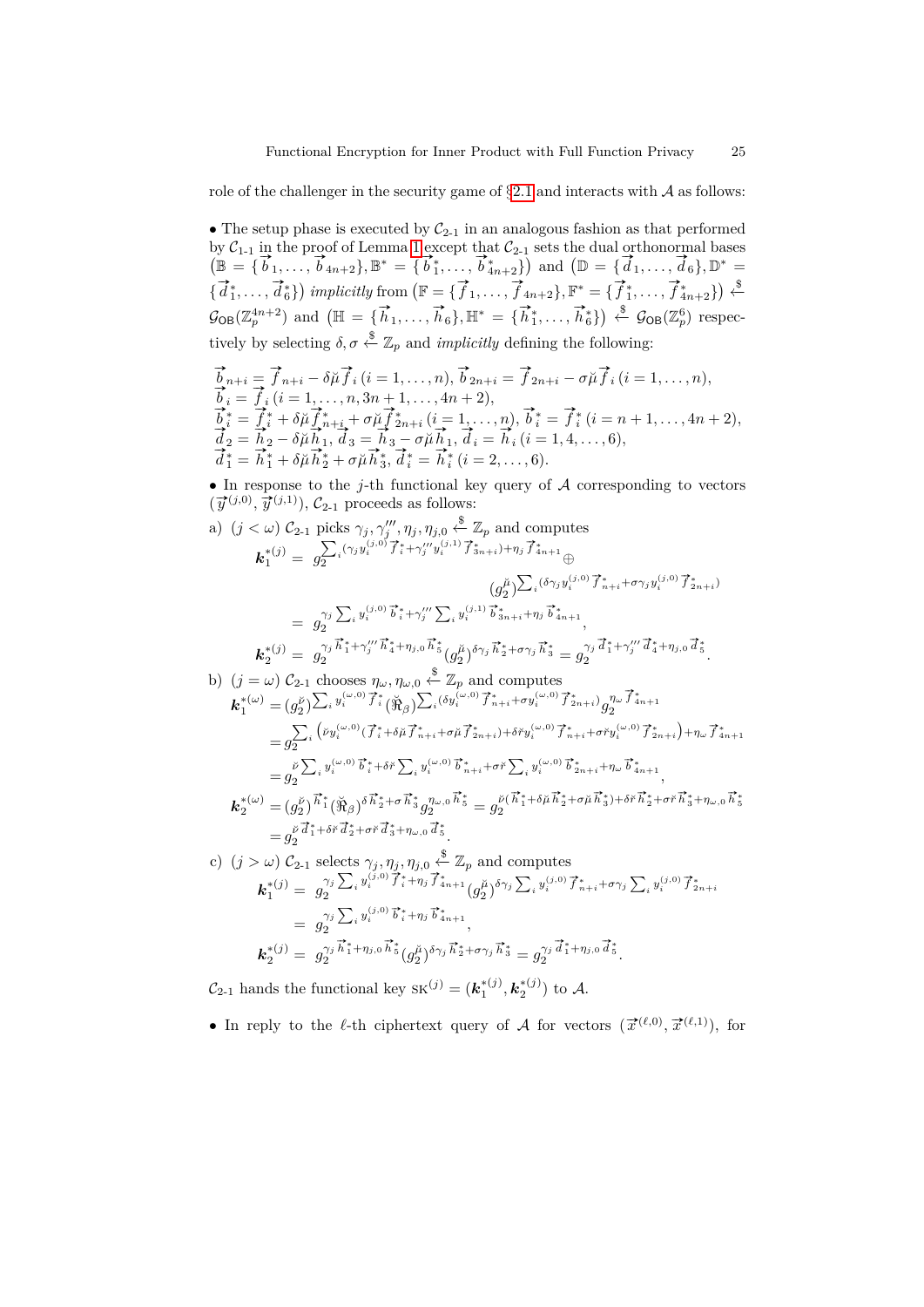role of the challenger in the security game of §2.1 and interacts with $\mathcal{A}$ as follows:

• The setup phase is executed by $\mathcal{C}_{2\text{-}1}$ in an analogous fashion as that performed by $\mathcal{C}_{1\text{-}1}$ in the proof of Lemma 1 except that $\mathcal{C}_{2\text{-}1}$ sets the dual orthonormal bases $\big(\mathbb{B} = \{\vec{b}_1, \ldots, \vec{b}_{4n+2}\}, \mathbb{B}^* = \{\vec{b}^*_1, \ldots, \vec{b}^*_{4n+2}\}\big)$ and $\big(\mathbb{D} = \{\vec{d}_1, \ldots, \vec{d}_6\}, \mathbb{D}^* = \{\vec{d}^*_1, \ldots, \vec{d}^*_6\}\big)$ *implicitly* from $\big(\mathbb{F} = \{\vec{f}_1, \ldots, \vec{f}_{4n+2}\}, \mathbb{F}^* = \{\vec{f}^*_1, \ldots, \vec{f}^*_{4n+2}\}\big) \xleftarrow{\$} \mathcal{G}_{\mathsf{OB}}(\mathbb{Z}_p^{4n+2})$ and $\big(\mathbb{H} = \{\vec{h}_1, \ldots, \vec{h}_6\}, \mathbb{H}^* = \{\vec{h}^*_1, \ldots, \vec{h}^*_6\}\big) \xleftarrow{\$} \mathcal{G}_{\mathsf{OB}}(\mathbb{Z}_p^6)$ respectively by selecting $\delta, \sigma \xleftarrow{\$} \mathbb{Z}_p$ and *implicitly* defining the following:

$$
\begin{aligned}
&\vec{b}_{n+i} = \vec{f}_{n+i} - \delta\breve{\mu}\vec{f}_i \, (i = 1, \ldots, n), \; \vec{b}_{2n+i} = \vec{f}_{2n+i} - \sigma\breve{\mu}\vec{f}_i \, (i = 1, \ldots, n),\\
&\vec{b}_i = \vec{f}_i \, (i = 1, \ldots, n, 3n+1, \ldots, 4n+2),\\
&\vec{b}^*_i = \vec{f}^*_i + \delta\breve{\mu}\vec{f}^*_{n+i} + \sigma\breve{\mu}\vec{f}^*_{2n+i} \, (i = 1, \ldots, n), \; \vec{b}^*_i = \vec{f}^*_i \, (i = n+1, \ldots, 4n+2),\\
&\vec{d}_2 = \vec{h}_2 - \delta\breve{\mu}\vec{h}_1, \; \vec{d}_3 = \vec{h}_3 - \sigma\breve{\mu}\vec{h}_1, \; \vec{d}_i = \vec{h}_i \, (i = 1, 4, \ldots, 6),\\
&\vec{d}^*_1 = \vec{h}^*_1 + \delta\breve{\mu}\vec{h}^*_2 + \sigma\breve{\mu}\vec{h}^*_3, \; \vec{d}^*_i = \vec{h}^*_i \, (i = 2, \ldots, 6).
\end{aligned}
$$

• In response to the $j$-th functional key query of $\mathcal{A}$ corresponding to vectors $(\vec{y}^{(j,0)}, \vec{y}^{(j,1)})$, $\mathcal{C}_{2\text{-}1}$ proceeds as follows:

a) $(j < \omega)$ $\mathcal{C}_{2\text{-}1}$ picks $\gamma_j, \gamma'''_j, \eta_j, \eta_{j,0} \xleftarrow{\$} \mathbb{Z}_p$ and computes

$$
\begin{aligned}
\boldsymbol{k}_1^{*(j)} &= g_2^{\sum_i (\gamma_j y_i^{(j,0)} \vec{f}^*_i + \gamma'''_j y_i^{(j,1)} \vec{f}^*_{3n+i}) + \eta_j \vec{f}^*_{4n+1}} \oplus \\
&\qquad\qquad (g_2^{\breve{\mu}})^{\sum_i (\delta\gamma_j y_i^{(j,0)} \vec{f}^*_{n+i} + \sigma\gamma_j y_i^{(j,0)} \vec{f}^*_{2n+i})}\\
&= g_2^{\gamma_j \sum_i y_i^{(j,0)} \vec{b}^*_i + \gamma'''_j \sum_i y_i^{(j,1)} \vec{b}^*_{3n+i} + \eta_j \vec{b}^*_{4n+1}},\\
\boldsymbol{k}_2^{*(j)} &= g_2^{\gamma_j \vec{h}^*_1 + \gamma'''_j \vec{h}^*_4 + \eta_{j,0} \vec{h}^*_5} (g_2^{\breve{\mu}})^{\delta\gamma_j \vec{h}^*_2 + \sigma\gamma_j \vec{h}^*_3} = g_2^{\gamma_j \vec{d}^*_1 + \gamma'''_j \vec{d}^*_4 + \eta_{j,0} \vec{d}^*_5}.
\end{aligned}
$$

b) $(j = \omega)$ $\mathcal{C}_{2\text{-}1}$ chooses $\eta_\omega, \eta_{\omega,0} \xleftarrow{\$} \mathbb{Z}_p$ and computes

$$
\begin{aligned}
\boldsymbol{k}_1^{*(\omega)} &= (g_2^{\breve{\nu}})^{\sum_i y_i^{(\omega,0)} \vec{f}^*_i} (\breve{\Re}_\beta)^{\sum_i (\delta y_i^{(\omega,0)} \vec{f}^*_{n+i} + \sigma y_i^{(\omega,0)} \vec{f}^*_{2n+i})} g_2^{\eta_\omega \vec{f}^*_{4n+1}}\\
&= g_2^{\sum_i \left(\breve{\nu} y_i^{(\omega,0)} (\vec{f}^*_i + \delta\breve{\mu}\vec{f}^*_{n+i} + \sigma\breve{\mu}\vec{f}^*_{2n+i}) + \delta\breve{r} y_i^{(\omega,0)} \vec{f}^*_{n+i} + \sigma\breve{r} y_i^{(\omega,0)} \vec{f}^*_{2n+i}\right) + \eta_\omega \vec{f}^*_{4n+1}}\\
&= g_2^{\breve{\nu} \sum_i y_i^{(\omega,0)} \vec{b}^*_i + \delta\breve{r} \sum_i y_i^{(\omega,0)} \vec{b}^*_{n+i} + \sigma\breve{r} \sum_i y_i^{(\omega,0)} \vec{b}^*_{2n+i} + \eta_\omega \vec{b}^*_{4n+1}},\\
\boldsymbol{k}_2^{*(\omega)} &= (g_2^{\breve{\nu}})^{\vec{h}^*_1} (\breve{\Re}_\beta)^{\delta \vec{h}^*_2 + \sigma \vec{h}^*_3} g_2^{\eta_{\omega,0} \vec{h}^*_5} = g_2^{\breve{\nu}(\vec{h}^*_1 + \delta\breve{\mu}\vec{h}^*_2 + \sigma\breve{\mu}\vec{h}^*_3) + \delta\breve{r}\vec{h}^*_2 + \sigma\breve{r}\vec{h}^*_3 + \eta_{\omega,0}\vec{h}^*_5}\\
&= g_2^{\breve{\nu} \vec{d}^*_1 + \delta\breve{r} \vec{d}^*_2 + \sigma\breve{r} \vec{d}^*_3 + \eta_{\omega,0} \vec{d}^*_5}.
\end{aligned}
$$

c) $(j > \omega)$ $\mathcal{C}_{2\text{-}1}$ selects $\gamma_j, \eta_j, \eta_{j,0} \xleftarrow{\$} \mathbb{Z}_p$ and computes

$$
\begin{aligned}
\boldsymbol{k}_1^{*(j)} &= g_2^{\gamma_j \sum_i y_i^{(j,0)} \vec{f}^*_i + \eta_j \vec{f}^*_{4n+1}} (g_2^{\breve{\mu}})^{\delta\gamma_j \sum_i y_i^{(j,0)} \vec{f}^*_{n+i} + \sigma\gamma_j \sum_i y_i^{(j,0)} \vec{f}^*_{2n+i}}\\
&= g_2^{\gamma_j \sum_i y_i^{(j,0)} \vec{b}^*_i + \eta_j \vec{b}^*_{4n+1}},\\
\boldsymbol{k}_2^{*(j)} &= g_2^{\gamma_j \vec{h}^*_1 + \eta_{j,0} \vec{h}^*_5} (g_2^{\breve{\mu}})^{\delta\gamma_j \vec{h}^*_2 + \sigma\gamma_j \vec{h}^*_3} = g_2^{\gamma_j \vec{d}^*_1 + \eta_{j,0} \vec{d}^*_5}.
\end{aligned}
$$

$\mathcal{C}_{2\text{-}1}$ hands the functional key $\text{SK}^{(j)} = (\boldsymbol{k}_1^{*(j)}, \boldsymbol{k}_2^{*(j)})$ to $\mathcal{A}$.

• In reply to the $\ell$-th ciphertext query of $\mathcal{A}$ for vectors $(\vec{x}^{(\ell,0)}, \vec{x}^{(\ell,1)})$, for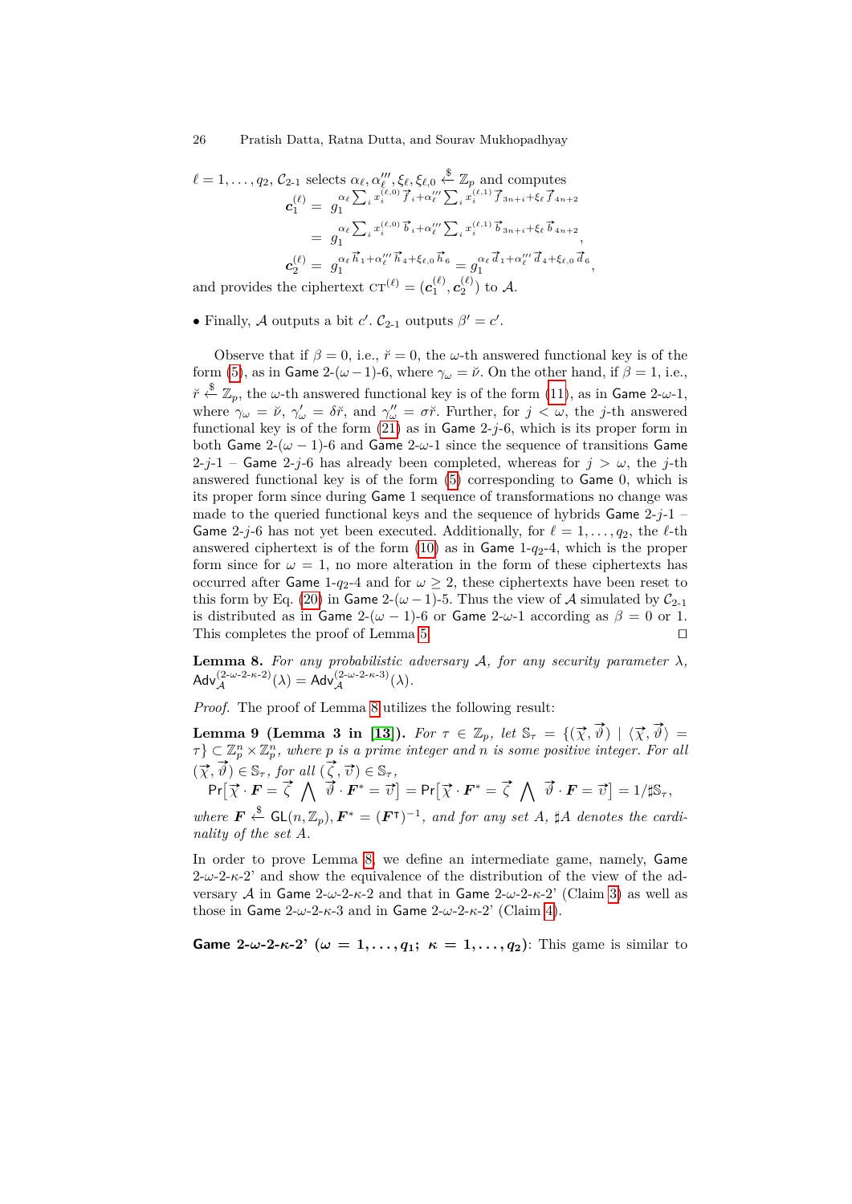$\ell = 1, \ldots, q_2$, $\mathcal{C}_{2\text{-}1}$ selects $\alpha_\ell, \alpha_\ell''', \xi_\ell, \xi_{\ell,0} \xleftarrow{\$} \mathbb{Z}_p$ and computes

$$
\begin{aligned}
\boldsymbol{c}_1^{(\ell)} &= g_1^{\alpha_\ell \sum_i x_i^{(\ell,0)} \vec{f}_i + \alpha_\ell''' \sum_i x_i^{(\ell,1)} \vec{f}_{3n+i} + \xi_\ell \vec{f}_{4n+2}} \\
&= g_1^{\alpha_\ell \sum_i x_i^{(\ell,0)} \vec{b}_i + \alpha_\ell''' \sum_i x_i^{(\ell,1)} \vec{b}_{3n+i} + \xi_\ell \vec{b}_{4n+2}}, \\
\boldsymbol{c}_2^{(\ell)} &= g_1^{\alpha_\ell \vec{h}_1 + \alpha_\ell''' \vec{h}_4 + \xi_{\ell,0} \vec{h}_6} = g_1^{\alpha_\ell \vec{d}_1 + \alpha_\ell''' \vec{d}_4 + \xi_{\ell,0} \vec{d}_6},
\end{aligned}
$$

and provides the ciphertext $\text{CT}^{(\ell)} = (\boldsymbol{c}_1^{(\ell)}, \boldsymbol{c}_2^{(\ell)})$ to $\mathcal{A}$.

- Finally, $\mathcal{A}$ outputs a bit $c'$. $\mathcal{C}_{2\text{-}1}$ outputs $\beta' = c'$.

Observe that if $\beta = 0$, i.e., $\check{r} = 0$, the $\omega$-th answered functional key is of the form (5), as in Game 2-$(\omega - 1)$-6, where $\gamma_\omega = \check{\nu}$. On the other hand, if $\beta = 1$, i.e., $\check{r} \xleftarrow{\$} \mathbb{Z}_p$, the $\omega$-th answered functional key is of the form (11), as in Game 2-$\omega$-1, where $\gamma_\omega = \check{\nu}$, $\gamma_\omega' = \delta\check{r}$, and $\gamma_\omega'' = \sigma\check{r}$. Further, for $j < \omega$, the $j$-th answered functional key is of the form (21) as in Game 2-$j$-6, which is its proper form in both Game 2-$(\omega - 1)$-6 and Game 2-$\omega$-1 since the sequence of transitions Game 2-$j$-1 – Game 2-$j$-6 has already been completed, whereas for $j > \omega$, the $j$-th answered functional key is of the form (5) corresponding to Game 0, which is its proper form since during Game 1 sequence of transformations no change was made to the queried functional keys and the sequence of hybrids Game 2-$j$-1 – Game 2-$j$-6 has not yet been executed. Additionally, for $\ell = 1, \ldots, q_2$, the $\ell$-th answered ciphertext is of the form (10) as in Game 1-$q_2$-4, which is the proper form since for $\omega = 1$, no more alteration in the form of these ciphertexts has occurred after Game 1-$q_2$-4 and for $\omega \geq 2$, these ciphertexts have been reset to this form by Eq. (20) in Game 2-$(\omega - 1)$-5. Thus the view of $\mathcal{A}$ simulated by $\mathcal{C}_{2\text{-}1}$ is distributed as in Game 2-$(\omega - 1)$-6 or Game 2-$\omega$-1 according as $\beta = 0$ or 1. This completes the proof of Lemma 5. $\square$

**Lemma 8.** *For any probabilistic adversary $\mathcal{A}$, for any security parameter $\lambda$,* $\mathsf{Adv}_{\mathcal{A}}^{(2\text{-}\omega\text{-}2\text{-}\kappa\text{-}2)}(\lambda) = \mathsf{Adv}_{\mathcal{A}}^{(2\text{-}\omega\text{-}2\text{-}\kappa\text{-}3)}(\lambda)$.

*Proof.* The proof of Lemma 8 utilizes the following result:

**Lemma 9 (Lemma 3 in [13]).** *For $\tau \in \mathbb{Z}_p$, let $\mathbb{S}_\tau = \{(\vec{\chi}, \vec{\vartheta}) \mid \langle \vec{\chi}, \vec{\vartheta} \rangle = \tau\} \subset \mathbb{Z}_p^n \times \mathbb{Z}_p^n$, where $p$ is a prime integer and $n$ is some positive integer. For all $(\vec{\chi}, \vec{\vartheta}) \in \mathbb{S}_\tau$, for all $(\vec{\zeta}, \vec{\upsilon}) \in \mathbb{S}_\tau$,*

$$
\Pr\big[\vec{\chi} \cdot \boldsymbol{F} = \vec{\zeta} \bigwedge \vec{\vartheta} \cdot \boldsymbol{F}^* = \vec{\upsilon}\big] = \Pr\big[\vec{\chi} \cdot \boldsymbol{F}^* = \vec{\zeta} \bigwedge \vec{\vartheta} \cdot \boldsymbol{F} = \vec{\upsilon}\big] = 1/\sharp\mathbb{S}_\tau,
$$

*where $\boldsymbol{F} \xleftarrow{\$} \mathsf{GL}(n, \mathbb{Z}_p)$, $\boldsymbol{F}^* = (\boldsymbol{F}^\intercal)^{-1}$, and for any set $A$, $\sharp A$ denotes the cardinality of the set $A$.*

In order to prove Lemma 8, we define an intermediate game, namely, Game 2-$\omega$-2-$\kappa$-2' and show the equivalence of the distribution of the view of the adversary $\mathcal{A}$ in Game 2-$\omega$-2-$\kappa$-2 and that in Game 2-$\omega$-2-$\kappa$-2' (Claim 3) as well as those in Game 2-$\omega$-2-$\kappa$-3 and in Game 2-$\omega$-2-$\kappa$-2' (Claim 4).

**Game 2-$\omega$-2-$\kappa$-2' ($\omega = 1, \ldots, q_1$; $\kappa = 1, \ldots, q_2$)**: This game is similar to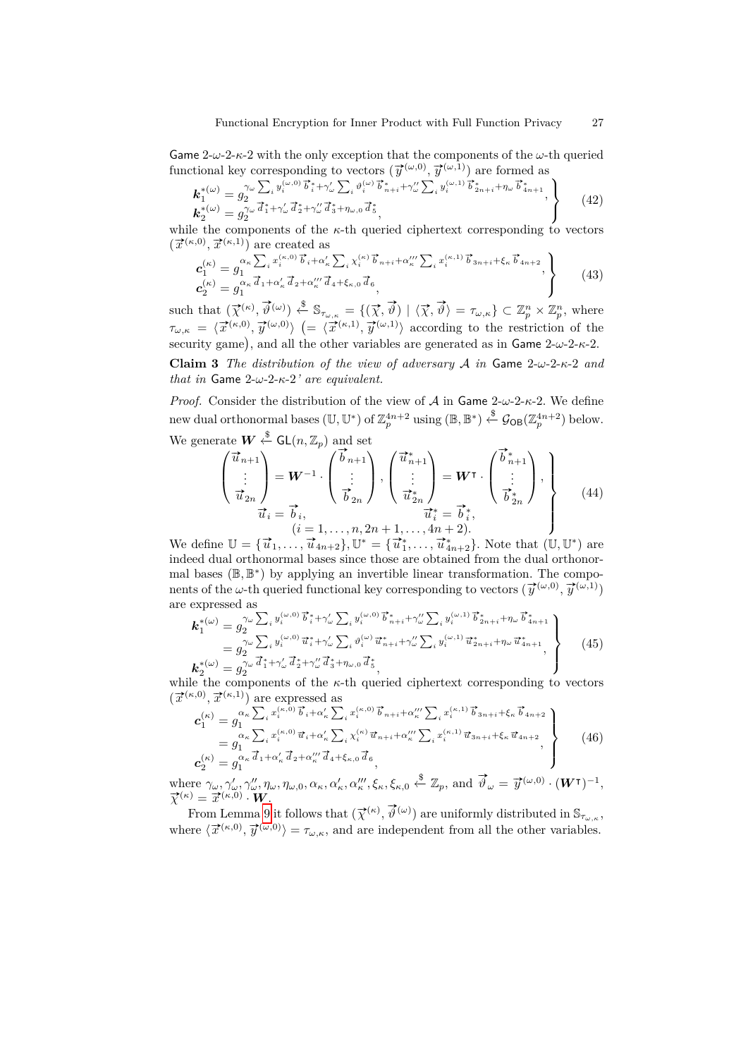Game 2-$\omega$-2-$\kappa$-2 with the only exception that the components of the $\omega$-th queried functional key corresponding to vectors $(\vec{y}^{(\omega,0)}, \vec{y}^{(\omega,1)})$ are formed as

$$\left.\begin{array}{l} \boldsymbol{k}_1^{*(\omega)} = g_2^{\gamma_\omega \sum_i y_i^{(\omega,0)} \vec{b}_i^* + \gamma'_\omega \sum_i \vartheta_i^{(\omega)} \vec{b}_{n+i}^* + \gamma''_\omega \sum_i y_i^{(\omega,1)} \vec{b}_{2n+i}^* + \eta_\omega \vec{b}_{4n+1}^*}, \\ \boldsymbol{k}_2^{*(\omega)} = g_2^{\gamma_\omega \vec{d}_1^* + \gamma'_\omega \vec{d}_2^* + \gamma''_\omega \vec{d}_3^* + \eta_{\omega,0} \vec{d}_5^*}, \end{array}\right\} \quad (42)$$

while the components of the $\kappa$-th queried ciphertext corresponding to vectors $(\vec{x}^{(\kappa,0)}, \vec{x}^{(\kappa,1)})$ are created as

$$\left.\begin{array}{l} \boldsymbol{c}_1^{(\kappa)} = g_1^{\alpha_\kappa \sum_i x_i^{(\kappa,0)} \vec{b}_i + \alpha'_\kappa \sum_i \chi_i^{(\kappa)} \vec{b}_{n+i} + \alpha'''_\kappa \sum_i x_i^{(\kappa,1)} \vec{b}_{3n+i} + \xi_\kappa \vec{b}_{4n+2}}, \\ \boldsymbol{c}_2^{(\kappa)} = g_1^{\alpha_\kappa \vec{d}_1 + \alpha'_\kappa \vec{d}_2 + \alpha'''_\kappa \vec{d}_4 + \xi_{\kappa,0} \vec{d}_6}, \end{array}\right\} \quad (43)$$

such that $(\vec{\chi}^{(\kappa)}, \vec{\vartheta}^{(\omega)}) \xleftarrow{\$} \mathbb{S}_{\tau_{\omega,\kappa}} = \{(\vec{\chi}, \vec{\vartheta}) \mid \langle \vec{\chi}, \vec{\vartheta} \rangle = \tau_{\omega,\kappa}\} \subset \mathbb{Z}_p^n \times \mathbb{Z}_p^n$, where $\tau_{\omega,\kappa} = \langle \vec{x}^{(\kappa,0)}, \vec{y}^{(\omega,0)} \rangle$ $\big(= \langle \vec{x}^{(\kappa,1)}, \vec{y}^{(\omega,1)} \rangle$ according to the restriction of the security game$\big)$, and all the other variables are generated as in Game 2-$\omega$-2-$\kappa$-2.

**Claim 3** *The distribution of the view of adversary $\mathcal{A}$ in* Game 2-$\omega$-2-$\kappa$-2 *and that in* Game 2-$\omega$-2-$\kappa$-2*' are equivalent.*

*Proof.* Consider the distribution of the view of $\mathcal{A}$ in Game 2-$\omega$-2-$\kappa$-2. We define new dual orthonormal bases $(\mathbb{U}, \mathbb{U}^*)$ of $\mathbb{Z}_p^{4n+2}$ using $(\mathbb{B}, \mathbb{B}^*) \xleftarrow{\$} \mathcal{G}_{\mathsf{OB}}(\mathbb{Z}_p^{4n+2})$ below. We generate $\boldsymbol{W} \xleftarrow{\$} \mathsf{GL}(n, \mathbb{Z}_p)$ and set

$$\left.\begin{array}{c} \begin{pmatrix} \vec{u}_{n+1} \\ \vdots \\ \vec{u}_{2n} \end{pmatrix} = \boldsymbol{W}^{-1} \cdot \begin{pmatrix} \vec{b}_{n+1} \\ \vdots \\ \vec{b}_{2n} \end{pmatrix}, \begin{pmatrix} \vec{u}_{n+1}^* \\ \vdots \\ \vec{u}_{2n}^* \end{pmatrix} = \boldsymbol{W}^{\mathsf{T}} \cdot \begin{pmatrix} \vec{b}_{n+1}^* \\ \vdots \\ \vec{b}_{2n}^* \end{pmatrix}, \\ \vec{u}_i = \vec{b}_i, \qquad\qquad \vec{u}_i^* = \vec{b}_i^*, \\ (i = 1, \ldots, n, 2n+1, \ldots, 4n+2). \end{array}\right\} \quad (44)$$

We define $\mathbb{U} = \{\vec{u}_1, \ldots, \vec{u}_{4n+2}\}, \mathbb{U}^* = \{\vec{u}_1^*, \ldots, \vec{u}_{4n+2}^*\}$. Note that $(\mathbb{U}, \mathbb{U}^*)$ are indeed dual orthonormal bases since those are obtained from the dual orthonormal bases $(\mathbb{B}, \mathbb{B}^*)$ by applying an invertible linear transformation. The components of the $\omega$-th queried functional key corresponding to vectors $(\vec{y}^{(\omega,0)}, \vec{y}^{(\omega,1)})$ are expressed as

$$\left.\begin{array}{l} \boldsymbol{k}_1^{*(\omega)} = g_2^{\gamma_\omega \sum_i y_i^{(\omega,0)} \vec{b}_i^* + \gamma'_\omega \sum_i y_i^{(\omega,0)} \vec{b}_{n+i}^* + \gamma''_\omega \sum_i y_i^{(\omega,1)} \vec{b}_{2n+i}^* + \eta_\omega \vec{b}_{4n+1}^*} \\ \qquad\;\; = g_2^{\gamma_\omega \sum_i y_i^{(\omega,0)} \vec{u}_i^* + \gamma'_\omega \sum_i \vartheta_i^{(\omega)} \vec{u}_{n+i}^* + \gamma''_\omega \sum_i y_i^{(\omega,1)} \vec{u}_{2n+i}^* + \eta_\omega \vec{u}_{4n+1}^*}, \\ \boldsymbol{k}_2^{*(\omega)} = g_2^{\gamma_\omega \vec{d}_1^* + \gamma'_\omega \vec{d}_2^* + \gamma''_\omega \vec{d}_3^* + \eta_{\omega,0} \vec{d}_5^*}, \end{array}\right\} \quad (45)$$

while the components of the $\kappa$-th queried ciphertext corresponding to vectors $(\vec{x}^{(\kappa,0)}, \vec{x}^{(\kappa,1)})$ are expressed as

$$\left.\begin{array}{l} \boldsymbol{c}_1^{(\kappa)} = g_1^{\alpha_\kappa \sum_i x_i^{(\kappa,0)} \vec{b}_i + \alpha'_\kappa \sum_i x_i^{(\kappa,0)} \vec{b}_{n+i} + \alpha'''_\kappa \sum_i x_i^{(\kappa,1)} \vec{b}_{3n+i} + \xi_\kappa \vec{b}_{4n+2}} \\ \qquad\;\; = g_1^{\alpha_\kappa \sum_i x_i^{(\kappa,0)} \vec{u}_i + \alpha'_\kappa \sum_i \chi_i^{(\kappa)} \vec{u}_{n+i} + \alpha'''_\kappa \sum_i x_i^{(\kappa,1)} \vec{u}_{3n+i} + \xi_\kappa \vec{u}_{4n+2}}, \\ \boldsymbol{c}_2^{(\kappa)} = g_1^{\alpha_\kappa \vec{d}_1 + \alpha'_\kappa \vec{d}_2 + \alpha'''_\kappa \vec{d}_4 + \xi_{\kappa,0} \vec{d}_6}, \end{array}\right\} \quad (46)$$

where $\gamma_\omega, \gamma'_\omega, \gamma''_\omega, \eta_\omega, \eta_{\omega,0}, \alpha_\kappa, \alpha'_\kappa, \alpha'''_\kappa, \xi_\kappa, \xi_{\kappa,0} \xleftarrow{\$} \mathbb{Z}_p$, and $\vec{\vartheta}_\omega = \vec{y}^{(\omega,0)} \cdot (\boldsymbol{W}^{\mathsf{T}})^{-1}$, $\vec{\chi}^{(\kappa)} = \vec{x}^{(\kappa,0)} \cdot \boldsymbol{W}$.

From Lemma 9 it follows that $(\vec{\chi}^{(\kappa)}, \vec{\vartheta}^{(\omega)})$ are uniformly distributed in $\mathbb{S}_{\tau_{\omega,\kappa}}$, where $\langle \vec{x}^{(\kappa,0)}, \vec{y}^{(\omega,0)} \rangle = \tau_{\omega,\kappa}$, and are independent from all the other variables.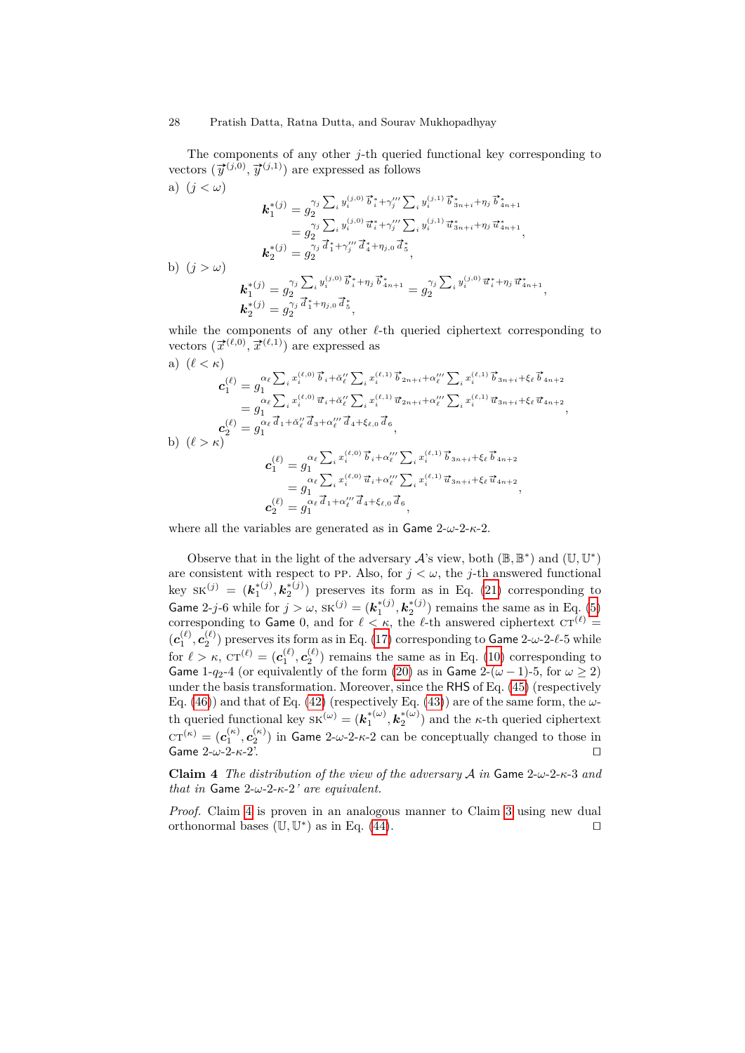The components of any other $j$-th queried functional key corresponding to vectors $(\vec{y}^{(j,0)}, \vec{y}^{(j,1)})$ are expressed as follows

a) $(j < \omega)$

$$
\begin{aligned}
\boldsymbol{k}_1^{*(j)} &= g_2^{\gamma_j \sum_i y_i^{(j,0)} \vec{b}_i^* + \gamma_j''' \sum_i y_i^{(j,1)} \vec{b}_{3n+i}^* + \eta_j \vec{b}_{4n+1}^*} \\
&= g_2^{\gamma_j \sum_i y_i^{(j,0)} \vec{u}_i^* + \gamma_j''' \sum_i y_i^{(j,1)} \vec{u}_{3n+i}^* + \eta_j \vec{u}_{4n+1}^*}, \\
\boldsymbol{k}_2^{*(j)} &= g_2^{\gamma_j \vec{d}_1^* + \gamma_j''' \vec{d}_4^* + \eta_{j,0} \vec{d}_5^*},
\end{aligned}
$$

b) $(j > \omega)$

$$
\begin{aligned}
\boldsymbol{k}_1^{*(j)} &= g_2^{\gamma_j \sum_i y_i^{(j,0)} \vec{b}_i^* + \eta_j \vec{b}_{4n+1}^*} = g_2^{\gamma_j \sum_i y_i^{(j,0)} \vec{u}_i^* + \eta_j \vec{u}_{4n+1}^*}, \\
\boldsymbol{k}_2^{*(j)} &= g_2^{\gamma_j \vec{d}_1^* + \eta_{j,0} \vec{d}_5^*},
\end{aligned}
$$

while the components of any other $\ell$-th queried ciphertext corresponding to vectors $(\vec{x}^{(\ell,0)}, \vec{x}^{(\ell,1)})$ are expressed as

a) $(\ell < \kappa)$

$$
\begin{aligned}
\boldsymbol{c}_1^{(\ell)} &= g_1^{\alpha_\ell \sum_i x_i^{(\ell,0)} \vec{b}_i + \check{\alpha}_\ell'' \sum_i x_i^{(\ell,1)} \vec{b}_{2n+i} + \alpha_\ell''' \sum_i x_i^{(\ell,1)} \vec{b}_{3n+i} + \xi_\ell \vec{b}_{4n+2}} \\
&= g_1^{\alpha_\ell \sum_i x_i^{(\ell,0)} \vec{u}_i + \check{\alpha}_\ell'' \sum_i x_i^{(\ell,1)} \vec{u}_{2n+i} + \alpha_\ell''' \sum_i x_i^{(\ell,1)} \vec{u}_{3n+i} + \xi_\ell \vec{u}_{4n+2}}, \\
\boldsymbol{c}_2^{(\ell)} &= g_1^{\alpha_\ell \vec{d}_1 + \check{\alpha}_\ell'' \vec{d}_3 + \alpha_\ell''' \vec{d}_4 + \xi_{\ell,0} \vec{d}_6},
\end{aligned}
$$

b) $(\ell > \kappa)$

$$
\begin{aligned}
\boldsymbol{c}_1^{(\ell)} &= g_1^{\alpha_\ell \sum_i x_i^{(\ell,0)} \vec{b}_i + \alpha_\ell''' \sum_i x_i^{(\ell,1)} \vec{b}_{3n+i} + \xi_\ell \vec{b}_{4n+2}} \\
&= g_1^{\alpha_\ell \sum_i x_i^{(\ell,0)} \vec{u}_i + \alpha_\ell''' \sum_i x_i^{(\ell,1)} \vec{u}_{3n+i} + \xi_\ell \vec{u}_{4n+2}}, \\
\boldsymbol{c}_2^{(\ell)} &= g_1^{\alpha_\ell \vec{d}_1 + \alpha_\ell''' \vec{d}_4 + \xi_{\ell,0} \vec{d}_6},
\end{aligned}
$$

where all the variables are generated as in Game 2-$\omega$-2-$\kappa$-2.

Observe that in the light of the adversary $\mathcal{A}$'s view, both $(\mathbb{B}, \mathbb{B}^*)$ and $(\mathbb{U}, \mathbb{U}^*)$ are consistent with respect to PP. Also, for $j < \omega$, the $j$-th answered functional key $\text{SK}^{(j)} = (\boldsymbol{k}_1^{*(j)}, \boldsymbol{k}_2^{*(j)})$ preserves its form as in Eq. (21) corresponding to Game 2-$j$-6 while for $j > \omega$, $\text{SK}^{(j)} = (\boldsymbol{k}_1^{*(j)}, \boldsymbol{k}_2^{*(j)})$ remains the same as in Eq. (5) corresponding to Game 0, and for $\ell < \kappa$, the $\ell$-th answered ciphertext $\text{CT}^{(\ell)} = (\boldsymbol{c}_1^{(\ell)}, \boldsymbol{c}_2^{(\ell)})$ preserves its form as in Eq. (17) corresponding to Game 2-$\omega$-2-$\ell$-5 while for $\ell > \kappa$, $\text{CT}^{(\ell)} = (\boldsymbol{c}_1^{(\ell)}, \boldsymbol{c}_2^{(\ell)})$ remains the same as in Eq. (10) corresponding to Game 1-$q_2$-4 (or equivalently of the form (20) as in Game 2-$(\omega - 1)$-5, for $\omega \geq 2$) under the basis transformation. Moreover, since the RHS of Eq. (45) (respectively Eq. (46)) and that of Eq. (42) (respectively Eq. (43)) are of the same form, the $\omega$-th queried functional key $\text{SK}^{(\omega)} = (\boldsymbol{k}_1^{*(\omega)}, \boldsymbol{k}_2^{*(\omega)})$ and the $\kappa$-th queried ciphertext $\text{CT}^{(\kappa)} = (\boldsymbol{c}_1^{(\kappa)}, \boldsymbol{c}_2^{(\kappa)})$ in Game 2-$\omega$-2-$\kappa$-2 can be conceptually changed to those in Game 2-$\omega$-2-$\kappa$-2'. ◻

**Claim 4** *The distribution of the view of the adversary $\mathcal{A}$ in Game 2-$\omega$-2-$\kappa$-3 and that in Game 2-$\omega$-2-$\kappa$-2' are equivalent.*

*Proof.* Claim 4 is proven in an analogous manner to Claim 3 using new dual orthonormal bases $(\mathbb{U}, \mathbb{U}^*)$ as in Eq. (44). ◻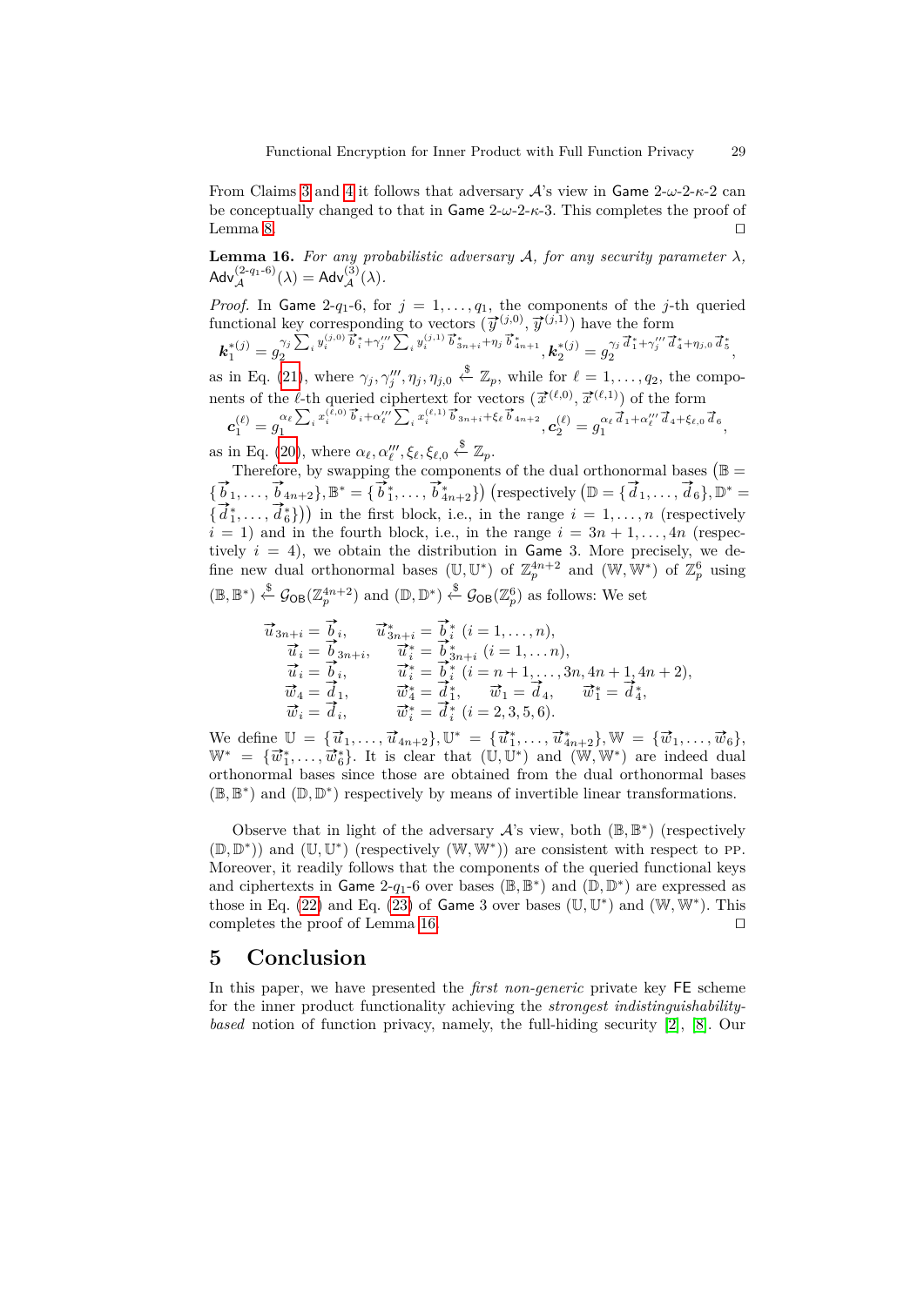From Claims 3 and 4 it follows that adversary $\mathcal{A}$'s view in Game 2-$\omega$-2-$\kappa$-2 can be conceptually changed to that in Game 2-$\omega$-2-$\kappa$-3. This completes the proof of Lemma 8. □

**Lemma 16.** *For any probabilistic adversary $\mathcal{A}$, for any security parameter $\lambda$,* $\mathsf{Adv}_{\mathcal{A}}^{(2\text{-}q_1\text{-}6)}(\lambda) = \mathsf{Adv}_{\mathcal{A}}^{(3)}(\lambda)$.

*Proof.* In Game 2-$q_1$-6, for $j = 1, \ldots, q_1$, the components of the $j$-th queried functional key corresponding to vectors $(\vec{y}^{(j,0)}, \vec{y}^{(j,1)})$ have the form
$\boldsymbol{k}_1^{*(j)} = g_2^{\gamma_j \sum_i y_i^{(j,0)} \vec{b}_i^* + \gamma_j''' \sum_i y_i^{(j,1)} \vec{b}_{3n+i}^* + \eta_j \vec{b}_{4n+1}^*}, \boldsymbol{k}_2^{*(j)} = g_2^{\gamma_j \vec{d}_1^* + \gamma_j''' \vec{d}_4^* + \eta_{j,0} \vec{d}_5^*}$,
as in Eq. (21), where $\gamma_j, \gamma_j''', \eta_j, \eta_{j,0} \xleftarrow{\$} \mathbb{Z}_p$, while for $\ell = 1, \ldots, q_2$, the components of the $\ell$-th queried ciphertext for vectors $(\vec{x}^{(\ell,0)}, \vec{x}^{(\ell,1)})$ of the form
$\boldsymbol{c}_1^{(\ell)} = g_1^{\alpha_\ell \sum_i x_i^{(\ell,0)} \vec{b}_i + \alpha_\ell''' \sum_i x_i^{(\ell,1)} \vec{b}_{3n+i} + \xi_\ell \vec{b}_{4n+2}}, \boldsymbol{c}_2^{(\ell)} = g_1^{\alpha_\ell \vec{d}_1 + \alpha_\ell''' \vec{d}_4 + \xi_{\ell,0} \vec{d}_6}$,
as in Eq. (20), where $\alpha_\ell, \alpha_\ell''', \xi_\ell, \xi_{\ell,0} \xleftarrow{\$} \mathbb{Z}_p$.

Therefore, by swapping the components of the dual orthonormal bases $\big(\mathbb{B} = \{\vec{b}_1, \ldots, \vec{b}_{4n+2}\}, \mathbb{B}^* = \{\vec{b}_1^*, \ldots, \vec{b}_{4n+2}^*\}\big)$ $\big($respectively $(\mathbb{D} = \{\vec{d}_1, \ldots, \vec{d}_6\}, \mathbb{D}^* = \{\vec{d}_1^*, \ldots, \vec{d}_6^*\})\big)$ in the first block, i.e., in the range $i = 1, \ldots, n$ (respectively $i = 1$) and in the fourth block, i.e., in the range $i = 3n+1, \ldots, 4n$ (respectively $i = 4$), we obtain the distribution in Game 3. More precisely, we define new dual orthonormal bases $(\mathbb{U}, \mathbb{U}^*)$ of $\mathbb{Z}_p^{4n+2}$ and $(\mathbb{W}, \mathbb{W}^*)$ of $\mathbb{Z}_p^6$ using $(\mathbb{B}, \mathbb{B}^*) \xleftarrow{\$} \mathcal{G}_{\mathsf{OB}}(\mathbb{Z}_p^{4n+2})$ and $(\mathbb{D}, \mathbb{D}^*) \xleftarrow{\$} \mathcal{G}_{\mathsf{OB}}(\mathbb{Z}_p^6)$ as follows: We set

$$
\begin{aligned}
\vec{u}_{3n+i} &= \vec{b}_i, & \vec{u}_{3n+i}^* &= \vec{b}_i^* \ (i = 1, \ldots, n),\\
\vec{u}_i &= \vec{b}_{3n+i}, & \vec{u}_i^* &= \vec{b}_{3n+i}^* \ (i = 1, \ldots n),\\
\vec{u}_i &= \vec{b}_i, & \vec{u}_i^* &= \vec{b}_i^* \ (i = n+1, \ldots, 3n, 4n+1, 4n+2),\\
\vec{w}_4 &= \vec{d}_1, & \vec{w}_4^* &= \vec{d}_1^*, \quad \vec{w}_1 = \vec{d}_4, \quad \vec{w}_1^* = \vec{d}_4^*,\\
\vec{w}_i &= \vec{d}_i, & \vec{w}_i^* &= \vec{d}_i^* \ (i = 2, 3, 5, 6).
\end{aligned}
$$

We define $\mathbb{U} = \{\vec{u}_1, \ldots, \vec{u}_{4n+2}\}, \mathbb{U}^* = \{\vec{u}_1^*, \ldots, \vec{u}_{4n+2}^*\}, \mathbb{W} = \{\vec{w}_1, \ldots, \vec{w}_6\}$, $\mathbb{W}^* = \{\vec{w}_1^*, \ldots, \vec{w}_6^*\}$. It is clear that $(\mathbb{U}, \mathbb{U}^*)$ and $(\mathbb{W}, \mathbb{W}^*)$ are indeed dual orthonormal bases since those are obtained from the dual orthonormal bases $(\mathbb{B}, \mathbb{B}^*)$ and $(\mathbb{D}, \mathbb{D}^*)$ respectively by means of invertible linear transformations.

Observe that in light of the adversary $\mathcal{A}$'s view, both $(\mathbb{B}, \mathbb{B}^*)$ (respectively $(\mathbb{D}, \mathbb{D}^*)$) and $(\mathbb{U}, \mathbb{U}^*)$ (respectively $(\mathbb{W}, \mathbb{W}^*)$) are consistent with respect to PP. Moreover, it readily follows that the components of the queried functional keys and ciphertexts in Game 2-$q_1$-6 over bases $(\mathbb{B}, \mathbb{B}^*)$ and $(\mathbb{D}, \mathbb{D}^*)$ are expressed as those in Eq. (22) and Eq. (23) of Game 3 over bases $(\mathbb{U}, \mathbb{U}^*)$ and $(\mathbb{W}, \mathbb{W}^*)$. This completes the proof of Lemma 16. □

## 5 Conclusion

In this paper, we have presented the *first non-generic* private key FE scheme for the inner product functionality achieving the *strongest indistinguishability-based* notion of function privacy, namely, the full-hiding security [2], [8]. Our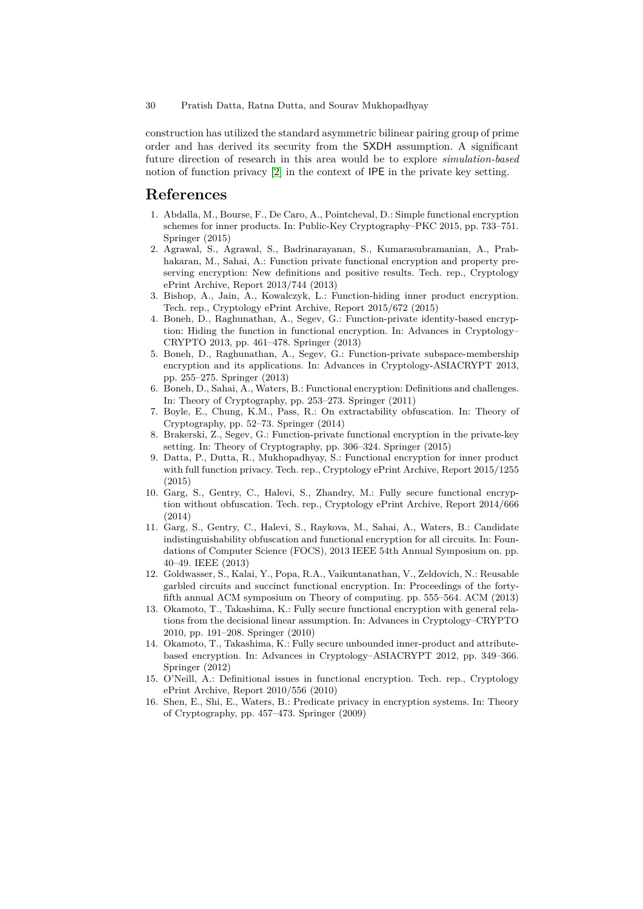construction has utilized the standard asymmetric bilinear pairing group of prime order and has derived its security from the SXDH assumption. A significant future direction of research in this area would be to explore *simulation-based* notion of function privacy [2] in the context of IPE in the private key setting.

## References

1. Abdalla, M., Bourse, F., De Caro, A., Pointcheval, D.: Simple functional encryption schemes for inner products. In: Public-Key Cryptography–PKC 2015, pp. 733–751. Springer (2015)
2. Agrawal, S., Agrawal, S., Badrinarayanan, S., Kumarasubramanian, A., Prabhakaran, M., Sahai, A.: Function private functional encryption and property preserving encryption: New definitions and positive results. Tech. rep., Cryptology ePrint Archive, Report 2013/744 (2013)
3. Bishop, A., Jain, A., Kowalczyk, L.: Function-hiding inner product encryption. Tech. rep., Cryptology ePrint Archive, Report 2015/672 (2015)
4. Boneh, D., Raghunathan, A., Segev, G.: Function-private identity-based encryption: Hiding the function in functional encryption. In: Advances in Cryptology–CRYPTO 2013, pp. 461–478. Springer (2013)
5. Boneh, D., Raghunathan, A., Segev, G.: Function-private subspace-membership encryption and its applications. In: Advances in Cryptology-ASIACRYPT 2013, pp. 255–275. Springer (2013)
6. Boneh, D., Sahai, A., Waters, B.: Functional encryption: Definitions and challenges. In: Theory of Cryptography, pp. 253–273. Springer (2011)
7. Boyle, E., Chung, K.M., Pass, R.: On extractability obfuscation. In: Theory of Cryptography, pp. 52–73. Springer (2014)
8. Brakerski, Z., Segev, G.: Function-private functional encryption in the private-key setting. In: Theory of Cryptography, pp. 306–324. Springer (2015)
9. Datta, P., Dutta, R., Mukhopadhyay, S.: Functional encryption for inner product with full function privacy. Tech. rep., Cryptology ePrint Archive, Report 2015/1255 (2015)
10. Garg, S., Gentry, C., Halevi, S., Zhandry, M.: Fully secure functional encryption without obfuscation. Tech. rep., Cryptology ePrint Archive, Report 2014/666 (2014)
11. Garg, S., Gentry, C., Halevi, S., Raykova, M., Sahai, A., Waters, B.: Candidate indistinguishability obfuscation and functional encryption for all circuits. In: Foundations of Computer Science (FOCS), 2013 IEEE 54th Annual Symposium on. pp. 40–49. IEEE (2013)
12. Goldwasser, S., Kalai, Y., Popa, R.A., Vaikuntanathan, V., Zeldovich, N.: Reusable garbled circuits and succinct functional encryption. In: Proceedings of the forty-fifth annual ACM symposium on Theory of computing. pp. 555–564. ACM (2013)
13. Okamoto, T., Takashima, K.: Fully secure functional encryption with general relations from the decisional linear assumption. In: Advances in Cryptology–CRYPTO 2010, pp. 191–208. Springer (2010)
14. Okamoto, T., Takashima, K.: Fully secure unbounded inner-product and attribute-based encryption. In: Advances in Cryptology–ASIACRYPT 2012, pp. 349–366. Springer (2012)
15. O'Neill, A.: Definitional issues in functional encryption. Tech. rep., Cryptology ePrint Archive, Report 2010/556 (2010)
16. Shen, E., Shi, E., Waters, B.: Predicate privacy in encryption systems. In: Theory of Cryptography, pp. 457–473. Springer (2009)